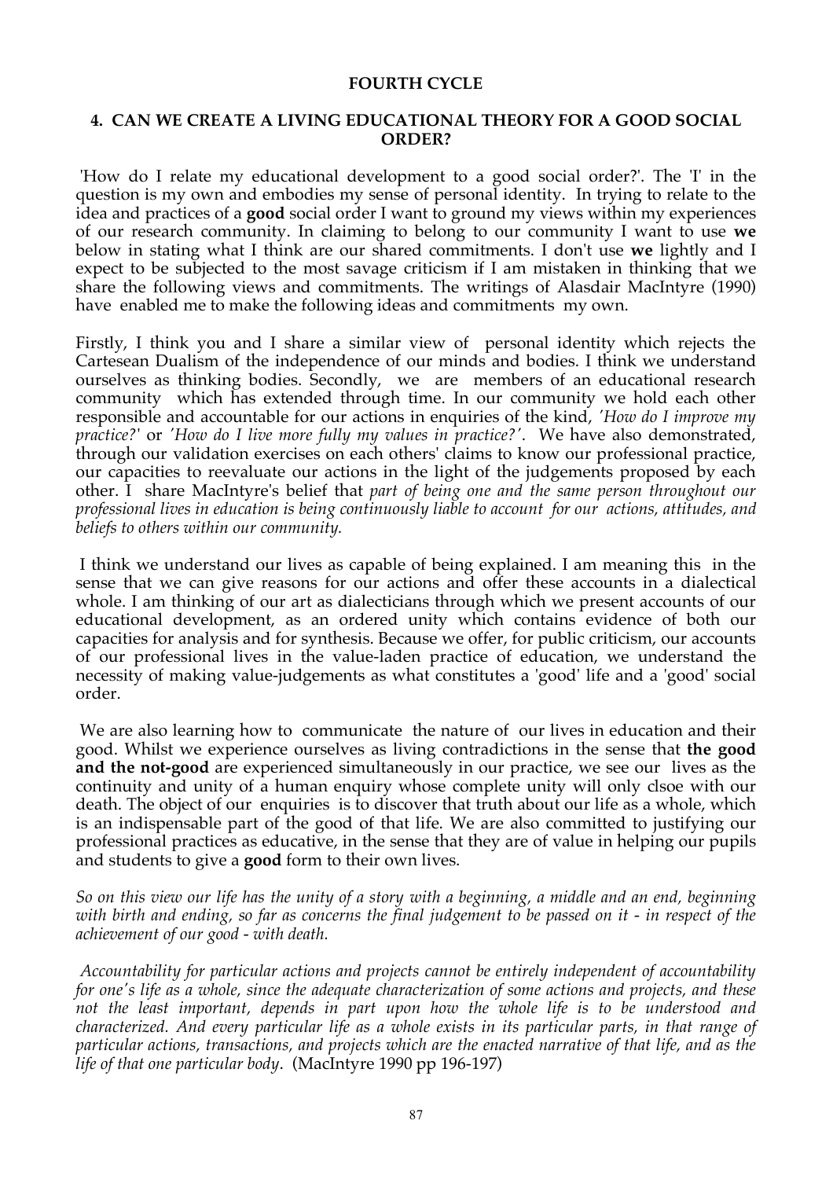**FOURTH CYCLE**

## 4. CAN WE CREATE A LIVING EDUCATIONAL THEORY FOR A GOOD SOCIAL ORDER?

'How do I relate my educational development to a good social order?'. The 'I' in the question is my own and embodies my sense of personal identity. In trying to relate to the idea and practices of a **good** social order I want to ground my views within my experiences of our research community. In claiming to belong to our community I want to use **we** below in stating what I think are our shared commitments. I don't use **we** lightly and I expect to be subjected to the most savage criticism if I am mistaken in thinking that we share the following views and commitments. The writings of Alasdair MacIntyre (1990) have enabled me to make the following ideas and commitments my own.

Firstly, I think you and I share a similar view of personal identity which rejects the Cartesean Dualism of the independence of our minds and bodies. I think we understand ourselves as thinking bodies. Secondly, we are members of an educational research community which has extended through time. In our community we hold each other responsible and accountable for our actions in enquiries of the kind, *'How do I improve my practice?'* or *'How do I live more fully my values in practice?'*. We have also demonstrated, through our validation exercises on each others' claims to know our professional practice, our capacities to reevaluate our actions in the light of the judgements proposed by each other. I share MacIntyre's belief that *part of being one and the same person throughout our professional lives in education is being continuously liable to account for our actions, attitudes, and beliefs to others within our community.*

I think we understand our lives as capable of being explained. I am meaning this in the sense that we can give reasons for our actions and offer these accounts in a dialectical whole. I am thinking of our art as dialecticians through which we present accounts of our educational development, as an ordered unity which contains evidence of both our capacities for analysis and for synthesis. Because we offer, for public criticism, our accounts of our professional lives in the value-laden practice of education, we understand the necessity of making value-judgements as what constitutes a 'good' life and a 'good' social order.

We are also learning how to communicate the nature of our lives in education and their good. Whilst we experience ourselves as living contradictions in the sense that **the good and the not-good** are experienced simultaneously in our practice, we see our lives as the continuity and unity of a human enquiry whose complete unity will only clsoe with our death. The object of our enquiries is to discover that truth about our life as a whole, which is an indispensable part of the good of that life. We are also committed to justifying our professional practices as educative, in the sense that they are of value in helping our pupils and students to give a **good** form to their own lives.

*So on this view our life has the unity of a story with a beginning, a middle and an end, beginning with birth and ending, so far as concerns the final judgement to be passed on it - in respect of the achievement of our good - with death.*

*Accountability for particular actions and projects cannot be entirely independent of accountability for one's life as a whole, since the adequate characterization of some actions and projects, and these not the least important, depends in part upon how the whole life is to be understood and characterized. And every particular life as a whole exists in its particular parts, in that range of particular actions, transactions, and projects which are the enacted narrative of that life, and as the life of that one particular body*. (MacIntyre 1990 pp 196-197)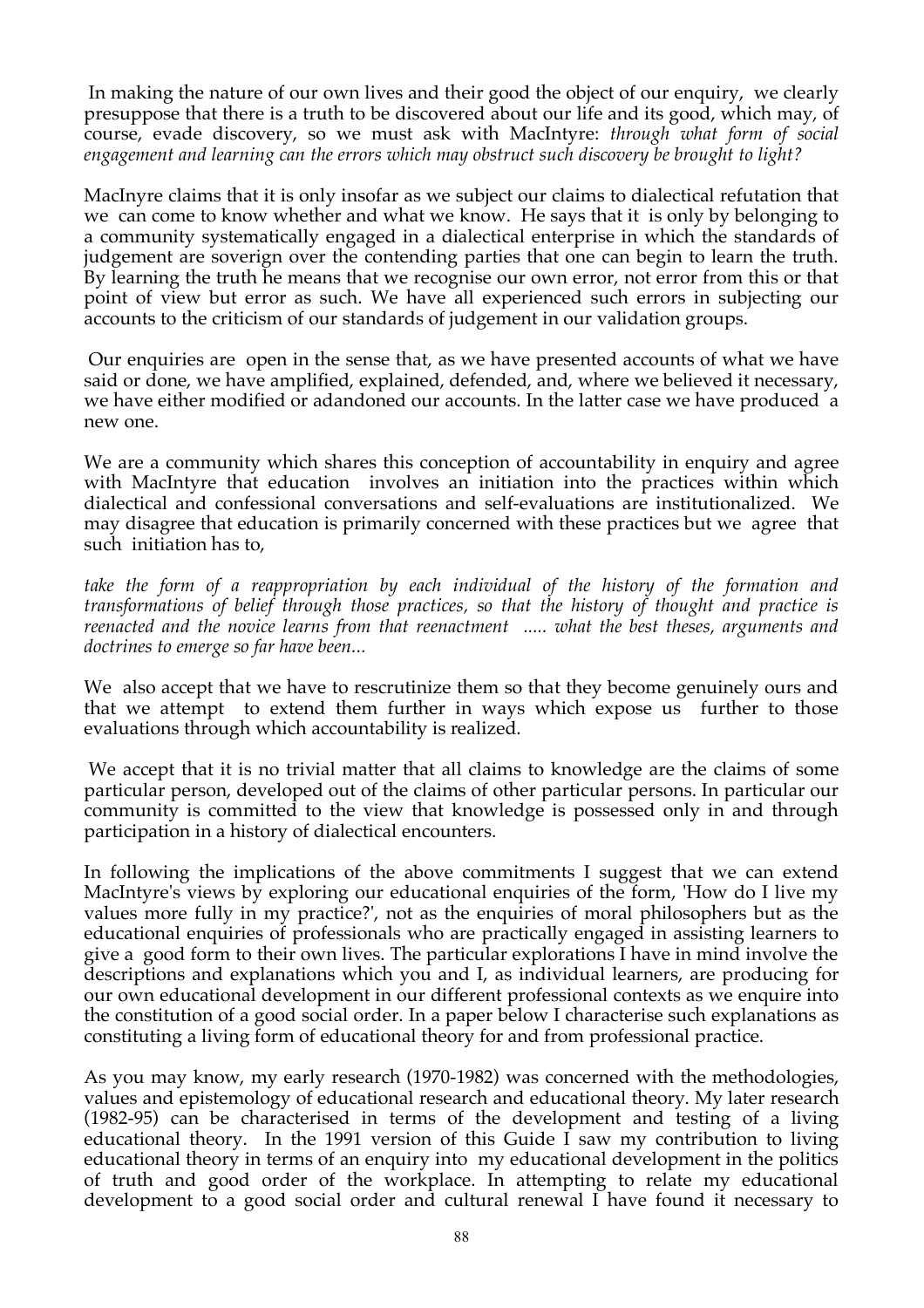In making the nature of our own lives and their good the object of our enquiry, we clearly presuppose that there is a truth to be discovered about our life and its good, which may, of course, evade discovery, so we must ask with MacIntyre: *through what form of social engagement and learning can the errors which may obstruct such discovery be brought to light?*

MacInyre claims that it is only insofar as we subject our claims to dialectical refutation that we can come to know whether and what we know. He says that it is only by belonging to a community systematically engaged in a dialectical enterprise in which the standards of judgement are soverign over the contending parties that one can begin to learn the truth. By learning the truth he means that we recognise our own error, not error from this or that point of view but error as such. We have all experienced such errors in subjecting our accounts to the criticism of our standards of judgement in our validation groups.

Our enquiries are open in the sense that, as we have presented accounts of what we have said or done, we have amplified, explained, defended, and, where we believed it necessary, we have either modified or adandoned our accounts. In the latter case we have produced a new one.

We are a community which shares this conception of accountability in enquiry and agree with MacIntyre that education involves an initiation into the practices within which dialectical and confessional conversations and self-evaluations are institutionalized. We may disagree that education is primarily concerned with these practices but we agree that such initiation has to,

*take the form of a reappropriation by each individual of the history of the formation and transformations of belief through those practices, so that the history of thought and practice is reenacted and the novice learns from that reenactment ..... what the best theses, arguments and doctrines to emerge so far have been...*

We also accept that we have to rescrutinize them so that they become genuinely ours and that we attempt to extend them further in ways which expose us further to those evaluations through which accountability is realized.

We accept that it is no trivial matter that all claims to knowledge are the claims of some particular person, developed out of the claims of other particular persons. In particular our community is committed to the view that knowledge is possessed only in and through participation in a history of dialectical encounters.

In following the implications of the above commitments I suggest that we can extend MacIntyre's views by exploring our educational enquiries of the form, 'How do I live my values more fully in my practice?', not as the enquiries of moral philosophers but as the educational enquiries of professionals who are practically engaged in assisting learners to give a good form to their own lives. The particular explorations I have in mind involve the descriptions and explanations which you and I, as individual learners, are producing for our own educational development in our different professional contexts as we enquire into the constitution of a good social order. In a paper below I characterise such explanations as constituting a living form of educational theory for and from professional practice.

As you may know, my early research (1970-1982) was concerned with the methodologies, values and epistemology of educational research and educational theory. My later research (1982-95) can be characterised in terms of the development and testing of a living educational theory. In the 1991 version of this Guide I saw my contribution to living educational theory in terms of an enquiry into my educational development in the politics of truth and good order of the workplace. In attempting to relate my educational development to a good social order and cultural renewal I have found it necessary to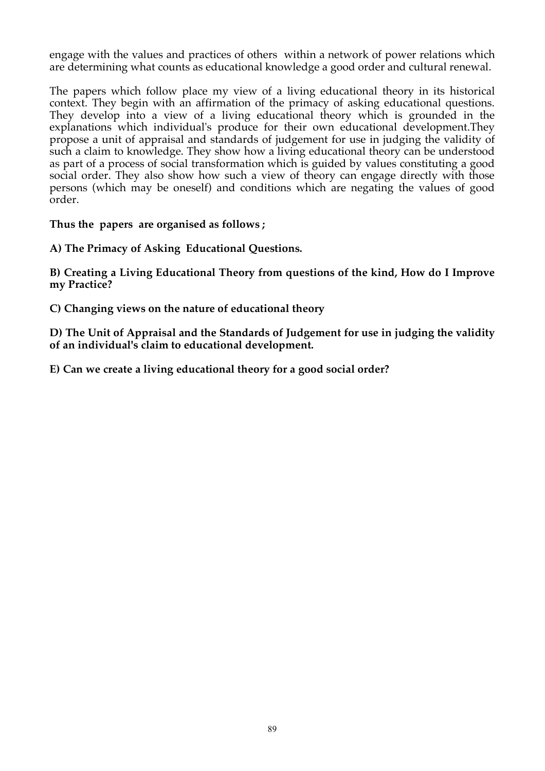engage with the values and practices of others within a network of power relations which are determining what counts as educational knowledge a good order and cultural renewal.

The papers which follow place my view of a living educational theory in its historical context. They begin with an affirmation of the primacy of asking educational questions. They develop into a view of a living educational theory which is grounded in the explanations which individual's produce for their own educational development.They propose a unit of appraisal and standards of judgement for use in judging the validity of such a claim to knowledge. They show how a living educational theory can be understood as part of a process of social transformation which is guided by values constituting a good social order. They also show how such a view of theory can engage directly with those persons (which may be oneself) and conditions which are negating the values of good order.

**Thus the papers are organised as follows ;**

**A) The Primacy of Asking Educational Questions.**

**B) Creating a Living Educational Theory from questions of the kind, How do I Improve my Practice?**

**C) Changing views on the nature of educational theory**

**D) The Unit of Appraisal and the Standards of Judgement for use in judging the validity of an individual's claim to educational development.**

**E) Can we create a living educational theory for a good social order?**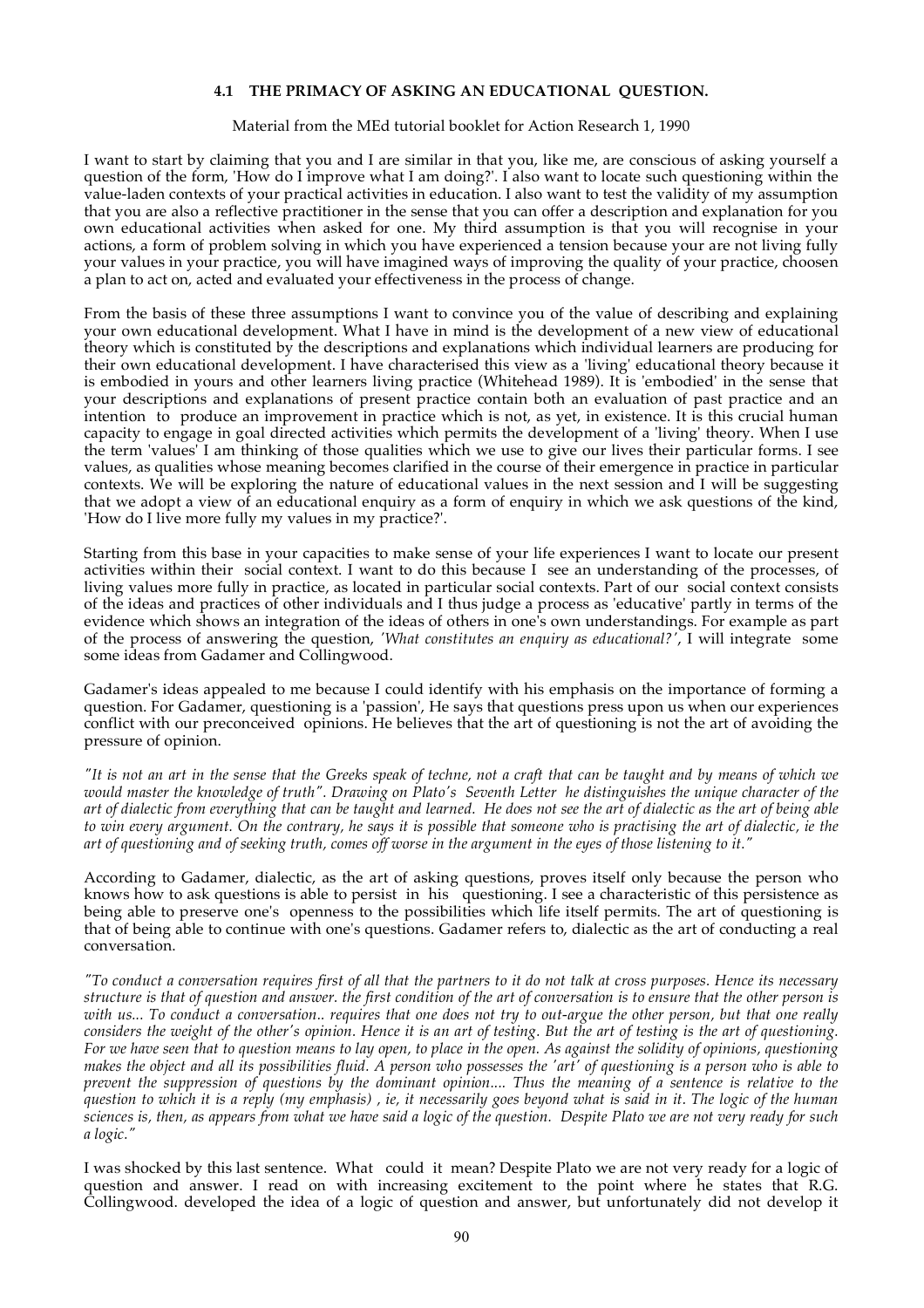#### 4.1 THE PRIMACY OF ASKING AN EDUCATIONAL QUESTION.

Material from the MEd tutorial booklet for Action Research 1, 1990

I want to start by claiming that you and I are similar in that you, like me, are conscious of asking yourself a question of the form, 'How do I improve what I am doing?'. I also want to locate such questioning within the value-laden contexts of your practical activities in education. I also want to test the validity of my assumption that you are also a reflective practitioner in the sense that you can offer a description and explanation for you own educational activities when asked for one. My third assumption is that you will recognise in your actions, a form of problem solving in which you have experienced a tension because your are not living fully your values in your practice, you will have imagined ways of improving the quality of your practice, choosen a plan to act on, acted and evaluated your effectiveness in the process of change.

From the basis of these three assumptions I want to convince you of the value of describing and explaining your own educational development. What I have in mind is the development of a new view of educational theory which is constituted by the descriptions and explanations which individual learners are producing for their own educational development. I have characterised this view as a 'living' educational theory because it is embodied in yours and other learners living practice (Whitehead 1989). It is 'embodied' in the sense that your descriptions and explanations of present practice contain both an evaluation of past practice and an intention to produce an improvement in practice which is not, as yet, in existence. It is this crucial human capacity to engage in goal directed activities which permits the development of a 'living' theory. When I use the term 'values' I am thinking of those qualities which we use to give our lives their particular forms. I see values, as qualities whose meaning becomes clarified in the course of their emergence in practice in particular contexts. We will be exploring the nature of educational values in the next session and I will be suggesting that we adopt a view of an educational enquiry as a form of enquiry in which we ask questions of the kind, 'How do I live more fully my values in my practice?'.

Starting from this base in your capacities to make sense of your life experiences I want to locate our present activities within their social context. I want to do this because I see an understanding of the processes, of living values more fully in practice, as located in particular social contexts. Part of our social context consists of the ideas and practices of other individuals and I thus judge a process as 'educative' partly in terms of the evidence which shows an integration of the ideas of others in one's own understandings. For example as part of the process of answering the question, *'What constitutes an enquiry as educational?'*, I will integrate some some ideas from Gadamer and Collingwood.

Gadamer's ideas appealed to me because I could identify with his emphasis on the importance of forming a question. For Gadamer, questioning is a 'passion', He says that questions press upon us when our experiences conflict with our preconceived opinions. He believes that the art of questioning is not the art of avoiding the pressure of opinion.

*"It is not an art in the sense that the Greeks speak of techne, not a craft that can be taught and by means of which we would master the knowledge of truth". Drawing on Plato's Seventh Letter he distinguishes the unique character of the art of dialectic from everything that can be taught and learned. He does not see the art of dialectic as the art of being able to win every argument. On the contrary, he says it is possible that someone who is practising the art of dialectic, ie the art of questioning and of seeking truth, comes off worse in the argument in the eyes of those listening to it."*

According to Gadamer, dialectic, as the art of asking questions, proves itself only because the person who knows how to ask questions is able to persist in his questioning. I see a characteristic of this persistence as being able to preserve one's openness to the possibilities which life itself permits. The art of questioning is that of being able to continue with one's questions. Gadamer refers to, dialectic as the art of conducting a real conversation.

*"To conduct a conversation requires first of all that the partners to it do not talk at cross purposes. Hence its necessary structure is that of question and answer. the first condition of the art of conversation is to ensure that the other person is with us... To conduct a conversation.. requires that one does not try to out-argue the other person, but that one really considers the weight of the other's opinion. Hence it is an art of testing. But the art of testing is the art of questioning. For we have seen that to question means to lay open, to place in the open. As against the solidity of opinions, questioning makes the object and all its possibilities fluid. A person who possesses the 'art' of questioning is a person who is able to prevent the suppression of questions by the dominant opinion.... Thus the meaning of a sentence is relative to the question to which it is a reply (my emphasis) , ie, it necessarily goes beyond what is said in it. The logic of the human sciences is, then, as appears from what we have said a logic of the question. Despite Plato we are not very ready for such a logic."*

I was shocked by this last sentence. What could it mean? Despite Plato we are not very ready for a logic of question and answer. I read on with increasing excitement to the point where he states that R.G. Collingwood. developed the idea of a logic of question and answer, but unfortunately did not develop it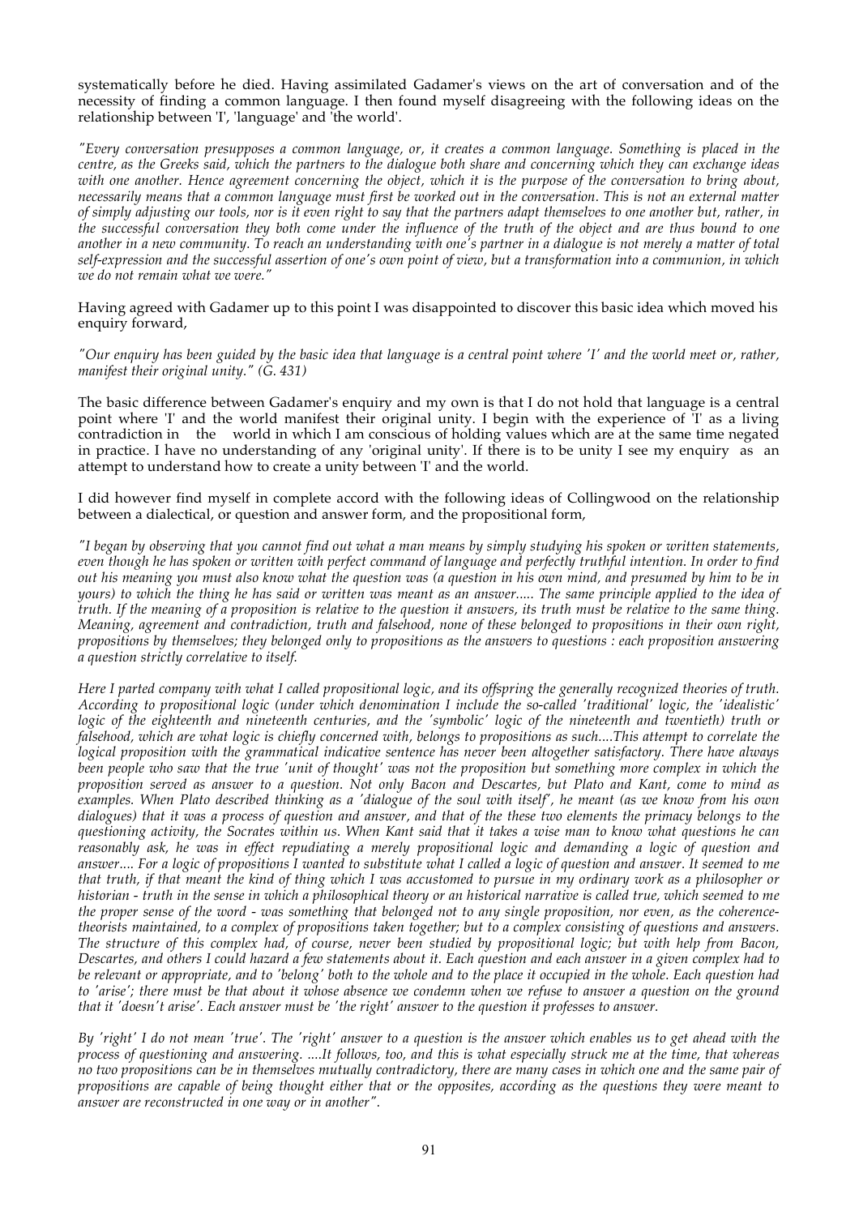systematically before he died. Having assimilated Gadamer's views on the art of conversation and of the necessity of finding a common language. I then found myself disagreeing with the following ideas on the relationship between 'I', 'language' and 'the world'.

*"Every conversation presupposes a common language, or, it creates a common language. Something is placed in the centre, as the Greeks said, which the partners to the dialogue both share and concerning which they can exchange ideas with one another. Hence agreement concerning the object, which it is the purpose of the conversation to bring about, necessarily means that a common language must first be worked out in the conversation. This is not an external matter of simply adjusting our tools, nor is it even right to say that the partners adapt themselves to one another but, rather, in the successful conversation they both come under the influence of the truth of the object and are thus bound to one another in a new community. To reach an understanding with one's partner in a dialogue is not merely a matter of total self-expression and the successful assertion of one's own point of view, but a transformation into a communion, in which we do not remain what we were."*

Having agreed with Gadamer up to this point I was disappointed to discover this basic idea which moved his enquiry forward,

*"Our enquiry has been guided by the basic idea that language is a central point where 'I' and the world meet or, rather, manifest their original unity." (G. 431)*

The basic difference between Gadamer's enquiry and my own is that I do not hold that language is a central point where 'I' and the world manifest their original unity. I begin with the experience of 'I' as a living contradiction in the world in which I am conscious of holding values which are at the same time negated in practice. I have no understanding of any 'original unity'. If there is to be unity I see my enquiry as an attempt to understand how to create a unity between 'I' and the world.

I did however find myself in complete accord with the following ideas of Collingwood on the relationship between a dialectical, or question and answer form, and the propositional form,

*"I began by observing that you cannot find out what a man means by simply studying his spoken or written statements, even though he has spoken or written with perfect command of language and perfectly truthful intention. In order to find out his meaning you must also know what the question was (a question in his own mind, and presumed by him to be in yours) to which the thing he has said or written was meant as an answer..... The same principle applied to the idea of truth. If the meaning of a proposition is relative to the question it answers, its truth must be relative to the same thing. Meaning, agreement and contradiction, truth and falsehood, none of these belonged to propositions in their own right, propositions by themselves; they belonged only to propositions as the answers to questions : each proposition answering a question strictly correlative to itself.*

*Here I parted company with what I called propositional logic, and its offspring the generally recognized theories of truth. According to propositional logic (under which denomination I include the so-called 'traditional' logic, the 'idealistic' logic of the eighteenth and nineteenth centuries, and the 'symbolic' logic of the nineteenth and twentieth) truth or falsehood, which are what logic is chiefly concerned with, belongs to propositions as such....This attempt to correlate the logical proposition with the grammatical indicative sentence has never been altogether satisfactory. There have always been people who saw that the true 'unit of thought' was not the proposition but something more complex in which the proposition served as answer to a question. Not only Bacon and Descartes, but Plato and Kant, come to mind as examples. When Plato described thinking as a 'dialogue of the soul with itself', he meant (as we know from his own dialogues) that it was a process of question and answer, and that of the these two elements the primacy belongs to the questioning activity, the Socrates within us. When Kant said that it takes a wise man to know what questions he can reasonably ask, he was in effect repudiating a merely propositional logic and demanding a logic of question and answer.... For a logic of propositions I wanted to substitute what I called a logic of question and answer. It seemed to me that truth, if that meant the kind of thing which I was accustomed to pursue in my ordinary work as a philosopher or historian - truth in the sense in which a philosophical theory or an historical narrative is called true, which seemed to me the proper sense of the word - was something that belonged not to any single proposition, nor even, as the coherence-theorists maintained, to a complex of propositions taken together; but to a complex consisting of questions and answers. The structure of this complex had, of course, never been studied by propositional logic; but with help from Bacon, Descartes, and others I could hazard a few statements about it. Each question and each answer in a given complex had to be relevant or appropriate, and to 'belong' both to the whole and to the place it occupied in the whole. Each question had to 'arise'; there must be that about it whose absence we condemn when we refuse to answer a question on the ground that it 'doesn't arise'. Each answer must be 'the right' answer to the question it professes to answer.*

*By 'right' I do not mean 'true'. The 'right' answer to a question is the answer which enables us to get ahead with the process of questioning and answering. ....It follows, too, and this is what especially struck me at the time, that whereas no two propositions can be in themselves mutually contradictory, there are many cases in which one and the same pair of propositions are capable of being thought either that or the opposites, according as the questions they were meant to answer are reconstructed in one way or in another".*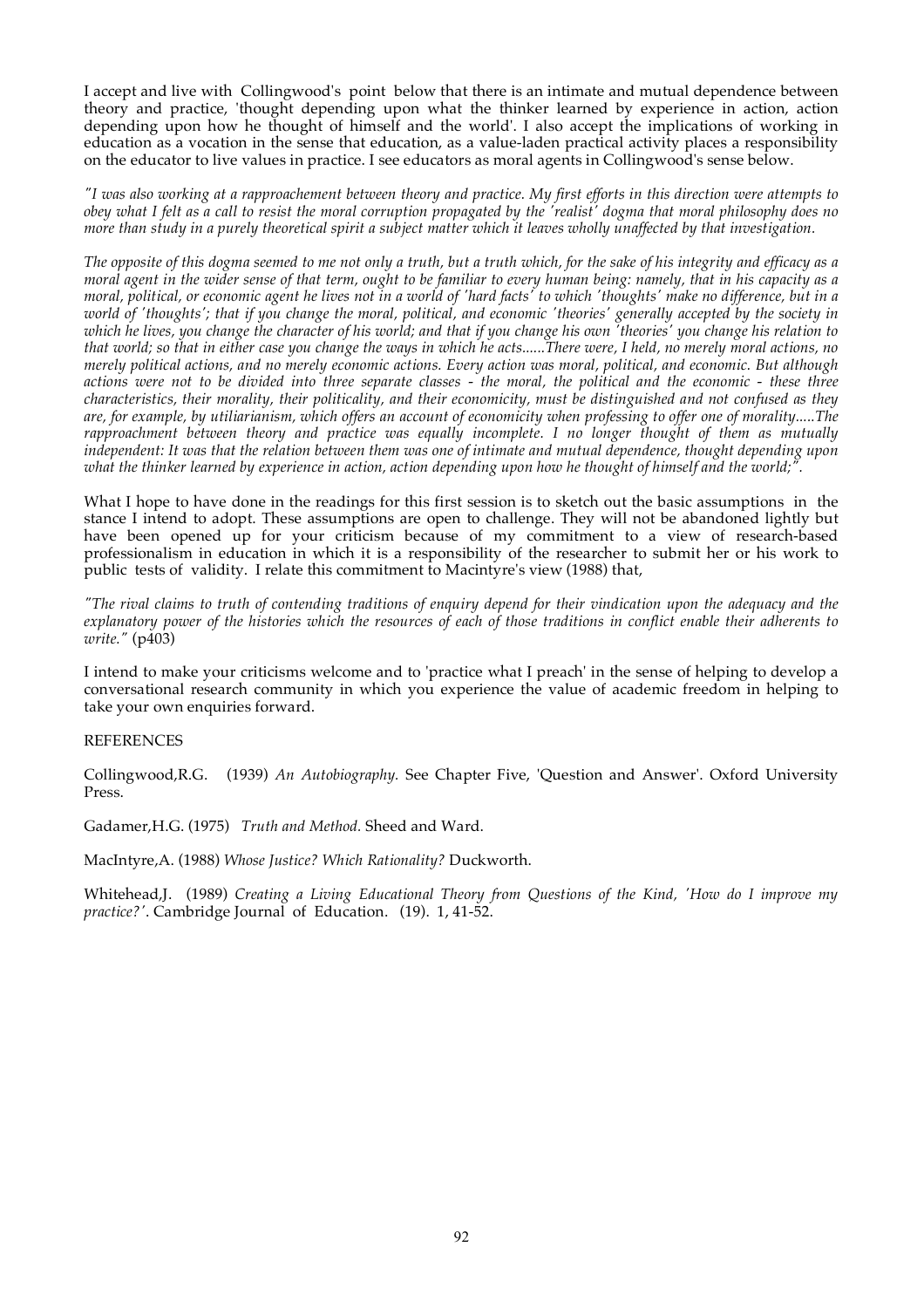I accept and live with Collingwood's point below that there is an intimate and mutual dependence between theory and practice, 'thought depending upon what the thinker learned by experience in action, action depending upon how he thought of himself and the world'. I also accept the implications of working in education as a vocation in the sense that education, as a value-laden practical activity places a responsibility on the educator to live values in practice. I see educators as moral agents in Collingwood's sense below.

*"I was also working at a rapproachement between theory and practice. My first efforts in this direction were attempts to obey what I felt as a call to resist the moral corruption propagated by the 'realist' dogma that moral philosophy does no more than study in a purely theoretical spirit a subject matter which it leaves wholly unaffected by that investigation.*

*The opposite of this dogma seemed to me not only a truth, but a truth which, for the sake of his integrity and efficacy as a moral agent in the wider sense of that term, ought to be familiar to every human being: namely, that in his capacity as a moral, political, or economic agent he lives not in a world of 'hard facts' to which 'thoughts' make no difference, but in a world of 'thoughts'; that if you change the moral, political, and economic 'theories' generally accepted by the society in which he lives, you change the character of his world; and that if you change his own 'theories' you change his relation to that world; so that in either case you change the ways in which he acts......There were, I held, no merely moral actions, no merely political actions, and no merely economic actions. Every action was moral, political, and economic. But although actions were not to be divided into three separate classes - the moral, the political and the economic - these three characteristics, their morality, their politicality, and their economicity, must be distinguished and not confused as they are, for example, by utiliarianism, which offers an account of economicity when professing to offer one of morality.....The rapproachment between theory and practice was equally incomplete. I no longer thought of them as mutually independent: It was that the relation between them was one of intimate and mutual dependence, thought depending upon what the thinker learned by experience in action, action depending upon how he thought of himself and the world;".*

What I hope to have done in the readings for this first session is to sketch out the basic assumptions in the stance I intend to adopt. These assumptions are open to challenge. They will not be abandoned lightly but have been opened up for your criticism because of my commitment to a view of research-based professionalism in education in which it is a responsibility of the researcher to submit her or his work to public tests of validity. I relate this commitment to Macintyre's view (1988) that,

*"The rival claims to truth of contending traditions of enquiry depend for their vindication upon the adequacy and the explanatory power of the histories which the resources of each of those traditions in conflict enable their adherents to write."* (p403)

I intend to make your criticisms welcome and to 'practice what I preach' in the sense of helping to develop a conversational research community in which you experience the value of academic freedom in helping to take your own enquiries forward.

REFERENCES

Collingwood,R.G. (1939) *An Autobiography.* See Chapter Five, 'Question and Answer'. Oxford University Press.

Gadamer,H.G. (1975) *Truth and Method.* Sheed and Ward.

MacIntyre,A. (1988) *Whose Justice? Which Rationality?* Duckworth.

Whitehead,J. (1989) *Creating a Living Educational Theory from Questions of the Kind, 'How do I improve my practice?'.* Cambridge Journal of Education. (19). 1, 41-52.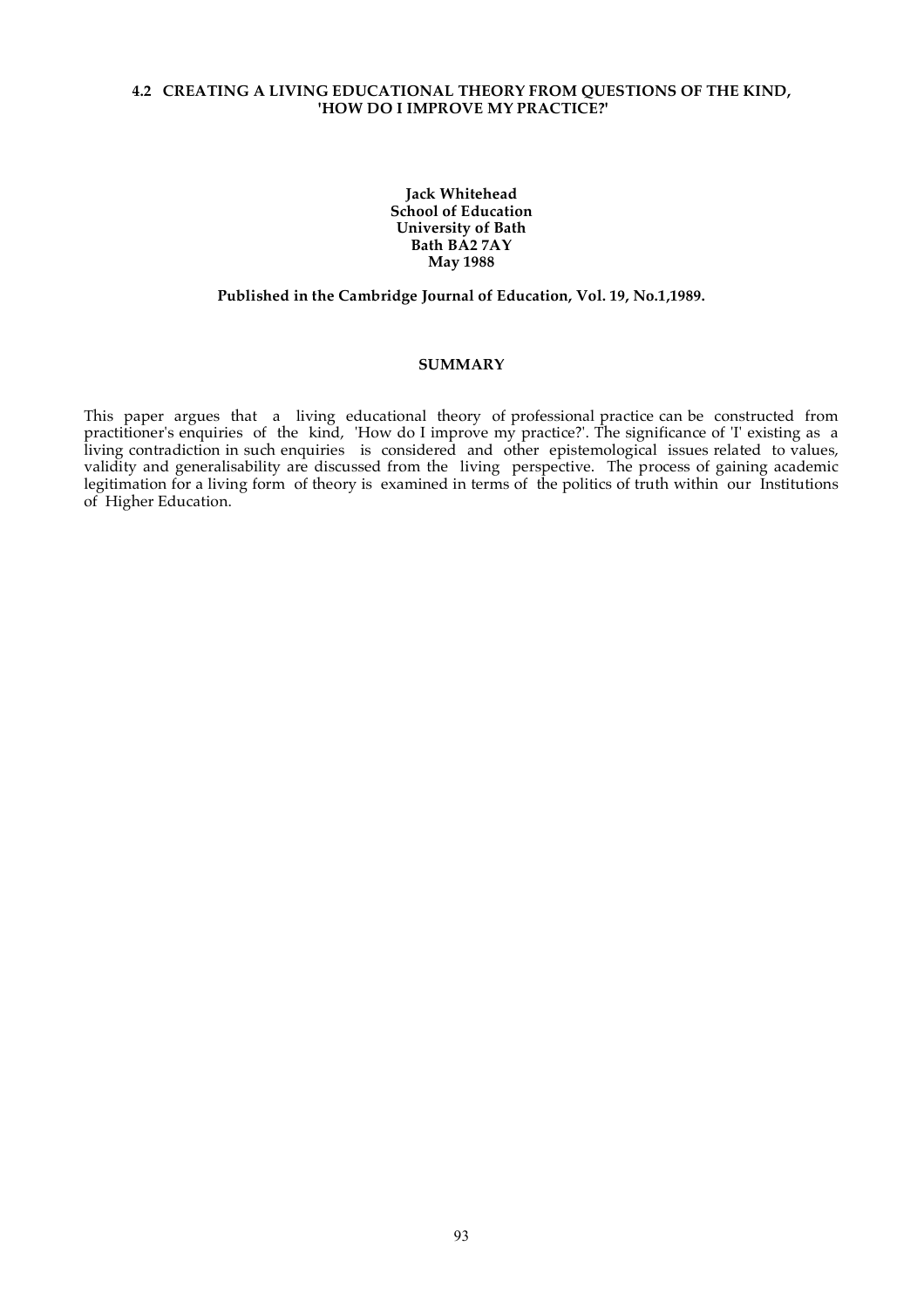## 4.2 CREATING A LIVING EDUCATIONAL THEORY FROM QUESTIONS OF THE KIND, 'HOW DO I IMPROVE MY PRACTICE?'

**Jack Whitehead**
**School of Education**
**University of Bath**
**Bath BA2 7AY**
**May 1988**

**Published in the Cambridge Journal of Education, Vol. 19, No.1,1989.**

### SUMMARY

This paper argues that a living educational theory of professional practice can be constructed from practitioner's enquiries of the kind, 'How do I improve my practice?'. The significance of 'I' existing as a living contradiction in such enquiries is considered and other epistemological issues related to values, validity and generalisability are discussed from the living perspective. The process of gaining academic legitimation for a living form of theory is examined in terms of the politics of truth within our Institutions of Higher Education.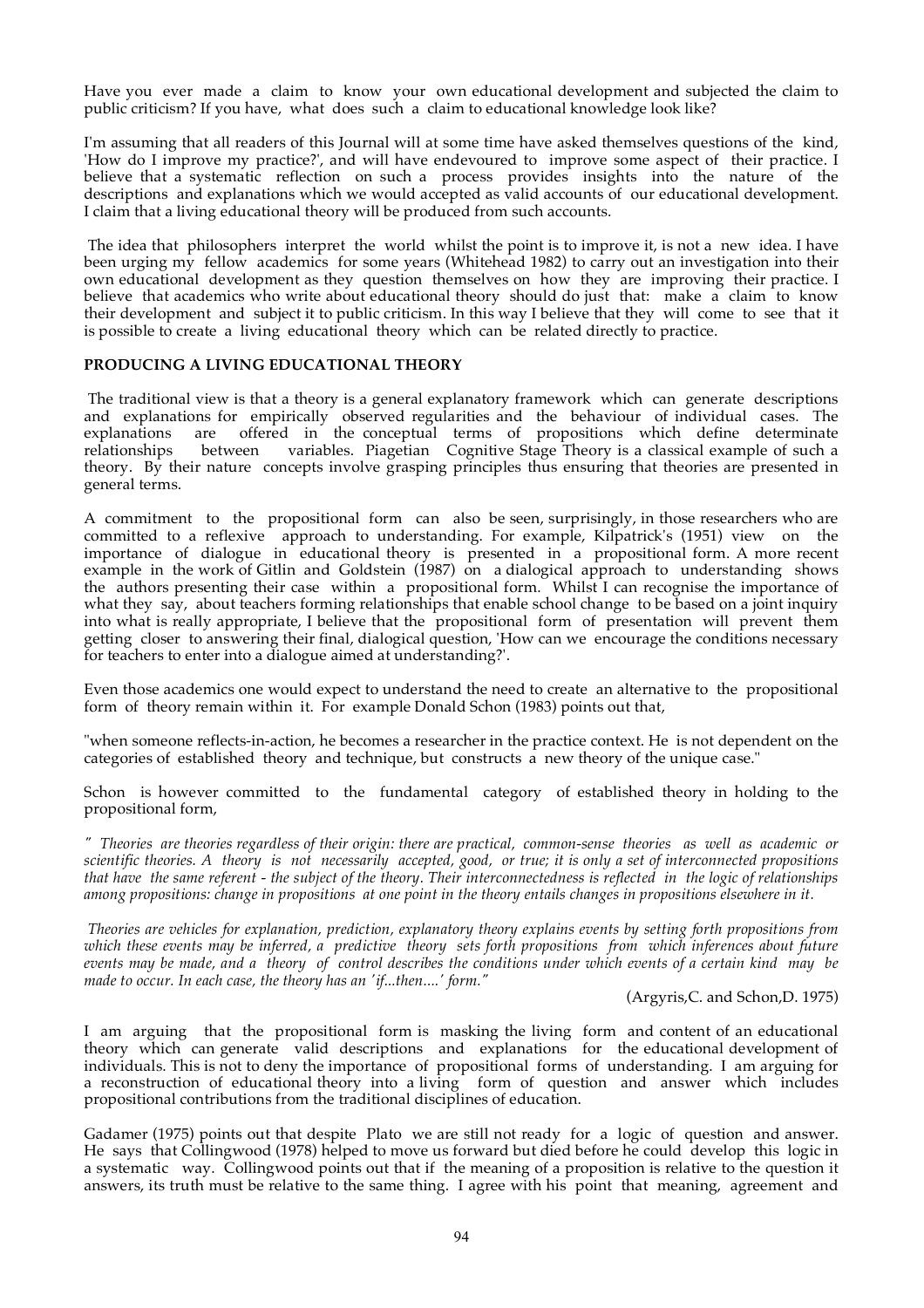Have you ever made a claim to know your own educational development and subjected the claim to public criticism? If you have, what does such a claim to educational knowledge look like?

I'm assuming that all readers of this Journal will at some time have asked themselves questions of the kind, 'How do I improve my practice?', and will have endevoured to improve some aspect of their practice. I believe that a systematic reflection on such a process provides insights into the nature of the descriptions and explanations which we would accepted as valid accounts of our educational development. I claim that a living educational theory will be produced from such accounts.

The idea that philosophers interpret the world whilst the point is to improve it, is not a new idea. I have been urging my fellow academics for some years (Whitehead 1982) to carry out an investigation into their own educational development as they question themselves on how they are improving their practice. I believe that academics who write about educational theory should do just that: make a claim to know their development and subject it to public criticism. In this way I believe that they will come to see that it is possible to create a living educational theory which can be related directly to practice.

**PRODUCING A LIVING EDUCATIONAL THEORY**

The traditional view is that a theory is a general explanatory framework which can generate descriptions and explanations for empirically observed regularities and the behaviour of individual cases. The explanations are offered in the conceptual terms of propositions which define determinate relationships between variables. Piagetian Cognitive Stage Theory is a classical example of such a theory. By their nature concepts involve grasping principles thus ensuring that theories are presented in general terms.

A commitment to the propositional form can also be seen, surprisingly, in those researchers who are committed to a reflexive approach to understanding. For example, Kilpatrick's (1951) view on the importance of dialogue in educational theory is presented in a propositional form. A more recent example in the work of Gitlin and Goldstein (1987) on a dialogical approach to understanding shows the authors presenting their case within a propositional form. Whilst I can recognise the importance of what they say, about teachers forming relationships that enable school change to be based on a joint inquiry into what is really appropriate, I believe that the propositional form of presentation will prevent them getting closer to answering their final, dialogical question, 'How can we encourage the conditions necessary for teachers to enter into a dialogue aimed at understanding?'.

Even those academics one would expect to understand the need to create an alternative to the propositional form of theory remain within it. For example Donald Schon (1983) points out that,

"when someone reflects-in-action, he becomes a researcher in the practice context. He is not dependent on the categories of established theory and technique, but constructs a new theory of the unique case."

Schon is however committed to the fundamental category of established theory in holding to the propositional form,

*" Theories are theories regardless of their origin: there are practical, common-sense theories as well as academic or scientific theories. A theory is not necessarily accepted, good, or true; it is only a set of interconnected propositions that have the same referent - the subject of the theory. Their interconnectedness is reflected in the logic of relationships among propositions: change in propositions at one point in the theory entails changes in propositions elsewhere in it.*

*Theories are vehicles for explanation, prediction, explanatory theory explains events by setting forth propositions from which these events may be inferred, a predictive theory sets forth propositions from which inferences about future events may be made, and a theory of control describes the conditions under which events of a certain kind may be made to occur. In each case, the theory has an 'if...then....' form."*

(Argyris,C. and Schon,D. 1975)

I am arguing that the propositional form is masking the living form and content of an educational theory which can generate valid descriptions and explanations for the educational development of individuals. This is not to deny the importance of propositional forms of understanding. I am arguing for a reconstruction of educational theory into a living form of question and answer which includes propositional contributions from the traditional disciplines of education.

Gadamer (1975) points out that despite Plato we are still not ready for a logic of question and answer. He says that Collingwood (1978) helped to move us forward but died before he could develop this logic in a systematic way. Collingwood points out that if the meaning of a proposition is relative to the question it answers, its truth must be relative to the same thing. I agree with his point that meaning, agreement and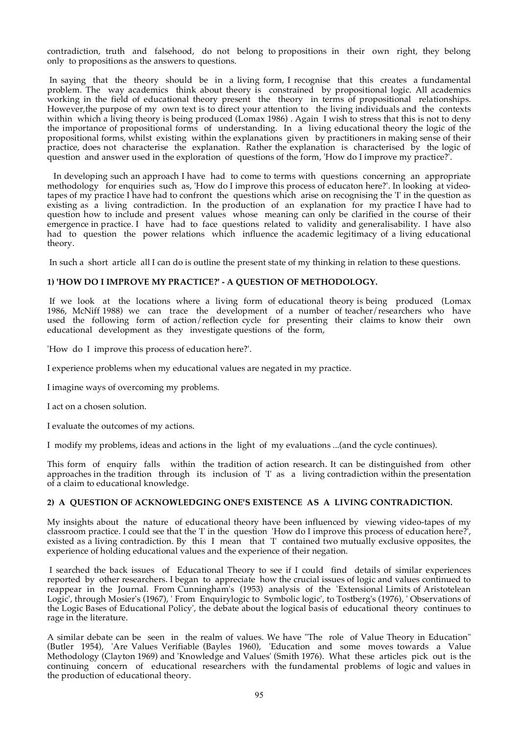contradiction, truth and falsehood, do not belong to propositions in their own right, they belong only to propositions as the answers to questions.

In saying that the theory should be in a living form, I recognise that this creates a fundamental problem. The way academics think about theory is constrained by propositional logic. All academics working in the field of educational theory present the theory in terms of propositional relationships. However,the purpose of my own text is to direct your attention to the living individuals and the contexts within which a living theory is being produced (Lomax 1986) . Again I wish to stress that this is not to deny the importance of propositional forms of understanding. In a living educational theory the logic of the propositional forms, whilst existing within the explanations given by practitioners in making sense of their practice, does not characterise the explanation. Rather the explanation is characterised by the logic of question and answer used in the exploration of questions of the form, 'How do I improve my practice?'.

In developing such an approach I have had to come to terms with questions concerning an appropriate methodology for enquiries such as, 'How do I improve this process of educaton here?'. In looking at video-tapes of my practice I have had to confront the questions which arise on recognising the 'I' in the question as existing as a living contradiction. In the production of an explanation for my practice I have had to question how to include and present values whose meaning can only be clarified in the course of their emergence in practice. I have had to face questions related to validity and generalisability. I have also had to question the power relations which influence the academic legitimacy of a living educational theory.

In such a short article all I can do is outline the present state of my thinking in relation to these questions.

### 1) 'HOW DO I IMPROVE MY PRACTICE?' - A QUESTION OF METHODOLOGY.

If we look at the locations where a living form of educational theory is being produced (Lomax 1986, McNiff 1988) we can trace the development of a number of teacher/researchers who have used the following form of action/reflection cycle for presenting their claims to know their own educational development as they investigate questions of the form,

'How do I improve this process of education here?'.

I experience problems when my educational values are negated in my practice.

I imagine ways of overcoming my problems.

I act on a chosen solution.

I evaluate the outcomes of my actions.

I modify my problems, ideas and actions in the light of my evaluations ...(and the cycle continues).

This form of enquiry falls within the tradition of action research. It can be distinguished from other approaches in the tradition through its inclusion of 'I' as a living contradiction within the presentation of a claim to educational knowledge.

### 2) A QUESTION OF ACKNOWLEDGING ONE'S EXISTENCE AS A LIVING CONTRADICTION.

My insights about the nature of educational theory have been influenced by viewing video-tapes of my classroom practice. I could see that the 'I' in the question 'How do I improve this process of education here?', existed as a living contradiction. By this I mean that 'I' contained two mutually exclusive opposites, the experience of holding educational values and the experience of their negation.

I searched the back issues of Educational Theory to see if I could find details of similar experiences reported by other researchers. I began to appreciate how the crucial issues of logic and values continued to reappear in the Journal. From Cunningham's (1953) analysis of the 'Extensional Limits of Aristotelean Logic', through Mosier's (1967), ' From Enquirylogic to Symbolic logic', to Tostberg's (1976), ' Observations of the Logic Bases of Educational Policy', the debate about the logical basis of educational theory continues to rage in the literature.

A similar debate can be seen in the realm of values. We have "The role of Value Theory in Education" (Butler 1954), 'Are Values Verifiable (Bayles 1960), 'Education and some moves towards a Value Methodology (Clayton 1969) and 'Knowledge and Values' (Smith 1976). What these articles pick out is the continuing concern of educational researchers with the fundamental problems of logic and values in the production of educational theory.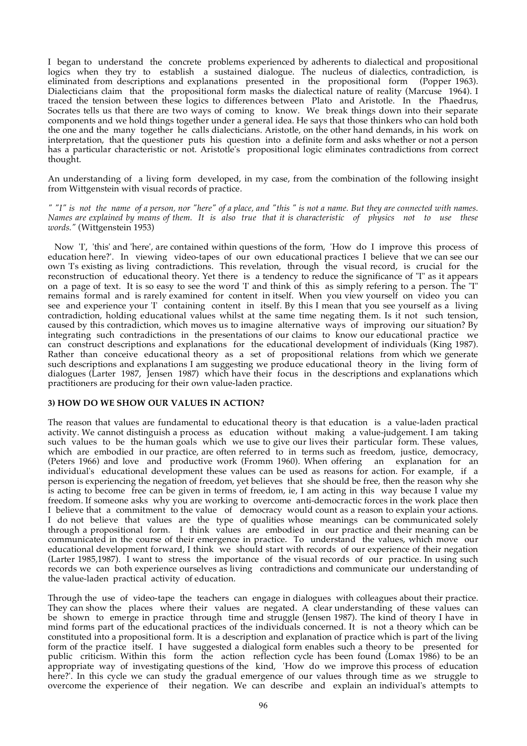I began to understand the concrete problems experienced by adherents to dialectical and propositional logics when they try to establish a sustained dialogue. The nucleus of dialectics, contradiction, is eliminated from descriptions and explanations presented in the propositional form (Popper 1963). Dialecticians claim that the propositional form masks the dialectical nature of reality (Marcuse 1964). I traced the tension between these logics to differences between Plato and Aristotle. In the Phaedrus, Socrates tells us that there are two ways of coming to know. We break things down into their separate components and we hold things together under a general idea. He says that those thinkers who can hold both the one and the many together he calls dialecticians. Aristotle, on the other hand demands, in his work on interpretation, that the questioner puts his question into a definite form and asks whether or not a person has a particular characteristic or not. Aristotle's propositional logic eliminates contradictions from correct thought.

An understanding of a living form developed, in my case, from the combination of the following insight from Wittgenstein with visual records of practice.

*" "I" is not the name of a person, nor "here" of a place, and "this " is not a name. But they are connected with names. Names are explained by means of them. It is also true that it is characteristic of physics not to use these words."* (Wittgenstein 1953)

Now 'I', 'this' and 'here', are contained within questions of the form, 'How do I improve this process of education here?'. In viewing video-tapes of our own educational practices I believe that we can see our own 'I's existing as living contradictions. This revelation, through the visual record, is crucial for the reconstruction of educational theory. Yet there is a tendency to reduce the significance of "I" as it appears on a page of text. It is so easy to see the word 'I' and think of this as simply refering to a person. The "I" remains formal and is rarely examined for content in itself. When you view yourself on video you can see and experience your 'I' containing content in itself. By this I mean that you see yourself as a living contradiction, holding educational values whilst at the same time negating them. Is it not such tension, caused by this contradiction, which moves us to imagine alternative ways of improving our situation? By integrating such contradictions in the presentations of our claims to know our educational practice we can construct descriptions and explanations for the educational development of individuals (King 1987). Rather than conceive educational theory as a set of propositional relations from which we generate such descriptions and explanations I am suggesting we produce educational theory in the living form of dialogues (Larter 1987, Jensen 1987) which have their focus in the descriptions and explanations which practitioners are producing for their own value-laden practice.

**3) HOW DO WE SHOW OUR VALUES IN ACTION?**

The reason that values are fundamental to educational theory is that education is a value-laden practical activity. We cannot distinguish a process as education without making a value-judgement. I am taking such values to be the human goals which we use to give our lives their particular form. These values, which are embodied in our practice, are often referred to in terms such as freedom, justice, democracy, (Peters 1966) and love and productive work (Fromm 1960). When offering an explanation for an individual's educational development these values can be used as reasons for action. For example, if a person is experiencing the negation of freedom, yet believes that she should be free, then the reason why she is acting to become free can be given in terms of freedom, ie, I am acting in this way because I value my freedom. If someone asks why you are working to overcome anti-democractic forces in the work place then I believe that a commitment to the value of democracy would count as a reason to explain your actions. I do not believe that values are the type of qualities whose meanings can be communicated solely through a propositional form. I think values are embodied in our practice and their meaning can be communicated in the course of their emergence in practice. To understand the values, which move our educational development forward, I think we should start with records of our experience of their negation (Larter 1985,1987). I want to stress the importance of the visual records of our practice. In using such records we can both experience ourselves as living contradictions and communicate our understanding of the value-laden practical activity of education.

Through the use of video-tape the teachers can engage in dialogues with colleagues about their practice. They can show the places where their values are negated. A clear understanding of these values can be shown to emerge in practice through time and struggle (Jensen 1987). The kind of theory I have in mind forms part of the educational practices of the individuals concerned. It is not a theory which can be constituted into a propositional form. It is a description and explanation of practice which is part of the living form of the practice itself. I have suggested a dialogical form enables such a theory to be presented for public criticism. Within this form the action reflection cycle has been found (Lomax 1986) to be an appropriate way of investigating questions of the kind, 'How do we improve this process of education here?'. In this cycle we can study the gradual emergence of our values through time as we struggle to overcome the experience of their negation. We can describe and explain an individual's attempts to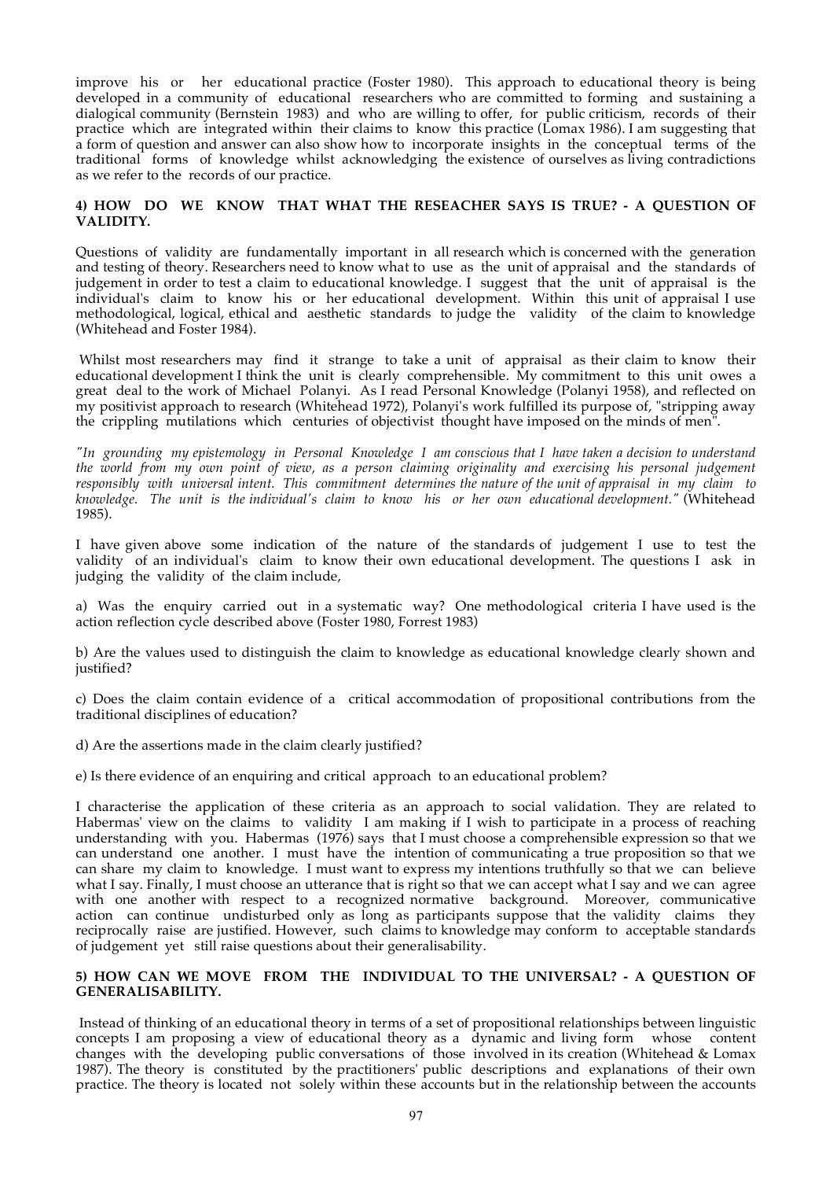improve his or her educational practice (Foster 1980). This approach to educational theory is being developed in a community of educational researchers who are committed to forming and sustaining a dialogical community (Bernstein 1983) and who are willing to offer, for public criticism, records of their practice which are integrated within their claims to know this practice (Lomax 1986). I am suggesting that a form of question and answer can also show how to incorporate insights in the conceptual terms of the traditional forms of knowledge whilst acknowledging the existence of ourselves as living contradictions as we refer to the records of our practice.

#### 4) HOW DO WE KNOW THAT WHAT THE RESEACHER SAYS IS TRUE? - A QUESTION OF VALIDITY.

Questions of validity are fundamentally important in all research which is concerned with the generation and testing of theory. Researchers need to know what to use as the unit of appraisal and the standards of judgement in order to test a claim to educational knowledge. I suggest that the unit of appraisal is the individual's claim to know his or her educational development. Within this unit of appraisal I use methodological, logical, ethical and aesthetic standards to judge the validity of the claim to knowledge (Whitehead and Foster 1984).

Whilst most researchers may find it strange to take a unit of appraisal as their claim to know their educational development I think the unit is clearly comprehensible. My commitment to this unit owes a great deal to the work of Michael Polanyi. As I read Personal Knowledge (Polanyi 1958), and reflected on my positivist approach to research (Whitehead 1972), Polanyi's work fulfilled its purpose of, "stripping away the crippling mutilations which centuries of objectivist thought have imposed on the minds of men".

*"In grounding my epistemology in Personal Knowledge I am conscious that I have taken a decision to understand the world from my own point of view, as a person claiming originality and exercising his personal judgement responsibly with universal intent. This commitment determines the nature of the unit of appraisal in my claim to knowledge. The unit is the individual's claim to know his or her own educational development."* (Whitehead 1985).

I have given above some indication of the nature of the standards of judgement I use to test the validity of an individual's claim to know their own educational development. The questions I ask in judging the validity of the claim include,

a) Was the enquiry carried out in a systematic way? One methodological criteria I have used is the action reflection cycle described above (Foster 1980, Forrest 1983)

b) Are the values used to distinguish the claim to knowledge as educational knowledge clearly shown and justified?

c) Does the claim contain evidence of a critical accommodation of propositional contributions from the traditional disciplines of education?

d) Are the assertions made in the claim clearly justified?

e) Is there evidence of an enquiring and critical approach to an educational problem?

I characterise the application of these criteria as an approach to social validation. They are related to Habermas' view on the claims to validity I am making if I wish to participate in a process of reaching understanding with you. Habermas (1976) says that I must choose a comprehensible expression so that we can understand one another. I must have the intention of communicating a true proposition so that we can share my claim to knowledge. I must want to express my intentions truthfully so that we can believe what I say. Finally, I must choose an utterance that is right so that we can accept what I say and we can agree with one another with respect to a recognized normative background. Moreover, communicative action can continue undisturbed only as long as participants suppose that the validity claims they reciprocally raise are justified. However, such claims to knowledge may conform to acceptable standards of judgement yet still raise questions about their generalisability.

#### 5) HOW CAN WE MOVE FROM THE INDIVIDUAL TO THE UNIVERSAL? - A QUESTION OF GENERALISABILITY.

Instead of thinking of an educational theory in terms of a set of propositional relationships between linguistic concepts I am proposing a view of educational theory as a dynamic and living form whose content changes with the developing public conversations of those involved in its creation (Whitehead & Lomax 1987). The theory is constituted by the practitioners' public descriptions and explanations of their own practice. The theory is located not solely within these accounts but in the relationship between the accounts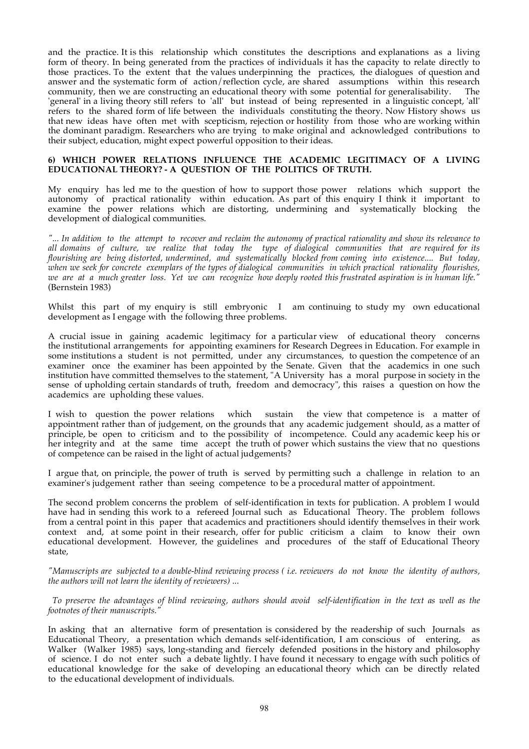and the practice. It is this relationship which constitutes the descriptions and explanations as a living form of theory. In being generated from the practices of individuals it has the capacity to relate directly to those practices. To the extent that the values underpinning the practices, the dialogues of question and answer and the systematic form of action/reflection cycle, are shared assumptions within this research community, then we are constructing an educational theory with some potential for generalisability. The 'general' in a living theory still refers to 'all' but instead of being represented in a linguistic concept, 'all' refers to the shared form of life between the individuals constituting the theory. Now History shows us that new ideas have often met with scepticism, rejection or hostility from those who are working within the dominant paradigm. Researchers who are trying to make original and acknowledged contributions to their subject, education, might expect powerful opposition to their ideas.

**6) WHICH POWER RELATIONS INFLUENCE THE ACADEMIC LEGITIMACY OF A LIVING EDUCATIONAL THEORY? - A QUESTION OF THE POLITICS OF TRUTH.**

My enquiry has led me to the question of how to support those power relations which support the autonomy of practical rationality within education. As part of this enquiry I think it important to examine the power relations which are distorting, undermining and systematically blocking the development of dialogical communities.

*"... In addition to the attempt to recover and reclaim the autonomy of practical rationality and show its relevance to all domains of culture, we realize that today the type of dialogical communities that are required for its flourishing are being distorted, undermined, and systematically blocked from coming into existence.... But today, when we seek for concrete exemplars of the types of dialogical communities in which practical rationality flourishes, we are at a much greater loss. Yet we can recognize how deeply rooted this frustrated aspiration is in human life."* (Bernstein 1983)

Whilst this part of my enquiry is still embryonic I am continuing to study my own educational development as I engage with the following three problems.

A crucial issue in gaining academic legitimacy for a particular view of educational theory concerns the institutional arrangements for appointing examiners for Research Degrees in Education. For example in some institutions a student is not permitted, under any circumstances, to question the competence of an examiner once the examiner has been appointed by the Senate. Given that the academics in one such institution have committed themselves to the statement, "A University has a moral purpose in society in the sense of upholding certain standards of truth, freedom and democracy", this raises a question on how the academics are upholding these values.

I wish to question the power relations which sustain the view that competence is a matter of appointment rather than of judgement, on the grounds that any academic judgement should, as a matter of principle, be open to criticism and to the possibility of incompetence. Could any academic keep his or her integrity and at the same time accept the truth of power which sustains the view that no questions of competence can be raised in the light of actual judgements?

I argue that, on principle, the power of truth is served by permitting such a challenge in relation to an examiner's judgement rather than seeing competence to be a procedural matter of appointment.

The second problem concerns the problem of self-identification in texts for publication. A problem I would have had in sending this work to a refereed Journal such as Educational Theory. The problem follows from a central point in this paper that academics and practitioners should identify themselves in their work context and, at some point in their research, offer for public criticism a claim to know their own educational development. However, the guidelines and procedures of the staff of Educational Theory state,

*"Manuscripts are subjected to a double-blind reviewing process ( i.e. reviewers do not know the identity of authors, the authors will not learn the identity of reviewers) ...*

*To preserve the advantages of blind reviewing, authors should avoid self-identification in the text as well as the footnotes of their manuscripts."*

In asking that an alternative form of presentation is considered by the readership of such Journals as Educational Theory, a presentation which demands self-identification, I am conscious of entering, as Walker (Walker 1985) says, long-standing and fiercely defended positions in the history and philosophy of science. I do not enter such a debate lightly. I have found it necessary to engage with such politics of educational knowledge for the sake of developing an educational theory which can be directly related to the educational development of individuals.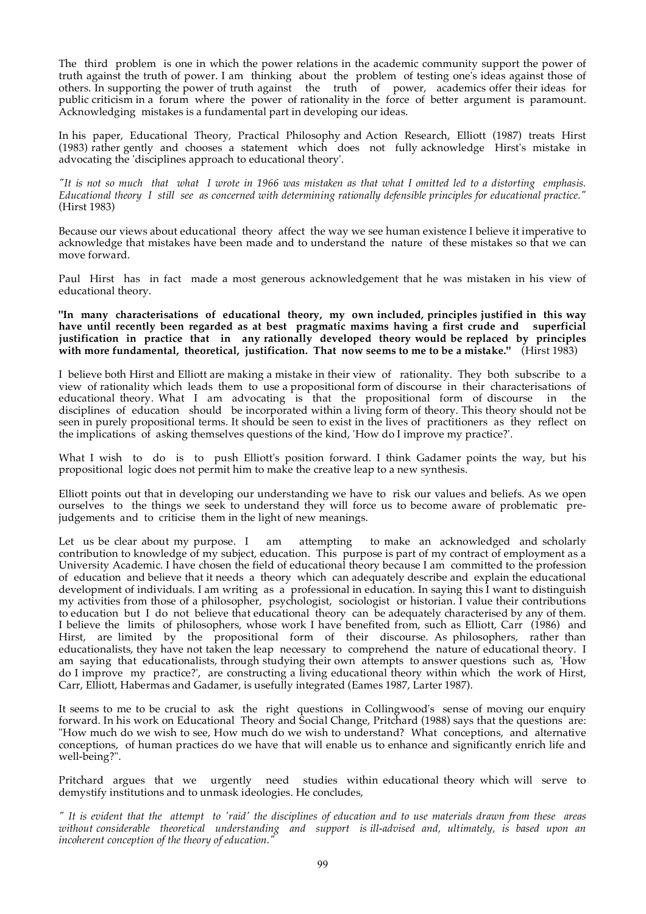The third problem is one in which the power relations in the academic community support the power of truth against the truth of power. I am thinking about the problem of testing one's ideas against those of others. In supporting the power of truth against the truth of power, academics offer their ideas for public criticism in a forum where the power of rationality in the force of better argument is paramount. Acknowledging mistakes is a fundamental part in developing our ideas.

In his paper, Educational Theory, Practical Philosophy and Action Research, Elliott (1987) treats Hirst (1983) rather gently and chooses a statement which does not fully acknowledge Hirst's mistake in advocating the 'disciplines approach to educational theory'.

*"It is not so much that what I wrote in 1966 was mistaken as that what I omitted led to a distorting emphasis. Educational theory I still see as concerned with determining rationally defensible principles for educational practice."* (Hirst 1983)

Because our views about educational theory affect the way we see human existence I believe it imperative to acknowledge that mistakes have been made and to understand the nature of these mistakes so that we can move forward.

Paul Hirst has in fact made a most generous acknowledgement that he was mistaken in his view of educational theory.

**"In many characterisations of educational theory, my own included, principles justified in this way have until recently been regarded as at best pragmatic maxims having a first crude and superficial justification in practice that in any rationally developed theory would be replaced by principles with more fundamental, theoretical, justification. That now seems to me to be a mistake."** (Hirst 1983)

I believe both Hirst and Elliott are making a mistake in their view of rationality. They both subscribe to a view of rationality which leads them to use a propositional form of discourse in their characterisations of educational theory. What I am advocating is that the propositional form of discourse in the disciplines of education should be incorporated within a living form of theory. This theory should not be seen in purely propositional terms. It should be seen to exist in the lives of practitioners as they reflect on the implications of asking themselves questions of the kind, 'How do I improve my practice?'.

What I wish to do is to push Elliott's position forward. I think Gadamer points the way, but his propositional logic does not permit him to make the creative leap to a new synthesis.

Elliott points out that in developing our understanding we have to risk our values and beliefs. As we open ourselves to the things we seek to understand they will force us to become aware of problematic pre-judgements and to criticise them in the light of new meanings.

Let us be clear about my purpose. I am attempting to make an acknowledged and scholarly contribution to knowledge of my subject, education. This purpose is part of my contract of employment as a University Academic. I have chosen the field of educational theory because I am committed to the profession of education and believe that it needs a theory which can adequately describe and explain the educational development of individuals. I am writing as a professional in education. In saying this I want to distinguish my activities from those of a philosopher, psychologist, sociologist or historian. I value their contributions to education but I do not believe that educational theory can be adequately characterised by any of them. I believe the limits of philosophers, whose work I have benefited from, such as Elliott, Carr (1986) and Hirst, are limited by the propositional form of their discourse. As philosophers, rather than educationalists, they have not taken the leap necessary to comprehend the nature of educational theory. I am saying that educationalists, through studying their own attempts to answer questions such as, 'How do I improve my practice?', are constructing a living educational theory within which the work of Hirst, Carr, Elliott, Habermas and Gadamer, is usefully integrated (Eames 1987, Larter 1987).

It seems to me to be crucial to ask the right questions in Collingwood's sense of moving our enquiry forward. In his work on Educational Theory and Social Change, Pritchard (1988) says that the questions are: "How much do we wish to see, How much do we wish to understand? What conceptions, and alternative conceptions, of human practices do we have that will enable us to enhance and significantly enrich life and well-being?".

Pritchard argues that we urgently need studies within educational theory which will serve to demystify institutions and to unmask ideologies. He concludes,

*" It is evident that the attempt to 'raid' the disciplines of education and to use materials drawn from these areas without considerable theoretical understanding and support is ill-advised and, ultimately, is based upon an incoherent conception of the theory of education."*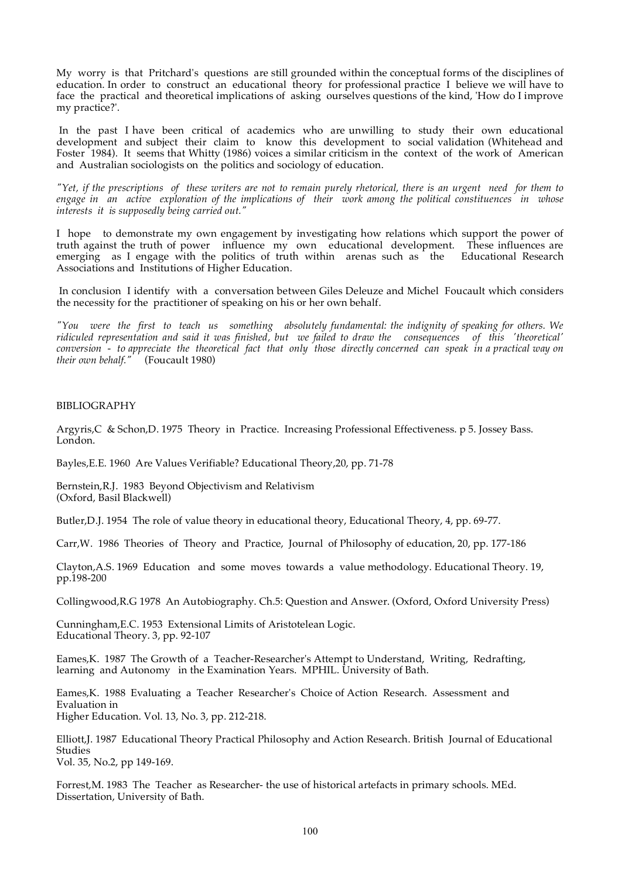My worry is that Pritchard's questions are still grounded within the conceptual forms of the disciplines of education. In order to construct an educational theory for professional practice I believe we will have to face the practical and theoretical implications of asking ourselves questions of the kind, 'How do I improve my practice?'.

In the past I have been critical of academics who are unwilling to study their own educational development and subject their claim to know this development to social validation (Whitehead and Foster 1984). It seems that Whitty (1986) voices a similar criticism in the context of the work of American and Australian sociologists on the politics and sociology of education.

*"Yet, if the prescriptions of these writers are not to remain purely rhetorical, there is an urgent need for them to engage in an active exploration of the implications of their work among the political constituences in whose interests it is supposedly being carried out."*

I hope to demonstrate my own engagement by investigating how relations which support the power of truth against the truth of power influence my own educational development. These influences are emerging as I engage with the politics of truth within arenas such as the Educational Research Associations and Institutions of Higher Education.

In conclusion I identify with a conversation between Giles Deleuze and Michel Foucault which considers the necessity for the practitioner of speaking on his or her own behalf.

*"You were the first to teach us something absolutely fundamental: the indignity of speaking for others. We ridiculed representation and said it was finished, but we failed to draw the consequences of this 'theoretical' conversion - to appreciate the theoretical fact that only those directly concerned can speak in a practical way on their own behalf."* (Foucault 1980)

BIBLIOGRAPHY

Argyris,C & Schon,D. 1975 Theory in Practice. Increasing Professional Effectiveness. p 5. Jossey Bass. London.

Bayles,E.E. 1960 Are Values Verifiable? Educational Theory,20, pp. 71-78

Bernstein,R.J. 1983 Beyond Objectivism and Relativism
(Oxford, Basil Blackwell)

Butler,D.J. 1954 The role of value theory in educational theory, Educational Theory, 4, pp. 69-77.

Carr,W. 1986 Theories of Theory and Practice, Journal of Philosophy of education, 20, pp. 177-186

Clayton,A.S. 1969 Education and some moves towards a value methodology. Educational Theory. 19, pp.198-200

Collingwood,R.G 1978 An Autobiography. Ch.5: Question and Answer. (Oxford, Oxford University Press)

Cunningham,E.C. 1953 Extensional Limits of Aristotelean Logic.
Educational Theory. 3, pp. 92-107

Eames,K. 1987 The Growth of a Teacher-Researcher's Attempt to Understand, Writing, Redrafting, learning and Autonomy in the Examination Years. MPHIL. University of Bath.

Eames,K. 1988 Evaluating a Teacher Researcher's Choice of Action Research. Assessment and Evaluation in
Higher Education. Vol. 13, No. 3, pp. 212-218.

Elliott,J. 1987 Educational Theory Practical Philosophy and Action Research. British Journal of Educational Studies
Vol. 35, No.2, pp 149-169.

Forrest,M. 1983 The Teacher as Researcher- the use of historical artefacts in primary schools. MEd. Dissertation, University of Bath.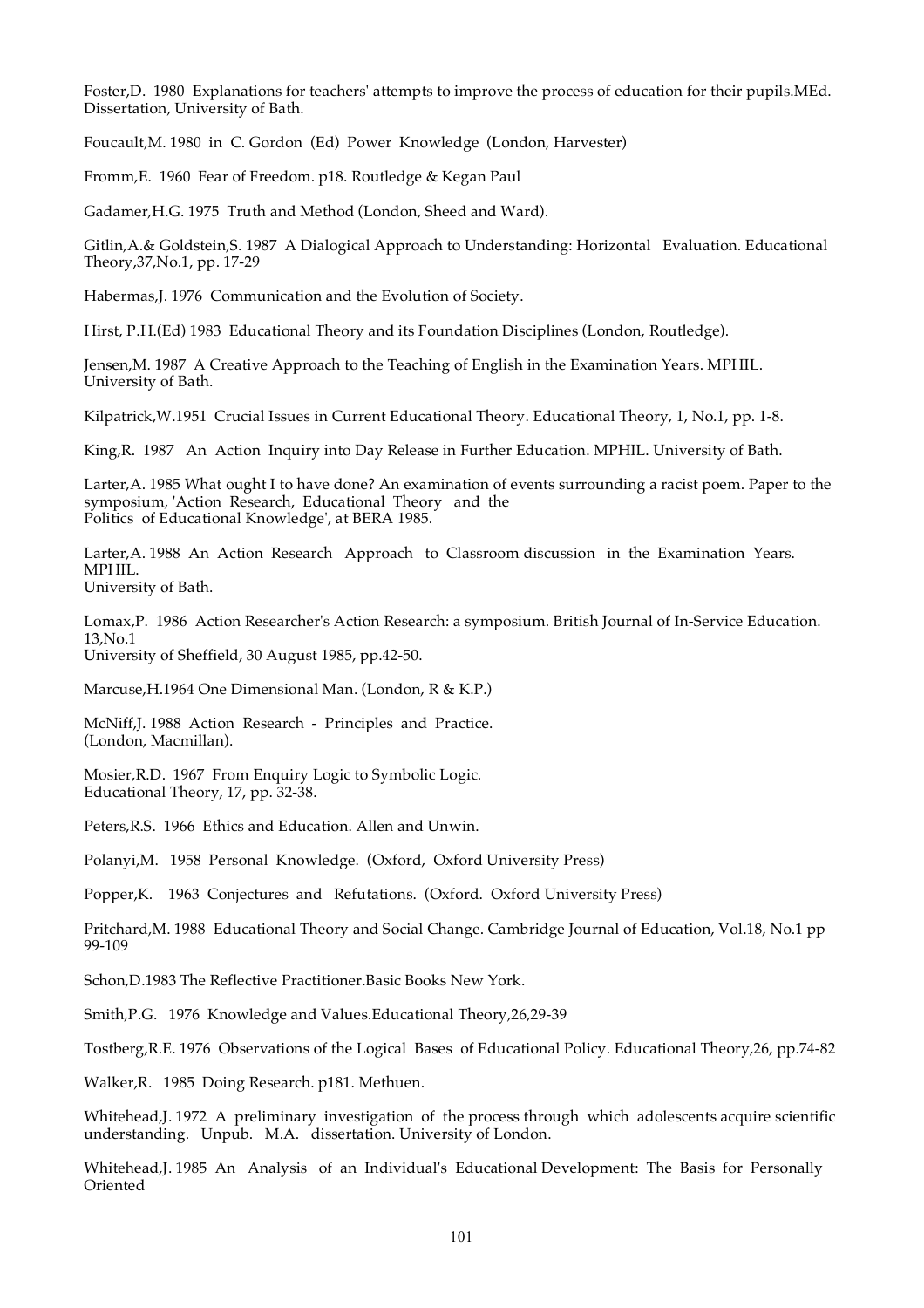Foster,D. 1980 Explanations for teachers' attempts to improve the process of education for their pupils.MEd. Dissertation, University of Bath.

Foucault,M. 1980 in C. Gordon (Ed) Power Knowledge (London, Harvester)

Fromm,E. 1960 Fear of Freedom. p18. Routledge & Kegan Paul

Gadamer,H.G. 1975 Truth and Method (London, Sheed and Ward).

Gitlin,A.& Goldstein,S. 1987 A Dialogical Approach to Understanding: Horizontal Evaluation. Educational Theory,37,No.1, pp. 17-29

Habermas,J. 1976 Communication and the Evolution of Society.

Hirst, P.H.(Ed) 1983 Educational Theory and its Foundation Disciplines (London, Routledge).

Jensen,M. 1987 A Creative Approach to the Teaching of English in the Examination Years. MPHIL. University of Bath.

Kilpatrick,W.1951 Crucial Issues in Current Educational Theory. Educational Theory, 1, No.1, pp. 1-8.

King,R. 1987 An Action Inquiry into Day Release in Further Education. MPHIL. University of Bath.

Larter,A. 1985 What ought I to have done? An examination of events surrounding a racist poem. Paper to the symposium, 'Action Research, Educational Theory and the Politics of Educational Knowledge', at BERA 1985.

Larter,A. 1988 An Action Research Approach to Classroom discussion in the Examination Years. MPHIL. University of Bath.

Lomax,P. 1986 Action Researcher's Action Research: a symposium. British Journal of In-Service Education. 13,No.1 University of Sheffield, 30 August 1985, pp.42-50.

Marcuse,H.1964 One Dimensional Man. (London, R & K.P.)

McNiff,J. 1988 Action Research - Principles and Practice. (London, Macmillan).

Mosier,R.D. 1967 From Enquiry Logic to Symbolic Logic. Educational Theory, 17, pp. 32-38.

Peters,R.S. 1966 Ethics and Education. Allen and Unwin.

Polanyi,M. 1958 Personal Knowledge. (Oxford, Oxford University Press)

Popper,K. 1963 Conjectures and Refutations. (Oxford. Oxford University Press)

Pritchard,M. 1988 Educational Theory and Social Change. Cambridge Journal of Education, Vol.18, No.1 pp 99-109

Schon,D.1983 The Reflective Practitioner.Basic Books New York.

Smith,P.G. 1976 Knowledge and Values.Educational Theory,26,29-39

Tostberg,R.E. 1976 Observations of the Logical Bases of Educational Policy. Educational Theory,26, pp.74-82

Walker,R. 1985 Doing Research. p181. Methuen.

Whitehead,J. 1972 A preliminary investigation of the process through which adolescents acquire scientific understanding. Unpub. M.A. dissertation. University of London.

Whitehead,J. 1985 An Analysis of an Individual's Educational Development: The Basis for Personally Oriented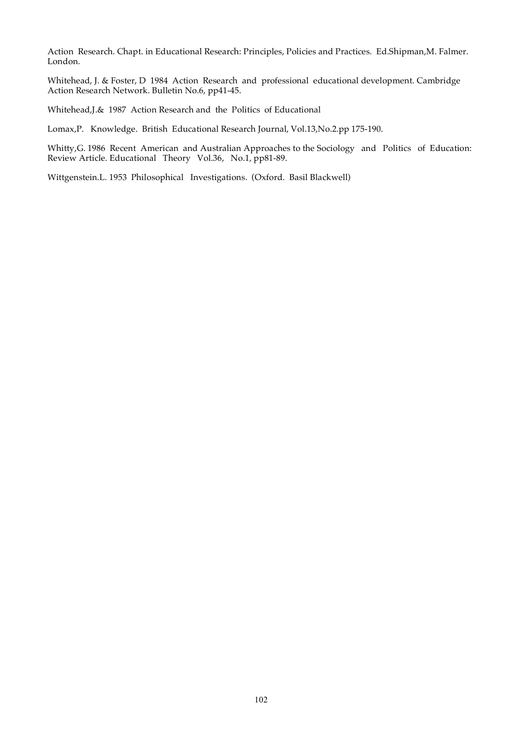Action Research. Chapt. in Educational Research: Principles, Policies and Practices. Ed.Shipman,M. Falmer. London.

Whitehead, J. & Foster, D 1984 Action Research and professional educational development. Cambridge Action Research Network. Bulletin No.6, pp41-45.

Whitehead,J.& 1987 Action Research and the Politics of Educational

Lomax,P. Knowledge. British Educational Research Journal, Vol.13,No.2.pp 175-190.

Whitty,G. 1986 Recent American and Australian Approaches to the Sociology and Politics of Education: Review Article. Educational Theory Vol.36, No.1, pp81-89.

Wittgenstein.L. 1953 Philosophical Investigations. (Oxford. Basil Blackwell)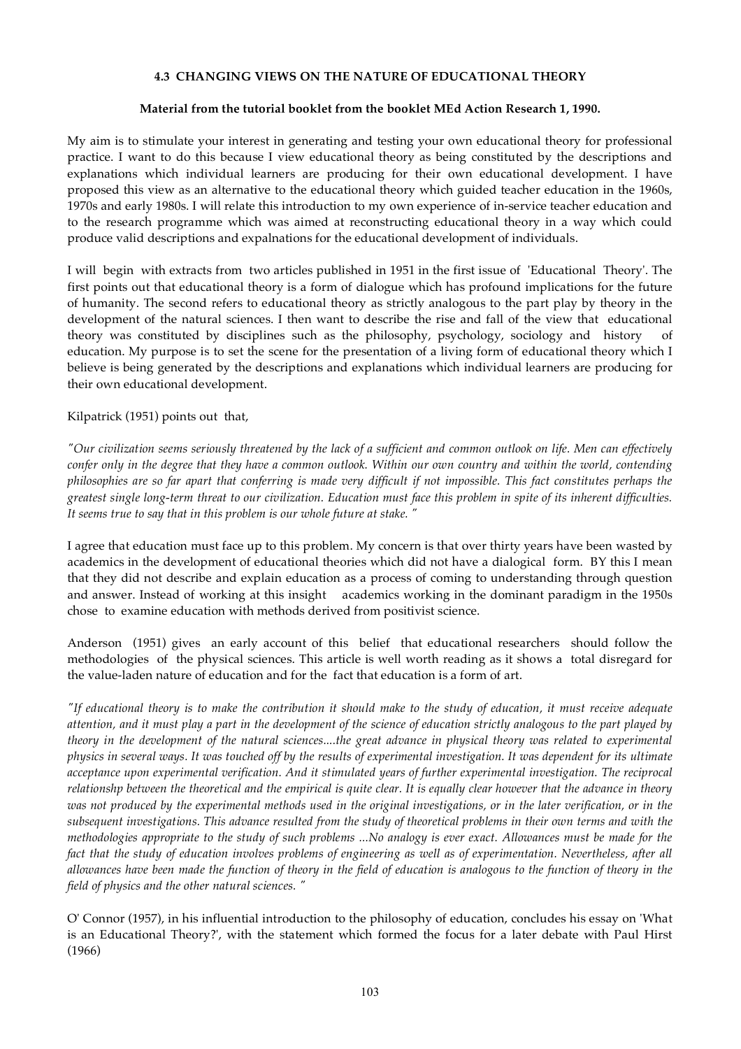#### 4.3 CHANGING VIEWS ON THE NATURE OF EDUCATIONAL THEORY

**Material from the tutorial booklet from the booklet MEd Action Research 1, 1990.**

My aim is to stimulate your interest in generating and testing your own educational theory for professional practice. I want to do this because I view educational theory as being constituted by the descriptions and explanations which individual learners are producing for their own educational development. I have proposed this view as an alternative to the educational theory which guided teacher education in the 1960s, 1970s and early 1980s. I will relate this introduction to my own experience of in-service teacher education and to the research programme which was aimed at reconstructing educational theory in a way which could produce valid descriptions and expalnations for the educational development of individuals.

I will begin with extracts from two articles published in 1951 in the first issue of 'Educational Theory'. The first points out that educational theory is a form of dialogue which has profound implications for the future of humanity. The second refers to educational theory as strictly analogous to the part play by theory in the development of the natural sciences. I then want to describe the rise and fall of the view that educational theory was constituted by disciplines such as the philosophy, psychology, sociology and history of education. My purpose is to set the scene for the presentation of a living form of educational theory which I believe is being generated by the descriptions and explanations which individual learners are producing for their own educational development.

Kilpatrick (1951) points out that,

*"Our civilization seems seriously threatened by the lack of a sufficient and common outlook on life. Men can effectively confer only in the degree that they have a common outlook. Within our own country and within the world, contending philosophies are so far apart that conferring is made very difficult if not impossible. This fact constitutes perhaps the greatest single long-term threat to our civilization. Education must face this problem in spite of its inherent difficulties. It seems true to say that in this problem is our whole future at stake. "*

I agree that education must face up to this problem. My concern is that over thirty years have been wasted by academics in the development of educational theories which did not have a dialogical form. BY this I mean that they did not describe and explain education as a process of coming to understanding through question and answer. Instead of working at this insight academics working in the dominant paradigm in the 1950s chose to examine education with methods derived from positivist science.

Anderson (1951) gives an early account of this belief that educational researchers should follow the methodologies of the physical sciences. This article is well worth reading as it shows a total disregard for the value-laden nature of education and for the fact that education is a form of art.

*"If educational theory is to make the contribution it should make to the study of education, it must receive adequate attention, and it must play a part in the development of the science of education strictly analogous to the part played by theory in the development of the natural sciences....the great advance in physical theory was related to experimental physics in several ways. It was touched off by the results of experimental investigation. It was dependent for its ultimate acceptance upon experimental verification. And it stimulated years of further experimental investigation. The reciprocal relationshp between the theoretical and the empirical is quite clear. It is equally clear however that the advance in theory was not produced by the experimental methods used in the original investigations, or in the later verification, or in the subsequent investigations. This advance resulted from the study of theoretical problems in their own terms and with the methodologies appropriate to the study of such problems ...No analogy is ever exact. Allowances must be made for the fact that the study of education involves problems of engineering as well as of experimentation. Nevertheless, after all allowances have been made the function of theory in the field of education is analogous to the function of theory in the field of physics and the other natural sciences. "*

O' Connor (1957), in his influential introduction to the philosophy of education, concludes his essay on 'What is an Educational Theory?', with the statement which formed the focus for a later debate with Paul Hirst (1966)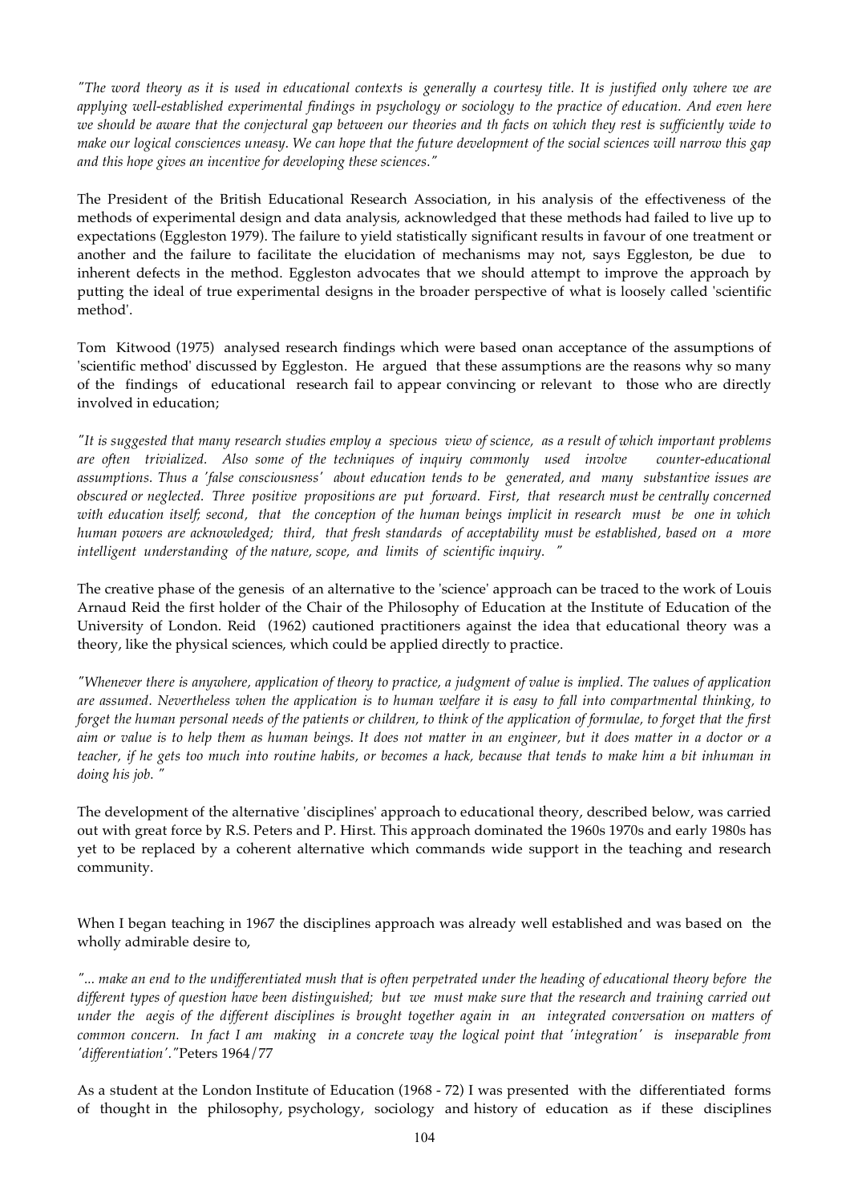*"The word theory as it is used in educational contexts is generally a courtesy title. It is justified only where we are applying well-established experimental findings in psychology or sociology to the practice of education. And even here we should be aware that the conjectural gap between our theories and th facts on which they rest is sufficiently wide to make our logical consciences uneasy. We can hope that the future development of the social sciences will narrow this gap and this hope gives an incentive for developing these sciences."*

The President of the British Educational Research Association, in his analysis of the effectiveness of the methods of experimental design and data analysis, acknowledged that these methods had failed to live up to expectations (Eggleston 1979). The failure to yield statistically significant results in favour of one treatment or another and the failure to facilitate the elucidation of mechanisms may not, says Eggleston, be due to inherent defects in the method. Eggleston advocates that we should attempt to improve the approach by putting the ideal of true experimental designs in the broader perspective of what is loosely called 'scientific method'.

Tom Kitwood (1975) analysed research findings which were based onan acceptance of the assumptions of 'scientific method' discussed by Eggleston. He argued that these assumptions are the reasons why so many of the findings of educational research fail to appear convincing or relevant to those who are directly involved in education;

*"It is suggested that many research studies employ a specious view of science, as a result of which important problems are often trivialized. Also some of the techniques of inquiry commonly used involve counter-educational assumptions. Thus a 'false consciousness' about education tends to be generated, and many substantive issues are obscured or neglected. Three positive propositions are put forward. First, that research must be centrally concerned with education itself; second, that the conception of the human beings implicit in research must be one in which human powers are acknowledged; third, that fresh standards of acceptability must be established, based on a more intelligent understanding of the nature, scope, and limits of scientific inquiry. "*

The creative phase of the genesis of an alternative to the 'science' approach can be traced to the work of Louis Arnaud Reid the first holder of the Chair of the Philosophy of Education at the Institute of Education of the University of London. Reid (1962) cautioned practitioners against the idea that educational theory was a theory, like the physical sciences, which could be applied directly to practice.

*"Whenever there is anywhere, application of theory to practice, a judgment of value is implied. The values of application are assumed. Nevertheless when the application is to human welfare it is easy to fall into compartmental thinking, to forget the human personal needs of the patients or children, to think of the application of formulae, to forget that the first aim or value is to help them as human beings. It does not matter in an engineer, but it does matter in a doctor or a teacher, if he gets too much into routine habits, or becomes a hack, because that tends to make him a bit inhuman in doing his job. "*

The development of the alternative 'disciplines' approach to educational theory, described below, was carried out with great force by R.S. Peters and P. Hirst. This approach dominated the 1960s 1970s and early 1980s has yet to be replaced by a coherent alternative which commands wide support in the teaching and research community.

When I began teaching in 1967 the disciplines approach was already well established and was based on the wholly admirable desire to,

*"... make an end to the undifferentiated mush that is often perpetrated under the heading of educational theory before the different types of question have been distinguished; but we must make sure that the research and training carried out under the aegis of the different disciplines is brought together again in an integrated conversation on matters of common concern. In fact I am making in a concrete way the logical point that 'integration' is inseparable from 'differentiation'."* Peters 1964/77

As a student at the London Institute of Education (1968 - 72) I was presented with the differentiated forms of thought in the philosophy, psychology, sociology and history of education as if these disciplines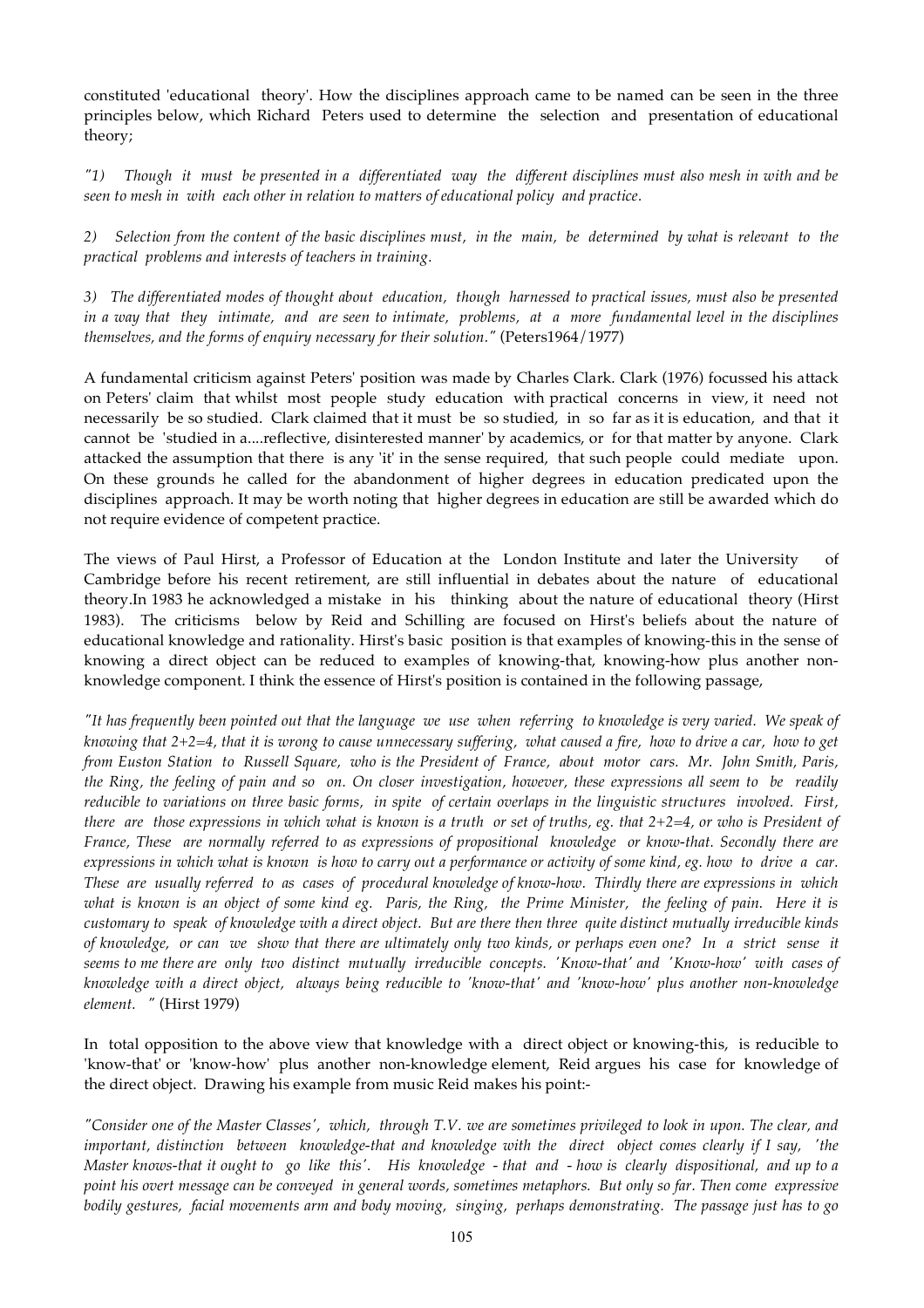constituted 'educational theory'. How the disciplines approach came to be named can be seen in the three principles below, which Richard Peters used to determine the selection and presentation of educational theory;

*"1) Though it must be presented in a differentiated way the different disciplines must also mesh in with and be seen to mesh in with each other in relation to matters of educational policy and practice.*

*2) Selection from the content of the basic disciplines must, in the main, be determined by what is relevant to the practical problems and interests of teachers in training.*

*3) The differentiated modes of thought about education, though harnessed to practical issues, must also be presented in a way that they intimate, and are seen to intimate, problems, at a more fundamental level in the disciplines themselves, and the forms of enquiry necessary for their solution."* (Peters1964/1977)

A fundamental criticism against Peters' position was made by Charles Clark. Clark (1976) focussed his attack on Peters' claim that whilst most people study education with practical concerns in view, it need not necessarily be so studied. Clark claimed that it must be so studied, in so far as it is education, and that it cannot be 'studied in a....reflective, disinterested manner' by academics, or for that matter by anyone. Clark attacked the assumption that there is any 'it' in the sense required, that such people could mediate upon. On these grounds he called for the abandonment of higher degrees in education predicated upon the disciplines approach. It may be worth noting that higher degrees in education are still be awarded which do not require evidence of competent practice.

The views of Paul Hirst, a Professor of Education at the London Institute and later the University of Cambridge before his recent retirement, are still influential in debates about the nature of educational theory.In 1983 he acknowledged a mistake in his thinking about the nature of educational theory (Hirst 1983). The criticisms below by Reid and Schilling are focused on Hirst's beliefs about the nature of educational knowledge and rationality. Hirst's basic position is that examples of knowing-this in the sense of knowing a direct object can be reduced to examples of knowing-that, knowing-how plus another non-knowledge component. I think the essence of Hirst's position is contained in the following passage,

*"It has frequently been pointed out that the language we use when referring to knowledge is very varied. We speak of knowing that 2+2=4, that it is wrong to cause unnecessary suffering, what caused a fire, how to drive a car, how to get from Euston Station to Russell Square, who is the President of France, about motor cars. Mr. John Smith, Paris, the Ring, the feeling of pain and so on. On closer investigation, however, these expressions all seem to be readily reducible to variations on three basic forms, in spite of certain overlaps in the linguistic structures involved. First, there are those expressions in which what is known is a truth or set of truths, eg. that 2+2=4, or who is President of France, These are normally referred to as expressions of propositional knowledge or know-that. Secondly there are expressions in which what is known is how to carry out a performance or activity of some kind, eg. how to drive a car. These are usually referred to as cases of procedural knowledge of know-how. Thirdly there are expressions in which what is known is an object of some kind eg. Paris, the Ring, the Prime Minister, the feeling of pain. Here it is customary to speak of knowledge with a direct object. But are there then three quite distinct mutually irreducible kinds of knowledge, or can we show that there are ultimately only two kinds, or perhaps even one? In a strict sense it seems to me there are only two distinct mutually irreducible concepts. 'Know-that' and 'Know-how' with cases of knowledge with a direct object, always being reducible to 'know-that' and 'know-how' plus another non-knowledge element. "* (Hirst 1979)

In total opposition to the above view that knowledge with a direct object or knowing-this, is reducible to 'know-that' or 'know-how' plus another non-knowledge element, Reid argues his case for knowledge of the direct object. Drawing his example from music Reid makes his point:-

*"Consider one of the Master Classes', which, through T.V. we are sometimes privileged to look in upon. The clear, and important, distinction between knowledge-that and knowledge with the direct object comes clearly if I say, 'the Master knows-that it ought to go like this'. His knowledge - that and - how is clearly dispositional, and up to a point his overt message can be conveyed in general words, sometimes metaphors. But only so far. Then come expressive bodily gestures, facial movements arm and body moving, singing, perhaps demonstrating. The passage just has to go*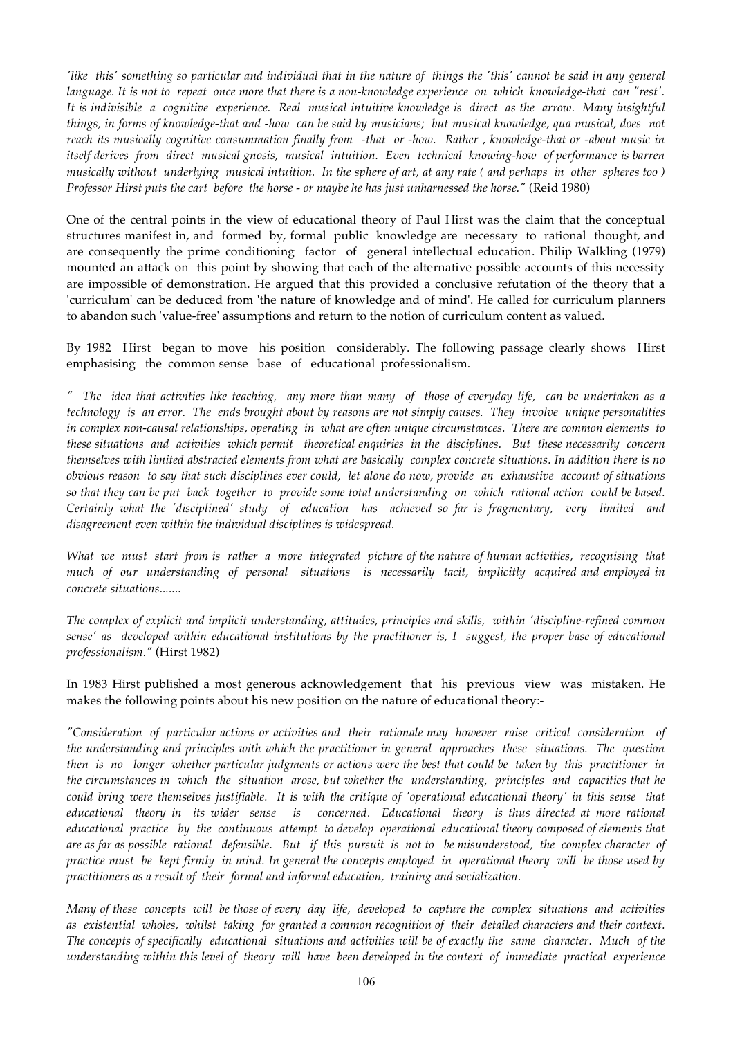*'like this' something so particular and individual that in the nature of things the 'this' cannot be said in any general language. It is not to repeat once more that there is a non-knowledge experience on which knowledge-that can "rest'. It is indivisible a cognitive experience. Real musical intuitive knowledge is direct as the arrow. Many insightful things, in forms of knowledge-that and -how can be said by musicians; but musical knowledge, qua musical, does not reach its musically cognitive consummation finally from -that or -how. Rather , knowledge-that or -about music in itself derives from direct musical gnosis, musical intuition. Even technical knowing-how of performance is barren musically without underlying musical intuition. In the sphere of art, at any rate ( and perhaps in other spheres too ) Professor Hirst puts the cart before the horse - or maybe he has just unharnessed the horse."* (Reid 1980)

One of the central points in the view of educational theory of Paul Hirst was the claim that the conceptual structures manifest in, and formed by, formal public knowledge are necessary to rational thought, and are consequently the prime conditioning factor of general intellectual education. Philip Walkling (1979) mounted an attack on this point by showing that each of the alternative possible accounts of this necessity are impossible of demonstration. He argued that this provided a conclusive refutation of the theory that a 'curriculum' can be deduced from 'the nature of knowledge and of mind'. He called for curriculum planners to abandon such 'value-free' assumptions and return to the notion of curriculum content as valued.

By 1982 Hirst began to move his position considerably. The following passage clearly shows Hirst emphasising the common sense base of educational professionalism.

*" The idea that activities like teaching, any more than many of those of everyday life, can be undertaken as a technology is an error. The ends brought about by reasons are not simply causes. They involve unique personalities in complex non-causal relationships, operating in what are often unique circumstances. There are common elements to these situations and activities which permit theoretical enquiries in the disciplines. But these necessarily concern themselves with limited abstracted elements from what are basically complex concrete situations. In addition there is no obvious reason to say that such disciplines ever could, let alone do now, provide an exhaustive account of situations so that they can be put back together to provide some total understanding on which rational action could be based. Certainly what the 'disciplined' study of education has achieved so far is fragmentary, very limited and disagreement even within the individual disciplines is widespread.*

*What we must start from is rather a more integrated picture of the nature of human activities, recognising that much of our understanding of personal situations is necessarily tacit, implicitly acquired and employed in concrete situations.......*

*The complex of explicit and implicit understanding, attitudes, principles and skills, within 'discipline-refined common sense' as developed within educational institutions by the practitioner is, I suggest, the proper base of educational professionalism."* (Hirst 1982)

In 1983 Hirst published a most generous acknowledgement that his previous view was mistaken. He makes the following points about his new position on the nature of educational theory:-

*"Consideration of particular actions or activities and their rationale may however raise critical consideration of the understanding and principles with which the practitioner in general approaches these situations. The question then is no longer whether particular judgments or actions were the best that could be taken by this practitioner in the circumstances in which the situation arose, but whether the understanding, principles and capacities that he could bring were themselves justifiable. It is with the critique of 'operational educational theory' in this sense that educational theory in its wider sense is concerned. Educational theory is thus directed at more rational educational practice by the continuous attempt to develop operational educational theory composed of elements that are as far as possible rational defensible. But if this pursuit is not to be misunderstood, the complex character of practice must be kept firmly in mind. In general the concepts employed in operational theory will be those used by practitioners as a result of their formal and informal education, training and socialization.*

*Many of these concepts will be those of every day life, developed to capture the complex situations and activities as existential wholes, whilst taking for granted a common recognition of their detailed characters and their context. The concepts of specifically educational situations and activities will be of exactly the same character. Much of the understanding within this level of theory will have been developed in the context of immediate practical experience*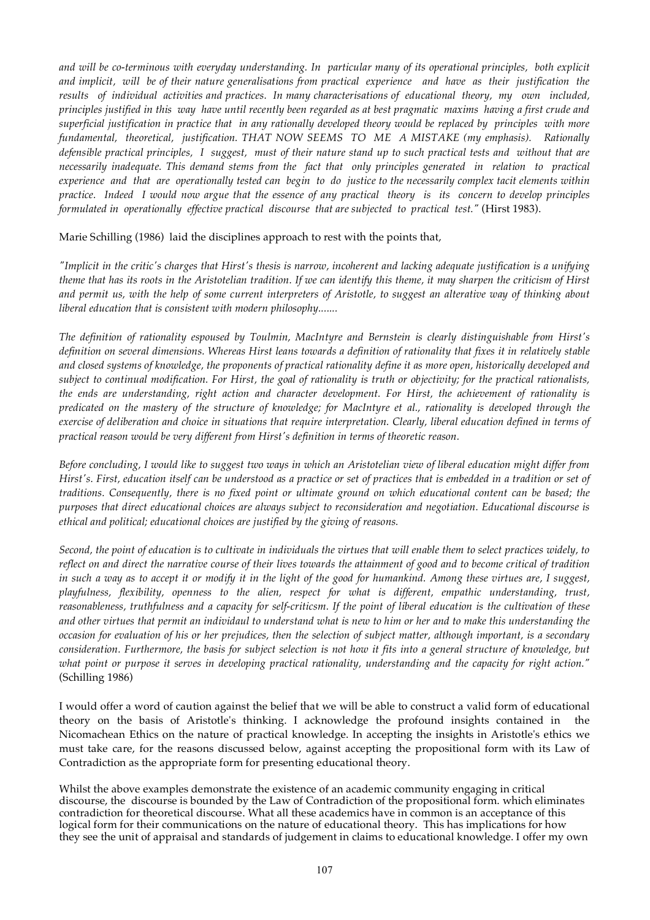*and will be co-terminous with everyday understanding. In particular many of its operational principles, both explicit and implicit, will be of their nature generalisations from practical experience and have as their justification the results of individual activities and practices. In many characterisations of educational theory, my own included, principles justified in this way have until recently been regarded as at best pragmatic maxims having a first crude and superficial justification in practice that in any rationally developed theory would be replaced by principles with more fundamental, theoretical, justification. THAT NOW SEEMS TO ME A MISTAKE (my emphasis). Rationally defensible practical principles, I suggest, must of their nature stand up to such practical tests and without that are necessarily inadequate. This demand stems from the fact that only principles generated in relation to practical experience and that are operationally tested can begin to do justice to the necessarily complex tacit elements within practice. Indeed I would now argue that the essence of any practical theory is its concern to develop principles formulated in operationally effective practical discourse that are subjected to practical test."* (Hirst 1983).

Marie Schilling (1986) laid the disciplines approach to rest with the points that,

*"Implicit in the critic's charges that Hirst's thesis is narrow, incoherent and lacking adequate justification is a unifying theme that has its roots in the Aristotelian tradition. If we can identify this theme, it may sharpen the criticism of Hirst and permit us, with the help of some current interpreters of Aristotle, to suggest an alterative way of thinking about liberal education that is consistent with modern philosophy.......*

*The definition of rationality espoused by Toulmin, MacIntyre and Bernstein is clearly distinguishable from Hirst's definition on several dimensions. Whereas Hirst leans towards a definition of rationality that fixes it in relatively stable and closed systems of knowledge, the proponents of practical rationality define it as more open, historically developed and subject to continual modification. For Hirst, the goal of rationality is truth or objectivity; for the practical rationalists, the ends are understanding, right action and character development. For Hirst, the achievement of rationality is predicated on the mastery of the structure of knowledge; for MacIntyre et al., rationality is developed through the exercise of deliberation and choice in situations that require interpretation. Clearly, liberal education defined in terms of practical reason would be very different from Hirst's definition in terms of theoretic reason.*

*Before concluding, I would like to suggest two ways in which an Aristotelian view of liberal education might differ from Hirst's. First, education itself can be understood as a practice or set of practices that is embedded in a tradition or set of traditions. Consequently, there is no fixed point or ultimate ground on which educational content can be based; the purposes that direct educational choices are always subject to reconsideration and negotiation. Educational discourse is ethical and political; educational choices are justified by the giving of reasons.*

*Second, the point of education is to cultivate in individuals the virtues that will enable them to select practices widely, to reflect on and direct the narrative course of their lives towards the attainment of good and to become critical of tradition in such a way as to accept it or modify it in the light of the good for humankind. Among these virtues are, I suggest, playfulness, flexibility, openness to the alien, respect for what is different, empathic understanding, trust, reasonableness, truthfulness and a capacity for self-criticsm. If the point of liberal education is the cultivation of these and other virtues that permit an individaul to understand what is new to him or her and to make this understanding the occasion for evaluation of his or her prejudices, then the selection of subject matter, although important, is a secondary consideration. Furthermore, the basis for subject selection is not how it fits into a general structure of knowledge, but what point or purpose it serves in developing practical rationality, understanding and the capacity for right action."* (Schilling 1986)

I would offer a word of caution against the belief that we will be able to construct a valid form of educational theory on the basis of Aristotle's thinking. I acknowledge the profound insights contained in the Nicomachean Ethics on the nature of practical knowledge. In accepting the insights in Aristotle's ethics we must take care, for the reasons discussed below, against accepting the propositional form with its Law of Contradiction as the appropriate form for presenting educational theory.

Whilst the above examples demonstrate the existence of an academic community engaging in critical discourse, the discourse is bounded by the Law of Contradiction of the propositional form. which eliminates contradiction for theoretical discourse. What all these academics have in common is an acceptance of this logical form for their communications on the nature of educational theory. This has implications for how they see the unit of appraisal and standards of judgement in claims to educational knowledge. I offer my own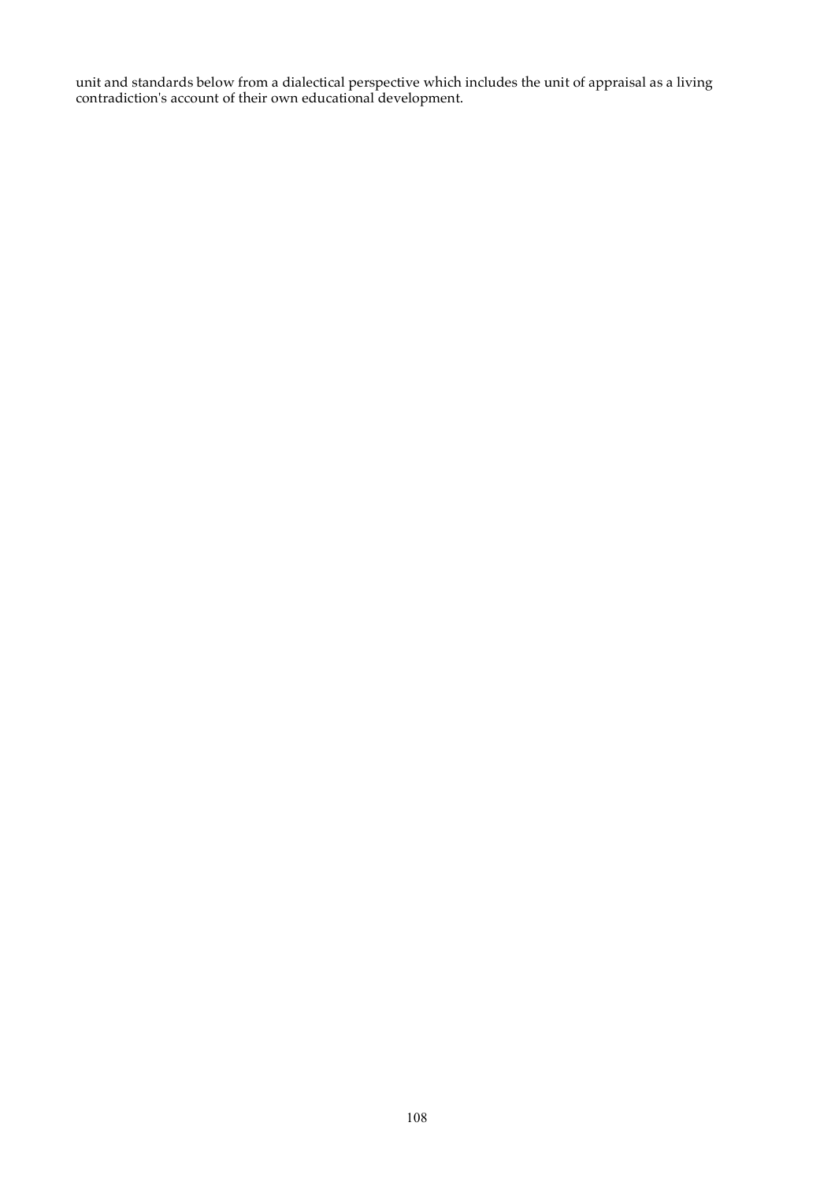unit and standards below from a dialectical perspective which includes the unit of appraisal as a living contradiction's account of their own educational development.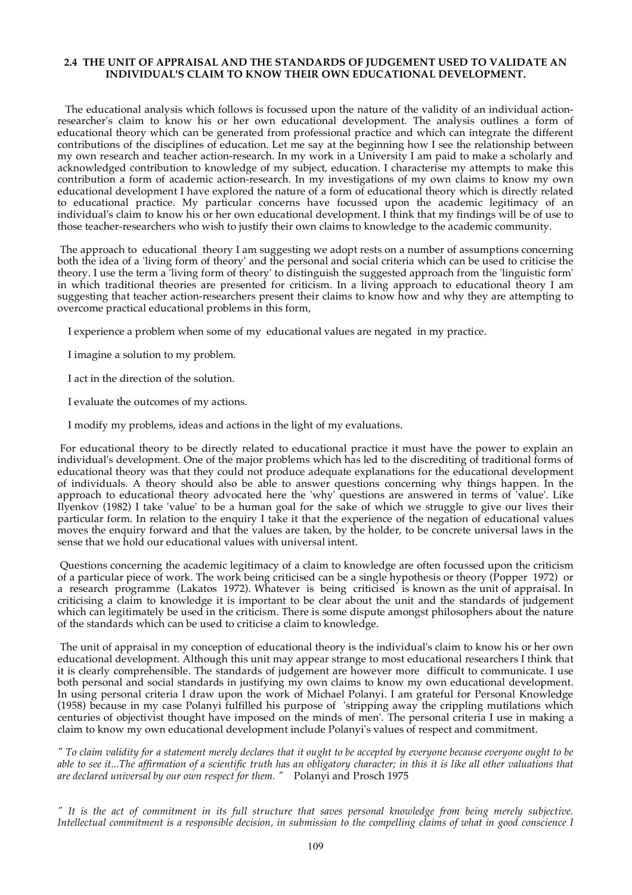### 2.4 THE UNIT OF APPRAISAL AND THE STANDARDS OF JUDGEMENT USED TO VALIDATE AN INDIVIDUAL'S CLAIM TO KNOW THEIR OWN EDUCATIONAL DEVELOPMENT.

The educational analysis which follows is focussed upon the nature of the validity of an individual action-researcher's claim to know his or her own educational development. The analysis outlines a form of educational theory which can be generated from professional practice and which can integrate the different contributions of the disciplines of education. Let me say at the beginning how I see the relationship between my own research and teacher action-research. In my work in a University I am paid to make a scholarly and acknowledged contribution to knowledge of my subject, education. I characterise my attempts to make this contribution a form of academic action-research. In my investigations of my own claims to know my own educational development I have explored the nature of a form of educational theory which is directly related to educational practice. My particular concerns have focussed upon the academic legitimacy of an individual's claim to know his or her own educational development. I think that my findings will be of use to those teacher-researchers who wish to justify their own claims to knowledge to the academic community.

The approach to educational theory I am suggesting we adopt rests on a number of assumptions concerning both the idea of a 'living form of theory' and the personal and social criteria which can be used to criticise the theory. I use the term a 'living form of theory' to distinguish the suggested approach from the 'linguistic form' in which traditional theories are presented for criticism. In a living approach to educational theory I am suggesting that teacher action-researchers present their claims to know how and why they are attempting to overcome practical educational problems in this form,

I experience a problem when some of my educational values are negated in my practice.

I imagine a solution to my problem.

I act in the direction of the solution.

I evaluate the outcomes of my actions.

I modify my problems, ideas and actions in the light of my evaluations.

For educational theory to be directly related to educational practice it must have the power to explain an individual's development. One of the major problems which has led to the discrediting of traditional forms of educational theory was that they could not produce adequate explanations for the educational development of individuals. A theory should also be able to answer questions concerning why things happen. In the approach to educational theory advocated here the 'why' questions are answered in terms of 'value'. Like Ilyenkov (1982) I take 'value' to be a human goal for the sake of which we struggle to give our lives their particular form. In relation to the enquiry I take it that the experience of the negation of educational values moves the enquiry forward and that the values are taken, by the holder, to be concrete universal laws in the sense that we hold our educational values with universal intent.

Questions concerning the academic legitimacy of a claim to knowledge are often focussed upon the criticism of a particular piece of work. The work being criticised can be a single hypothesis or theory (Popper 1972) or a research programme (Lakatos 1972). Whatever is being criticised is known as the unit of appraisal. In criticising a claim to knowledge it is important to be clear about the unit and the standards of judgement which can legitimately be used in the criticism. There is some dispute amongst philosophers about the nature of the standards which can be used to criticise a claim to knowledge.

The unit of appraisal in my conception of educational theory is the individual's claim to know his or her own educational development. Although this unit may appear strange to most educational researchers I think that it is clearly comprehensible. The standards of judgement are however more difficult to communicate. I use both personal and social standards in justifying my own claims to know my own educational development. In using personal criteria I draw upon the work of Michael Polanyi. I am grateful for Personal Knowledge (1958) because in my case Polanyi fulfilled his purpose of 'stripping away the crippling mutilations which centuries of objectivist thought have imposed on the minds of men'. The personal criteria I use in making a claim to know my own educational development include Polanyi's values of respect and commitment.

*" To claim validity for a statement merely declares that it ought to be accepted by everyone because everyone ought to be able to see it...The affirmation of a scientific truth has an obligatory character; in this it is like all other valuations that are declared universal by our own respect for them. "* Polanyi and Prosch 1975

*" It is the act of commitment in its full structure that saves personal knowledge from being merely subjective. Intellectual commitment is a responsible decision, in submission to the compelling claims of what in good conscience I*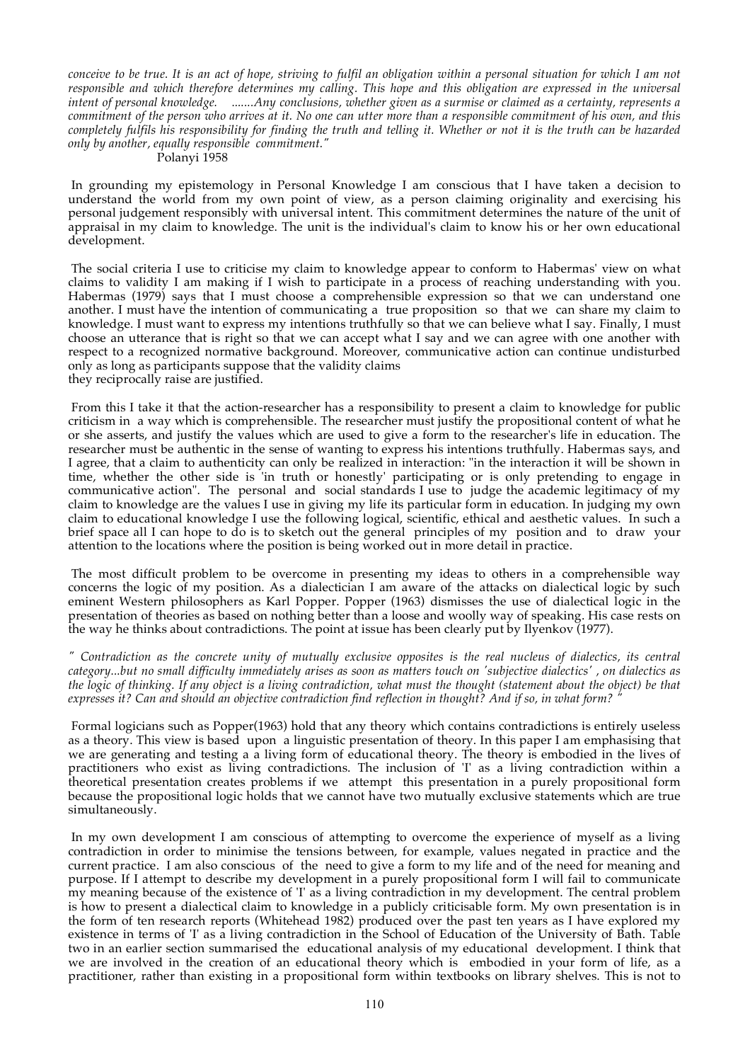*conceive to be true. It is an act of hope, striving to fulfil an obligation within a personal situation for which I am not responsible and which therefore determines my calling. This hope and this obligation are expressed in the universal intent of personal knowledge. .......Any conclusions, whether given as a surmise or claimed as a certainty, represents a commitment of the person who arrives at it. No one can utter more than a responsible commitment of his own, and this completely fulfils his responsibility for finding the truth and telling it. Whether or not it is the truth can be hazarded only by another, equally responsible commitment."*

Polanyi 1958

In grounding my epistemology in Personal Knowledge I am conscious that I have taken a decision to understand the world from my own point of view, as a person claiming originality and exercising his personal judgement responsibly with universal intent. This commitment determines the nature of the unit of appraisal in my claim to knowledge. The unit is the individual's claim to know his or her own educational development.

The social criteria I use to criticise my claim to knowledge appear to conform to Habermas' view on what claims to validity I am making if I wish to participate in a process of reaching understanding with you. Habermas (1979) says that I must choose a comprehensible expression so that we can understand one another. I must have the intention of communicating a true proposition so that we can share my claim to knowledge. I must want to express my intentions truthfully so that we can believe what I say. Finally, I must choose an utterance that is right so that we can accept what I say and we can agree with one another with respect to a recognized normative background. Moreover, communicative action can continue undisturbed only as long as participants suppose that the validity claims they reciprocally raise are justified.

From this I take it that the action-researcher has a responsibility to present a claim to knowledge for public criticism in a way which is comprehensible. The researcher must justify the propositional content of what he or she asserts, and justify the values which are used to give a form to the researcher's life in education. The researcher must be authentic in the sense of wanting to express his intentions truthfully. Habermas says, and I agree, that a claim to authenticity can only be realized in interaction: "in the interaction it will be shown in time, whether the other side is 'in truth or honestly' participating or is only pretending to engage in communicative action". The personal and social standards I use to judge the academic legitimacy of my claim to knowledge are the values I use in giving my life its particular form in education. In judging my own claim to educational knowledge I use the following logical, scientific, ethical and aesthetic values. In such a brief space all I can hope to do is to sketch out the general principles of my position and to draw your attention to the locations where the position is being worked out in more detail in practice.

The most difficult problem to be overcome in presenting my ideas to others in a comprehensible way concerns the logic of my position. As a dialectician I am aware of the attacks on dialectical logic by such eminent Western philosophers as Karl Popper. Popper (1963) dismisses the use of dialectical logic in the presentation of theories as based on nothing better than a loose and woolly way of speaking. His case rests on the way he thinks about contradictions. The point at issue has been clearly put by Ilyenkov (1977).

*" Contradiction as the concrete unity of mutually exclusive opposites is the real nucleus of dialectics, its central category...but no small difficulty immediately arises as soon as matters touch on 'subjective dialectics' , on dialectics as the logic of thinking. If any object is a living contradiction, what must the thought (statement about the object) be that expresses it? Can and should an objective contradiction find reflection in thought? And if so, in what form? "*

Formal logicians such as Popper(1963) hold that any theory which contains contradictions is entirely useless as a theory. This view is based upon a linguistic presentation of theory. In this paper I am emphasising that we are generating and testing a a living form of educational theory. The theory is embodied in the lives of practitioners who exist as living contradictions. The inclusion of 'I' as a living contradiction within a theoretical presentation creates problems if we attempt this presentation in a purely propositional form because the propositional logic holds that we cannot have two mutually exclusive statements which are true simultaneously.

In my own development I am conscious of attempting to overcome the experience of myself as a living contradiction in order to minimise the tensions between, for example, values negated in practice and the current practice. I am also conscious of the need to give a form to my life and of the need for meaning and purpose. If I attempt to describe my development in a purely propositional form I will fail to communicate my meaning because of the existence of 'I' as a living contradiction in my development. The central problem is how to present a dialectical claim to knowledge in a publicly criticisable form. My own presentation is in the form of ten research reports (Whitehead 1982) produced over the past ten years as I have explored my existence in terms of 'I' as a living contradiction in the School of Education of the University of Bath. Table two in an earlier section summarised the educational analysis of my educational development. I think that we are involved in the creation of an educational theory which is embodied in your form of life, as a practitioner, rather than existing in a propositional form within textbooks on library shelves. This is not to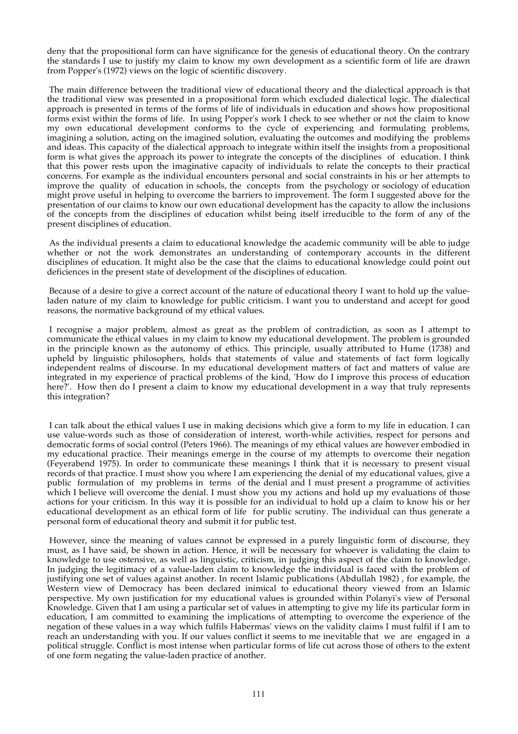deny that the propositional form can have significance for the genesis of educational theory. On the contrary the standards I use to justify my claim to know my own development as a scientific form of life are drawn from Popper's (1972) views on the logic of scientific discovery.

The main difference between the traditional view of educational theory and the dialectical approach is that the traditional view was presented in a propositional form which excluded dialectical logic. The dialectical approach is presented in terms of the forms of life of individuals in education and shows how propositional forms exist within the forms of life. In using Popper's work I check to see whether or not the claim to know my own educational development conforms to the cycle of experiencing and formulating problems, imagining a solution, acting on the imagined solution, evaluating the outcomes and modifying the problems and ideas. This capacity of the dialectical approach to integrate within itself the insights from a propositional form is what gives the approach its power to integrate the concepts of the disciplines of education. I think that this power rests upon the imaginative capacity of individuals to relate the concepts to their practical concerns. For example as the individual encounters personal and social constraints in his or her attempts to improve the quality of education in schools, the concepts from the psychology or sociology of education might prove useful in helping to overcome the barriers to improvement. The form I suggested above for the presentation of our claims to know our own educational development has the capacity to allow the inclusions of the concepts from the disciplines of education whilst being itself irreducible to the form of any of the present disciplines of education.

As the individual presents a claim to educational knowledge the academic community will be able to judge whether or not the work demonstrates an understanding of contemporary accounts in the different disciplines of education. It might also be the case that the claims to educational knowledge could point out deficiences in the present state of development of the disciplines of education.

Because of a desire to give a correct account of the nature of educational theory I want to hold up the value-laden nature of my claim to knowledge for public criticism. I want you to understand and accept for good reasons, the normative background of my ethical values.

I recognise a major problem, almost as great as the problem of contradiction, as soon as I attempt to communicate the ethical values in my claim to know my educational development. The problem is grounded in the principle known as the autonomy of ethics. This principle, usually attributed to Hume (1738) and upheld by linguistic philosophers, holds that statements of value and statements of fact form logically independent realms of discourse. In my educational development matters of fact and matters of value are integrated in my experience of practical problems of the kind, 'How do I improve this process of education here?'. How then do I present a claim to know my educational development in a way that truly represents this integration?

I can talk about the ethical values I use in making decisions which give a form to my life in education. I can use value-words such as those of consideration of interest, worth-while activities, respect for persons and democratic forms of social control (Peters 1966). The meanings of my ethical values are however embodied in my educational practice. Their meanings emerge in the course of my attempts to overcome their negation (Feyerabend 1975). In order to communicate these meanings I think that it is necessary to present visual records of that practice. I must show you where I am experiencing the denial of my educational values, give a public formulation of my problems in terms of the denial and I must present a programme of activities which I believe will overcome the denial. I must show you my actions and hold up my evaluations of those actions for your criticism. In this way it is possible for an individual to hold up a claim to know his or her educational development as an ethical form of life for public scrutiny. The individual can thus generate a personal form of educational theory and submit it for public test.

However, since the meaning of values cannot be expressed in a purely linguistic form of discourse, they must, as I have said, be shown in action. Hence, it will be necessary for whoever is validating the claim to knowledge to use ostensive, as well as linguistic, criticism, in judging this aspect of the claim to knowledge. In judging the legitimacy of a value-laden claim to knowledge the individual is faced with the problem of justifying one set of values against another. In recent Islamic publications (Abdullah 1982) , for example, the Western view of Democracy has been declared inimical to educational theory viewed from an Islamic perspective. My own justification for my educational values is grounded within Polanyi's view of Personal Knowledge. Given that I am using a particular set of values in attempting to give my life its particular form in education, I am committed to examining the implications of attempting to overcome the experience of the negation of these values in a way which fulfils Habermas' views on the validity claims I must fulfil if I am to reach an understanding with you. If our values conflict it seems to me inevitable that we are engaged in a political struggle. Conflict is most intense when particular forms of life cut across those of others to the extent of one form negating the value-laden practice of another.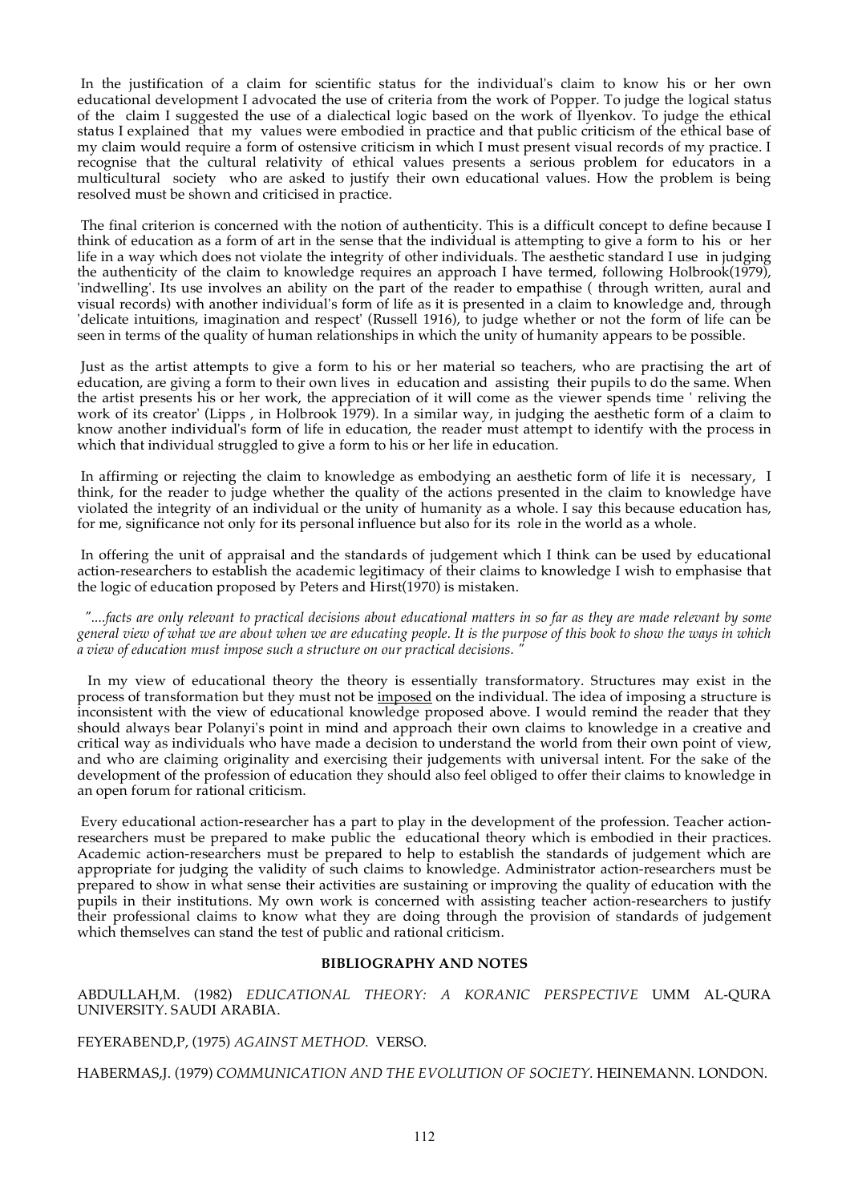In the justification of a claim for scientific status for the individual's claim to know his or her own educational development I advocated the use of criteria from the work of Popper. To judge the logical status of the claim I suggested the use of a dialectical logic based on the work of Ilyenkov. To judge the ethical status I explained that my values were embodied in practice and that public criticism of the ethical base of my claim would require a form of ostensive criticism in which I must present visual records of my practice. I recognise that the cultural relativity of ethical values presents a serious problem for educators in a multicultural society who are asked to justify their own educational values. How the problem is being resolved must be shown and criticised in practice.

The final criterion is concerned with the notion of authenticity. This is a difficult concept to define because I think of education as a form of art in the sense that the individual is attempting to give a form to his or her life in a way which does not violate the integrity of other individuals. The aesthetic standard I use in judging the authenticity of the claim to knowledge requires an approach I have termed, following Holbrook(1979), 'indwelling'. Its use involves an ability on the part of the reader to empathise ( through written, aural and visual records) with another individual's form of life as it is presented in a claim to knowledge and, through 'delicate intuitions, imagination and respect' (Russell 1916), to judge whether or not the form of life can be seen in terms of the quality of human relationships in which the unity of humanity appears to be possible.

Just as the artist attempts to give a form to his or her material so teachers, who are practising the art of education, are giving a form to their own lives in education and assisting their pupils to do the same. When the artist presents his or her work, the appreciation of it will come as the viewer spends time ' reliving the work of its creator' (Lipps , in Holbrook 1979). In a similar way, in judging the aesthetic form of a claim to know another individual's form of life in education, the reader must attempt to identify with the process in which that individual struggled to give a form to his or her life in education.

In affirming or rejecting the claim to knowledge as embodying an aesthetic form of life it is necessary, I think, for the reader to judge whether the quality of the actions presented in the claim to knowledge have violated the integrity of an individual or the unity of humanity as a whole. I say this because education has, for me, significance not only for its personal influence but also for its role in the world as a whole.

In offering the unit of appraisal and the standards of judgement which I think can be used by educational action-researchers to establish the academic legitimacy of their claims to knowledge I wish to emphasise that the logic of education proposed by Peters and Hirst(1970) is mistaken.

*"....facts are only relevant to practical decisions about educational matters in so far as they are made relevant by some general view of what we are about when we are educating people. It is the purpose of this book to show the ways in which a view of education must impose such a structure on our practical decisions. "*

In my view of educational theory the theory is essentially transformatory. Structures may exist in the process of transformation but they must not be <u>imposed</u> on the individual. The idea of imposing a structure is inconsistent with the view of educational knowledge proposed above. I would remind the reader that they should always bear Polanyi's point in mind and approach their own claims to knowledge in a creative and critical way as individuals who have made a decision to understand the world from their own point of view, and who are claiming originality and exercising their judgements with universal intent. For the sake of the development of the profession of education they should also feel obliged to offer their claims to knowledge in an open forum for rational criticism.

Every educational action-researcher has a part to play in the development of the profession. Teacher action-researchers must be prepared to make public the educational theory which is embodied in their practices. Academic action-researchers must be prepared to help to establish the standards of judgement which are appropriate for judging the validity of such claims to knowledge. Administrator action-researchers must be prepared to show in what sense their activities are sustaining or improving the quality of education with the pupils in their institutions. My own work is concerned with assisting teacher action-researchers to justify their professional claims to know what they are doing through the provision of standards of judgement which themselves can stand the test of public and rational criticism.

## BIBLIOGRAPHY AND NOTES

ABDULLAH,M. (1982) *EDUCATIONAL THEORY: A KORANIC PERSPECTIVE* UMM AL-QURA UNIVERSITY. SAUDI ARABIA.

FEYERABEND,P, (1975) *AGAINST METHOD.* VERSO.

HABERMAS,J. (1979) *COMMUNICATION AND THE EVOLUTION OF SOCIETY*. HEINEMANN. LONDON.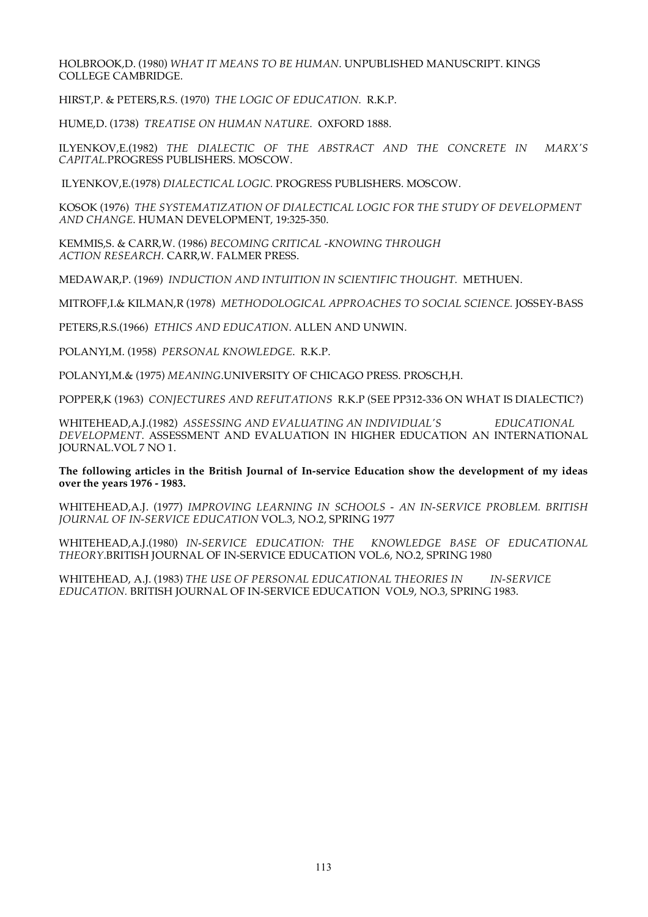HOLBROOK,D. (1980) *WHAT IT MEANS TO BE HUMAN*. UNPUBLISHED MANUSCRIPT. KINGS COLLEGE CAMBRIDGE.

HIRST,P. & PETERS,R.S. (1970) *THE LOGIC OF EDUCATION.* R.K.P.

HUME,D. (1738) *TREATISE ON HUMAN NATURE.* OXFORD 1888.

ILYENKOV,E.(1982) *THE DIALECTIC OF THE ABSTRACT AND THE CONCRETE IN MARX'S CAPITAL*.PROGRESS PUBLISHERS. MOSCOW.

ILYENKOV,E.(1978) *DIALECTICAL LOGIC*. PROGRESS PUBLISHERS. MOSCOW.

KOSOK (1976) *THE SYSTEMATIZATION OF DIALECTICAL LOGIC FOR THE STUDY OF DEVELOPMENT AND CHANGE*. HUMAN DEVELOPMENT, 19:325-350.

KEMMIS,S. & CARR,W. (1986) *BECOMING CRITICAL -KNOWING THROUGH ACTION RESEARCH*. CARR,W. FALMER PRESS.

MEDAWAR,P. (1969) *INDUCTION AND INTUITION IN SCIENTIFIC THOUGHT.* METHUEN.

MITROFF,I.& KILMAN,R (1978) *METHODOLOGICAL APPROACHES TO SOCIAL SCIENCE.* JOSSEY-BASS

PETERS,R.S.(1966) *ETHICS AND EDUCATION*. ALLEN AND UNWIN.

POLANYI,M. (1958) *PERSONAL KNOWLEDGE*. R.K.P.

POLANYI,M.& (1975) *MEANING*.UNIVERSITY OF CHICAGO PRESS. PROSCH,H.

POPPER,K (1963) *CONJECTURES AND REFUTATIONS* R.K.P (SEE PP312-336 ON WHAT IS DIALECTIC?)

WHITEHEAD,A.J.(1982) *ASSESSING AND EVALUATING AN INDIVIDUAL'S EDUCATIONAL DEVELOPMENT*. ASSESSMENT AND EVALUATION IN HIGHER EDUCATION AN INTERNATIONAL JOURNAL.VOL 7 NO 1.

**The following articles in the British Journal of In-service Education show the development of my ideas over the years 1976 - 1983.**

WHITEHEAD,A.J. (1977) *IMPROVING LEARNING IN SCHOOLS - AN IN-SERVICE PROBLEM. BRITISH JOURNAL OF IN-SERVICE EDUCATION* VOL.3, NO.2, SPRING 1977

WHITEHEAD,A.J.(1980) *IN-SERVICE EDUCATION: THE KNOWLEDGE BASE OF EDUCATIONAL THEORY*.BRITISH JOURNAL OF IN-SERVICE EDUCATION VOL.6, NO.2, SPRING 1980

WHITEHEAD, A.J. (1983) *THE USE OF PERSONAL EDUCATIONAL THEORIES IN IN-SERVICE EDUCATION.* BRITISH JOURNAL OF IN-SERVICE EDUCATION VOL9, NO.3, SPRING 1983.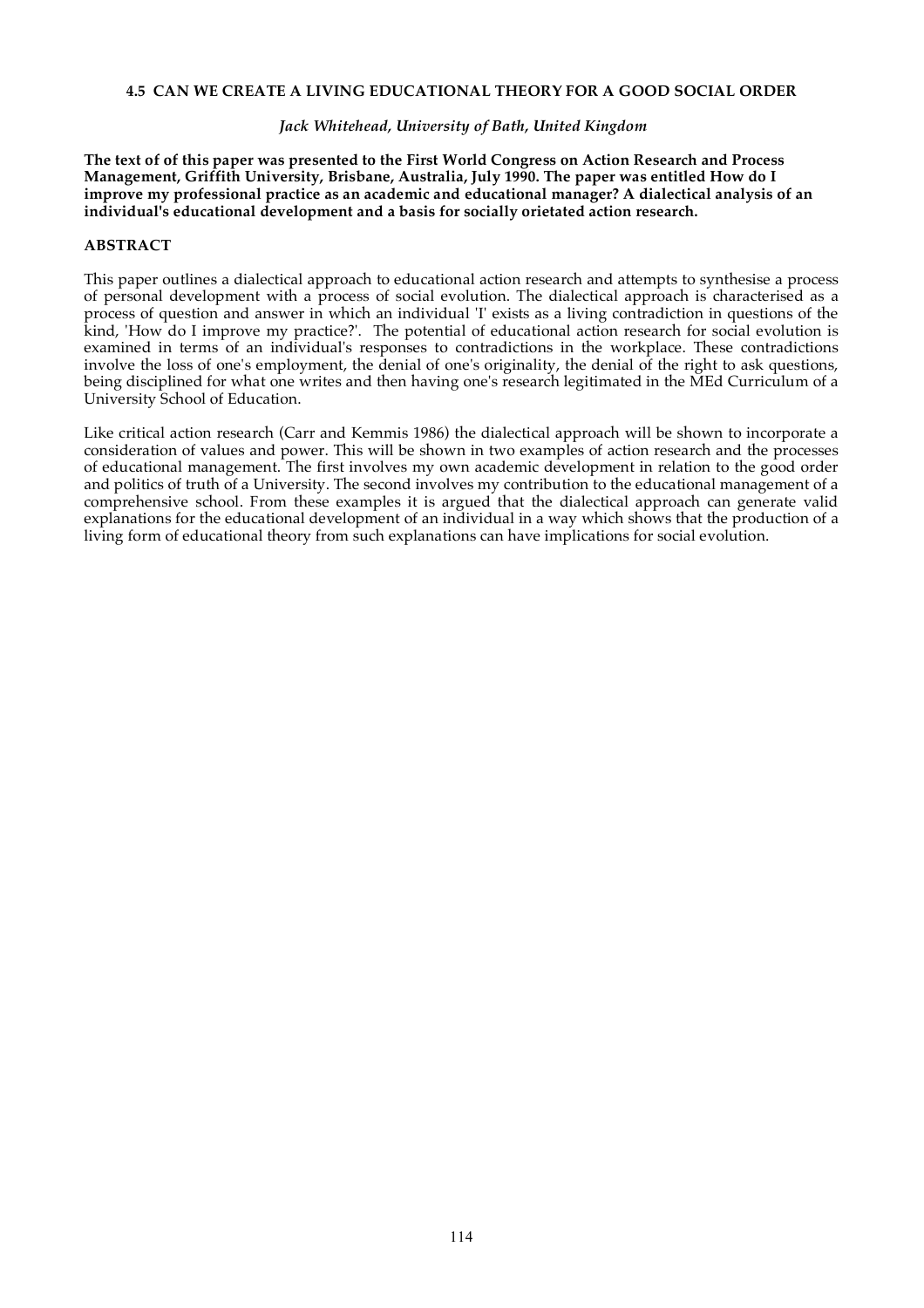### 4.5 CAN WE CREATE A LIVING EDUCATIONAL THEORY FOR A GOOD SOCIAL ORDER

*Jack Whitehead, University of Bath, United Kingdom*

**The text of of this paper was presented to the First World Congress on Action Research and Process Management, Griffith University, Brisbane, Australia, July 1990. The paper was entitled How do I improve my professional practice as an academic and educational manager? A dialectical analysis of an individual's educational development and a basis for socially orietated action research.**

#### ABSTRACT

This paper outlines a dialectical approach to educational action research and attempts to synthesise a process of personal development with a process of social evolution. The dialectical approach is characterised as a process of question and answer in which an individual 'I' exists as a living contradiction in questions of the kind, 'How do I improve my practice?'. The potential of educational action research for social evolution is examined in terms of an individual's responses to contradictions in the workplace. These contradictions involve the loss of one's employment, the denial of one's originality, the denial of the right to ask questions, being disciplined for what one writes and then having one's research legitimated in the MEd Curriculum of a University School of Education.

Like critical action research (Carr and Kemmis 1986) the dialectical approach will be shown to incorporate a consideration of values and power. This will be shown in two examples of action research and the processes of educational management. The first involves my own academic development in relation to the good order and politics of truth of a University. The second involves my contribution to the educational management of a comprehensive school. From these examples it is argued that the dialectical approach can generate valid explanations for the educational development of an individual in a way which shows that the production of a living form of educational theory from such explanations can have implications for social evolution.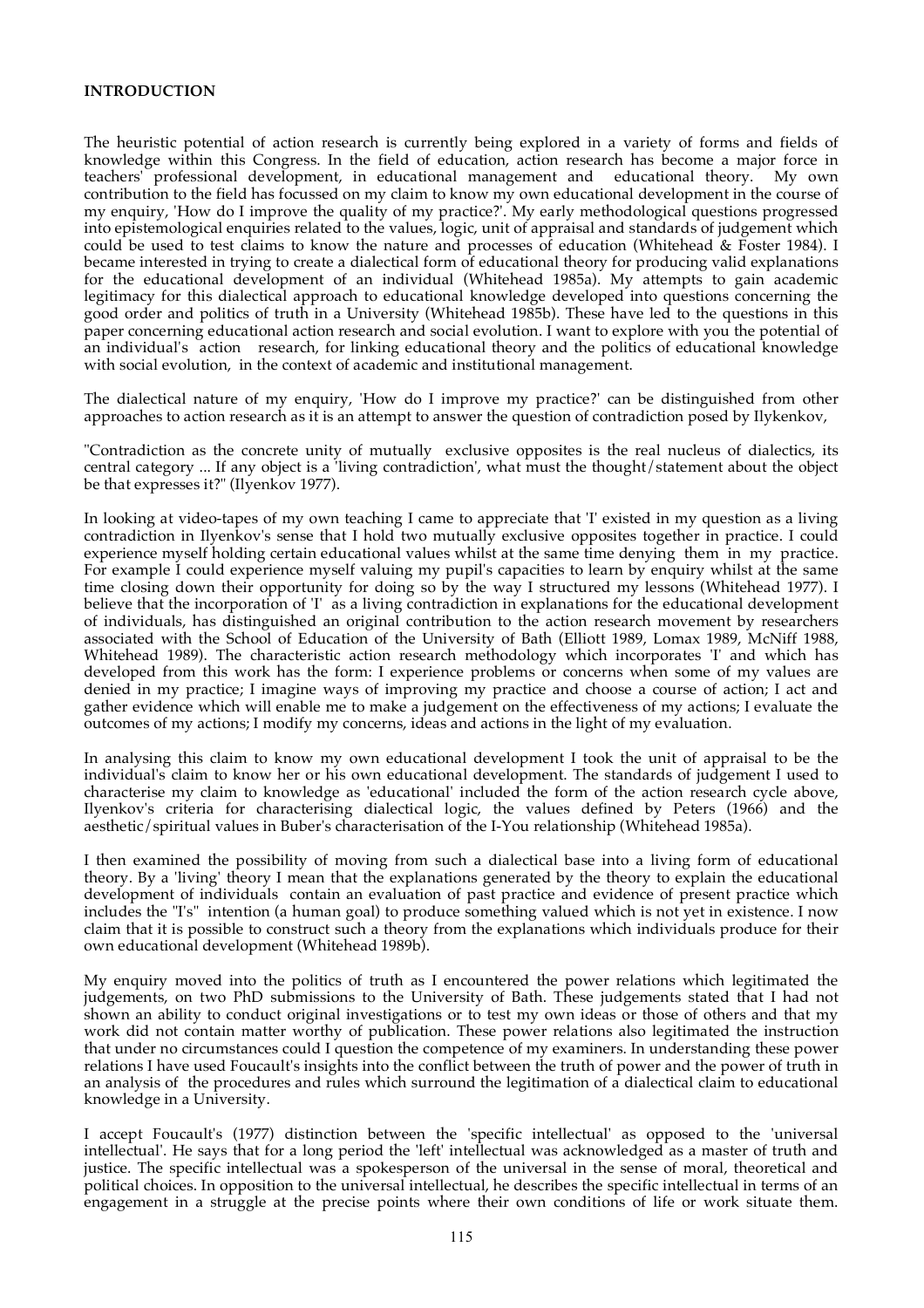**INTRODUCTION**

The heuristic potential of action research is currently being explored in a variety of forms and fields of knowledge within this Congress. In the field of education, action research has become a major force in teachers' professional development, in educational management and educational theory. My own contribution to the field has focussed on my claim to know my own educational development in the course of my enquiry, 'How do I improve the quality of my practice?'. My early methodological questions progressed into epistemological enquiries related to the values, logic, unit of appraisal and standards of judgement which could be used to test claims to know the nature and processes of education (Whitehead & Foster 1984). I became interested in trying to create a dialectical form of educational theory for producing valid explanations for the educational development of an individual (Whitehead 1985a). My attempts to gain academic legitimacy for this dialectical approach to educational knowledge developed into questions concerning the good order and politics of truth in a University (Whitehead 1985b). These have led to the questions in this paper concerning educational action research and social evolution. I want to explore with you the potential of an individual's action research, for linking educational theory and the politics of educational knowledge with social evolution, in the context of academic and institutional management.

The dialectical nature of my enquiry, 'How do I improve my practice?' can be distinguished from other approaches to action research as it is an attempt to answer the question of contradiction posed by Ilykenkov,

"Contradiction as the concrete unity of mutually exclusive opposites is the real nucleus of dialectics, its central category ... If any object is a 'living contradiction', what must the thought/statement about the object be that expresses it?" (Ilyenkov 1977).

In looking at video-tapes of my own teaching I came to appreciate that 'I' existed in my question as a living contradiction in Ilyenkov's sense that I hold two mutually exclusive opposites together in practice. I could experience myself holding certain educational values whilst at the same time denying them in my practice. For example I could experience myself valuing my pupil's capacities to learn by enquiry whilst at the same time closing down their opportunity for doing so by the way I structured my lessons (Whitehead 1977). I believe that the incorporation of 'I' as a living contradiction in explanations for the educational development of individuals, has distinguished an original contribution to the action research movement by researchers associated with the School of Education of the University of Bath (Elliott 1989, Lomax 1989, McNiff 1988, Whitehead 1989). The characteristic action research methodology which incorporates 'I' and which has developed from this work has the form: I experience problems or concerns when some of my values are denied in my practice; I imagine ways of improving my practice and choose a course of action; I act and gather evidence which will enable me to make a judgement on the effectiveness of my actions; I evaluate the outcomes of my actions; I modify my concerns, ideas and actions in the light of my evaluation.

In analysing this claim to know my own educational development I took the unit of appraisal to be the individual's claim to know her or his own educational development. The standards of judgement I used to characterise my claim to knowledge as 'educational' included the form of the action research cycle above, Ilyenkov's criteria for characterising dialectical logic, the values defined by Peters (1966) and the aesthetic/spiritual values in Buber's characterisation of the I-You relationship (Whitehead 1985a).

I then examined the possibility of moving from such a dialectical base into a living form of educational theory. By a 'living' theory I mean that the explanations generated by the theory to explain the educational development of individuals contain an evaluation of past practice and evidence of present practice which includes the "I's" intention (a human goal) to produce something valued which is not yet in existence. I now claim that it is possible to construct such a theory from the explanations which individuals produce for their own educational development (Whitehead 1989b).

My enquiry moved into the politics of truth as I encountered the power relations which legitimated the judgements, on two PhD submissions to the University of Bath. These judgements stated that I had not shown an ability to conduct original investigations or to test my own ideas or those of others and that my work did not contain matter worthy of publication. These power relations also legitimated the instruction that under no circumstances could I question the competence of my examiners. In understanding these power relations I have used Foucault's insights into the conflict between the truth of power and the power of truth in an analysis of the procedures and rules which surround the legitimation of a dialectical claim to educational knowledge in a University.

I accept Foucault's (1977) distinction between the 'specific intellectual' as opposed to the 'universal intellectual'. He says that for a long period the 'left' intellectual was acknowledged as a master of truth and justice. The specific intellectual was a spokesperson of the universal in the sense of moral, theoretical and political choices. In opposition to the universal intellectual, he describes the specific intellectual in terms of an engagement in a struggle at the precise points where their own conditions of life or work situate them.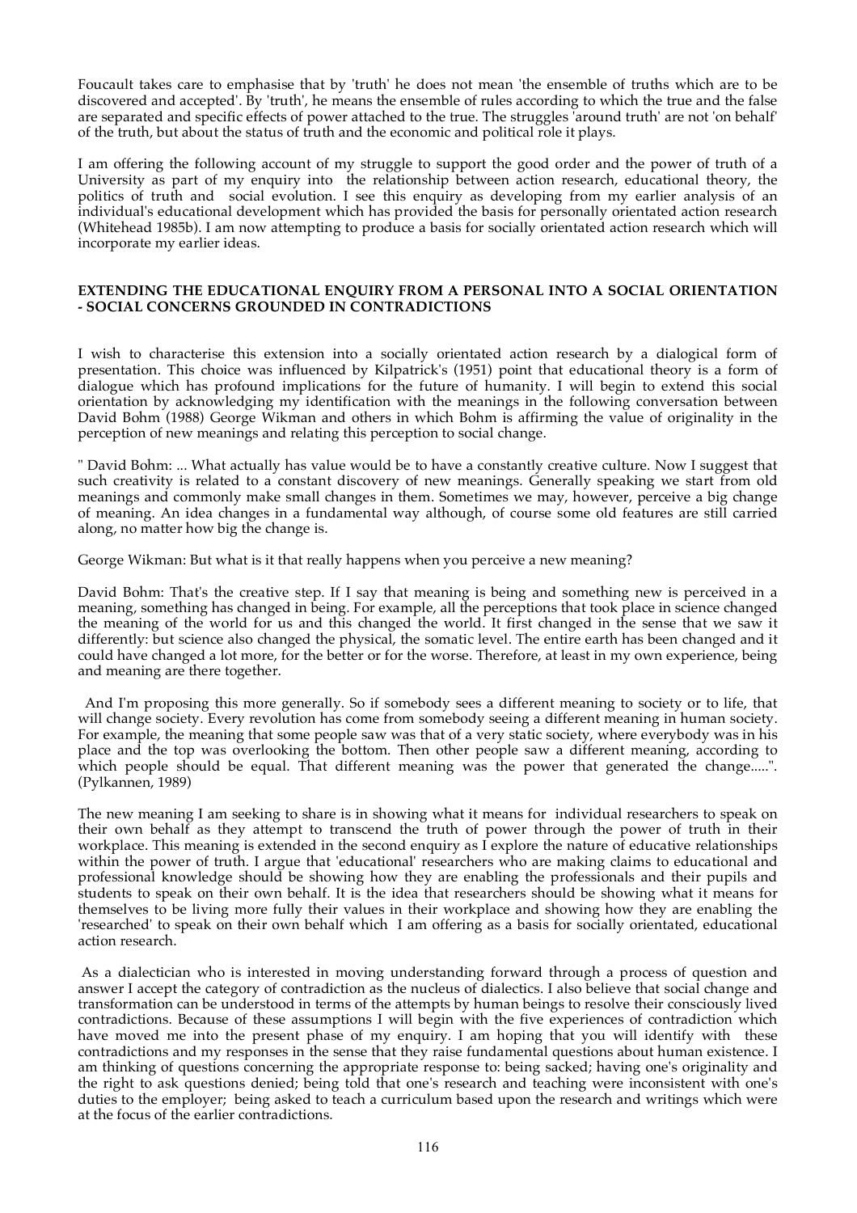Foucault takes care to emphasise that by 'truth' he does not mean 'the ensemble of truths which are to be discovered and accepted'. By 'truth', he means the ensemble of rules according to which the true and the false are separated and specific effects of power attached to the true. The struggles 'around truth' are not 'on behalf' of the truth, but about the status of truth and the economic and political role it plays.

I am offering the following account of my struggle to support the good order and the power of truth of a University as part of my enquiry into the relationship between action research, educational theory, the politics of truth and social evolution. I see this enquiry as developing from my earlier analysis of an individual's educational development which has provided the basis for personally orientated action research (Whitehead 1985b). I am now attempting to produce a basis for socially orientated action research which will incorporate my earlier ideas.

**EXTENDING THE EDUCATIONAL ENQUIRY FROM A PERSONAL INTO A SOCIAL ORIENTATION - SOCIAL CONCERNS GROUNDED IN CONTRADICTIONS**

I wish to characterise this extension into a socially orientated action research by a dialogical form of presentation. This choice was influenced by Kilpatrick's (1951) point that educational theory is a form of dialogue which has profound implications for the future of humanity. I will begin to extend this social orientation by acknowledging my identification with the meanings in the following conversation between David Bohm (1988) George Wikman and others in which Bohm is affirming the value of originality in the perception of new meanings and relating this perception to social change.

" David Bohm: ... What actually has value would be to have a constantly creative culture. Now I suggest that such creativity is related to a constant discovery of new meanings. Generally speaking we start from old meanings and commonly make small changes in them. Sometimes we may, however, perceive a big change of meaning. An idea changes in a fundamental way although, of course some old features are still carried along, no matter how big the change is.

George Wikman: But what is it that really happens when you perceive a new meaning?

David Bohm: That's the creative step. If I say that meaning is being and something new is perceived in a meaning, something has changed in being. For example, all the perceptions that took place in science changed the meaning of the world for us and this changed the world. It first changed in the sense that we saw it differently: but science also changed the physical, the somatic level. The entire earth has been changed and it could have changed a lot more, for the better or for the worse. Therefore, at least in my own experience, being and meaning are there together.

And I'm proposing this more generally. So if somebody sees a different meaning to society or to life, that will change society. Every revolution has come from somebody seeing a different meaning in human society. For example, the meaning that some people saw was that of a very static society, where everybody was in his place and the top was overlooking the bottom. Then other people saw a different meaning, according to which people should be equal. That different meaning was the power that generated the change.....". (Pylkannen, 1989)

The new meaning I am seeking to share is in showing what it means for individual researchers to speak on their own behalf as they attempt to transcend the truth of power through the power of truth in their workplace. This meaning is extended in the second enquiry as I explore the nature of educative relationships within the power of truth. I argue that 'educational' researchers who are making claims to educational and professional knowledge should be showing how they are enabling the professionals and their pupils and students to speak on their own behalf. It is the idea that researchers should be showing what it means for themselves to be living more fully their values in their workplace and showing how they are enabling the 'researched' to speak on their own behalf which I am offering as a basis for socially orientated, educational action research.

As a dialectician who is interested in moving understanding forward through a process of question and answer I accept the category of contradiction as the nucleus of dialectics. I also believe that social change and transformation can be understood in terms of the attempts by human beings to resolve their consciously lived contradictions. Because of these assumptions I will begin with the five experiences of contradiction which have moved me into the present phase of my enquiry. I am hoping that you will identify with these contradictions and my responses in the sense that they raise fundamental questions about human existence. I am thinking of questions concerning the appropriate response to: being sacked; having one's originality and the right to ask questions denied; being told that one's research and teaching were inconsistent with one's duties to the employer; being asked to teach a curriculum based upon the research and writings which were at the focus of the earlier contradictions.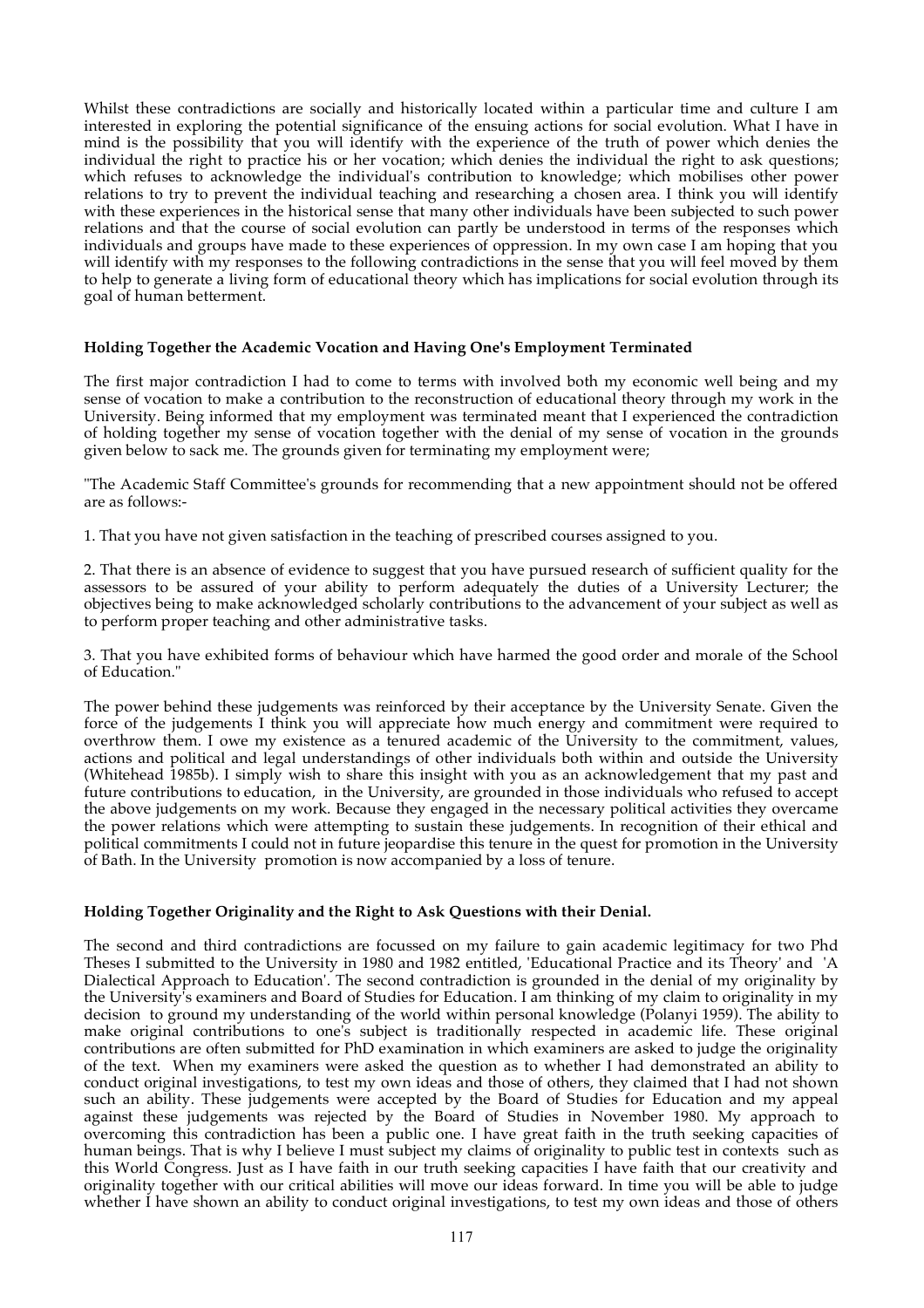Whilst these contradictions are socially and historically located within a particular time and culture I am interested in exploring the potential significance of the ensuing actions for social evolution. What I have in mind is the possibility that you will identify with the experience of the truth of power which denies the individual the right to practice his or her vocation; which denies the individual the right to ask questions; which refuses to acknowledge the individual's contribution to knowledge; which mobilises other power relations to try to prevent the individual teaching and researching a chosen area. I think you will identify with these experiences in the historical sense that many other individuals have been subjected to such power relations and that the course of social evolution can partly be understood in terms of the responses which individuals and groups have made to these experiences of oppression. In my own case I am hoping that you will identify with my responses to the following contradictions in the sense that you will feel moved by them to help to generate a living form of educational theory which has implications for social evolution through its goal of human betterment.

### Holding Together the Academic Vocation and Having One's Employment Terminated

The first major contradiction I had to come to terms with involved both my economic well being and my sense of vocation to make a contribution to the reconstruction of educational theory through my work in the University. Being informed that my employment was terminated meant that I experienced the contradiction of holding together my sense of vocation together with the denial of my sense of vocation in the grounds given below to sack me. The grounds given for terminating my employment were;

"The Academic Staff Committee's grounds for recommending that a new appointment should not be offered are as follows:-

1. That you have not given satisfaction in the teaching of prescribed courses assigned to you.

2. That there is an absence of evidence to suggest that you have pursued research of sufficient quality for the assessors to be assured of your ability to perform adequately the duties of a University Lecturer; the objectives being to make acknowledged scholarly contributions to the advancement of your subject as well as to perform proper teaching and other administrative tasks.

3. That you have exhibited forms of behaviour which have harmed the good order and morale of the School of Education."

The power behind these judgements was reinforced by their acceptance by the University Senate. Given the force of the judgements I think you will appreciate how much energy and commitment were required to overthrow them. I owe my existence as a tenured academic of the University to the commitment, values, actions and political and legal understandings of other individuals both within and outside the University (Whitehead 1985b). I simply wish to share this insight with you as an acknowledgement that my past and future contributions to education, in the University, are grounded in those individuals who refused to accept the above judgements on my work. Because they engaged in the necessary political activities they overcame the power relations which were attempting to sustain these judgements. In recognition of their ethical and political commitments I could not in future jeopardise this tenure in the quest for promotion in the University of Bath. In the University promotion is now accompanied by a loss of tenure.

### Holding Together Originality and the Right to Ask Questions with their Denial.

The second and third contradictions are focussed on my failure to gain academic legitimacy for two Phd Theses I submitted to the University in 1980 and 1982 entitled, 'Educational Practice and its Theory' and 'A Dialectical Approach to Education'. The second contradiction is grounded in the denial of my originality by the University's examiners and Board of Studies for Education. I am thinking of my claim to originality in my decision to ground my understanding of the world within personal knowledge (Polanyi 1959). The ability to make original contributions to one's subject is traditionally respected in academic life. These original contributions are often submitted for PhD examination in which examiners are asked to judge the originality of the text. When my examiners were asked the question as to whether I had demonstrated an ability to conduct original investigations, to test my own ideas and those of others, they claimed that I had not shown such an ability. These judgements were accepted by the Board of Studies for Education and my appeal against these judgements was rejected by the Board of Studies in November 1980. My approach to overcoming this contradiction has been a public one. I have great faith in the truth seeking capacities of human beings. That is why I believe I must subject my claims of originality to public test in contexts such as this World Congress. Just as I have faith in our truth seeking capacities I have faith that our creativity and originality together with our critical abilities will move our ideas forward. In time you will be able to judge whether I have shown an ability to conduct original investigations, to test my own ideas and those of others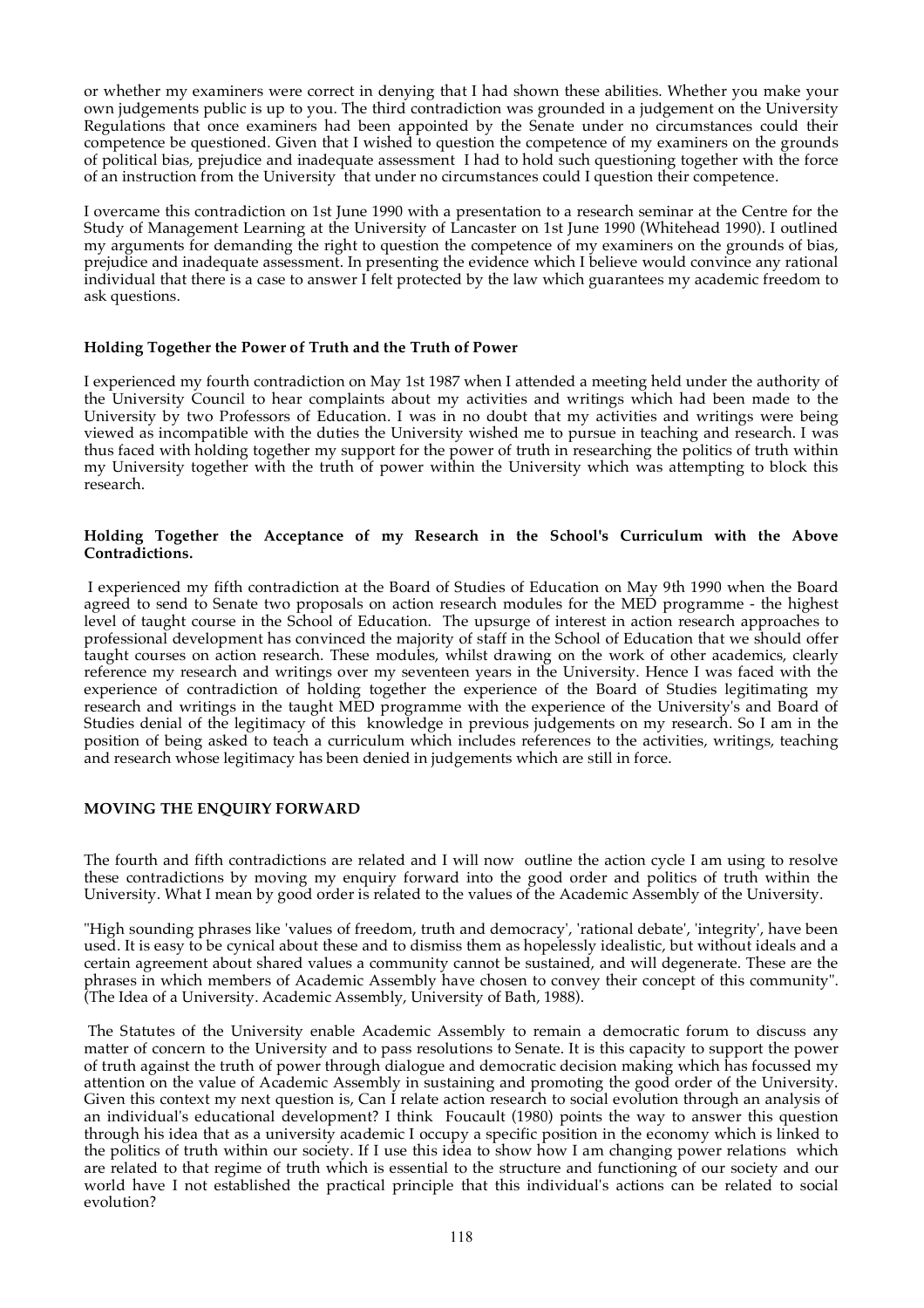or whether my examiners were correct in denying that I had shown these abilities. Whether you make your own judgements public is up to you. The third contradiction was grounded in a judgement on the University Regulations that once examiners had been appointed by the Senate under no circumstances could their competence be questioned. Given that I wished to question the competence of my examiners on the grounds of political bias, prejudice and inadequate assessment I had to hold such questioning together with the force of an instruction from the University that under no circumstances could I question their competence.

I overcame this contradiction on 1st June 1990 with a presentation to a research seminar at the Centre for the Study of Management Learning at the University of Lancaster on 1st June 1990 (Whitehead 1990). I outlined my arguments for demanding the right to question the competence of my examiners on the grounds of bias, prejudice and inadequate assessment. In presenting the evidence which I believe would convince any rational individual that there is a case to answer I felt protected by the law which guarantees my academic freedom to ask questions.

**Holding Together the Power of Truth and the Truth of Power**

I experienced my fourth contradiction on May 1st 1987 when I attended a meeting held under the authority of the University Council to hear complaints about my activities and writings which had been made to the University by two Professors of Education. I was in no doubt that my activities and writings were being viewed as incompatible with the duties the University wished me to pursue in teaching and research. I was thus faced with holding together my support for the power of truth in researching the politics of truth within my University together with the truth of power within the University which was attempting to block this research.

**Holding Together the Acceptance of my Research in the School's Curriculum with the Above Contradictions.**

I experienced my fifth contradiction at the Board of Studies of Education on May 9th 1990 when the Board agreed to send to Senate two proposals on action research modules for the MED programme - the highest level of taught course in the School of Education. The upsurge of interest in action research approaches to professional development has convinced the majority of staff in the School of Education that we should offer taught courses on action research. These modules, whilst drawing on the work of other academics, clearly reference my research and writings over my seventeen years in the University. Hence I was faced with the experience of contradiction of holding together the experience of the Board of Studies legitimating my research and writings in the taught MED programme with the experience of the University's and Board of Studies denial of the legitimacy of this knowledge in previous judgements on my research. So I am in the position of being asked to teach a curriculum which includes references to the activities, writings, teaching and research whose legitimacy has been denied in judgements which are still in force.

**MOVING THE ENQUIRY FORWARD**

The fourth and fifth contradictions are related and I will now outline the action cycle I am using to resolve these contradictions by moving my enquiry forward into the good order and politics of truth within the University. What I mean by good order is related to the values of the Academic Assembly of the University.

"High sounding phrases like 'values of freedom, truth and democracy', 'rational debate', 'integrity', have been used. It is easy to be cynical about these and to dismiss them as hopelessly idealistic, but without ideals and a certain agreement about shared values a community cannot be sustained, and will degenerate. These are the phrases in which members of Academic Assembly have chosen to convey their concept of this community". (The Idea of a University. Academic Assembly, University of Bath, 1988).

The Statutes of the University enable Academic Assembly to remain a democratic forum to discuss any matter of concern to the University and to pass resolutions to Senate. It is this capacity to support the power of truth against the truth of power through dialogue and democratic decision making which has focussed my attention on the value of Academic Assembly in sustaining and promoting the good order of the University. Given this context my next question is, Can I relate action research to social evolution through an analysis of an individual's educational development? I think Foucault (1980) points the way to answer this question through his idea that as a university academic I occupy a specific position in the economy which is linked to the politics of truth within our society. If I use this idea to show how I am changing power relations which are related to that regime of truth which is essential to the structure and functioning of our society and our world have I not established the practical principle that this individual's actions can be related to social evolution?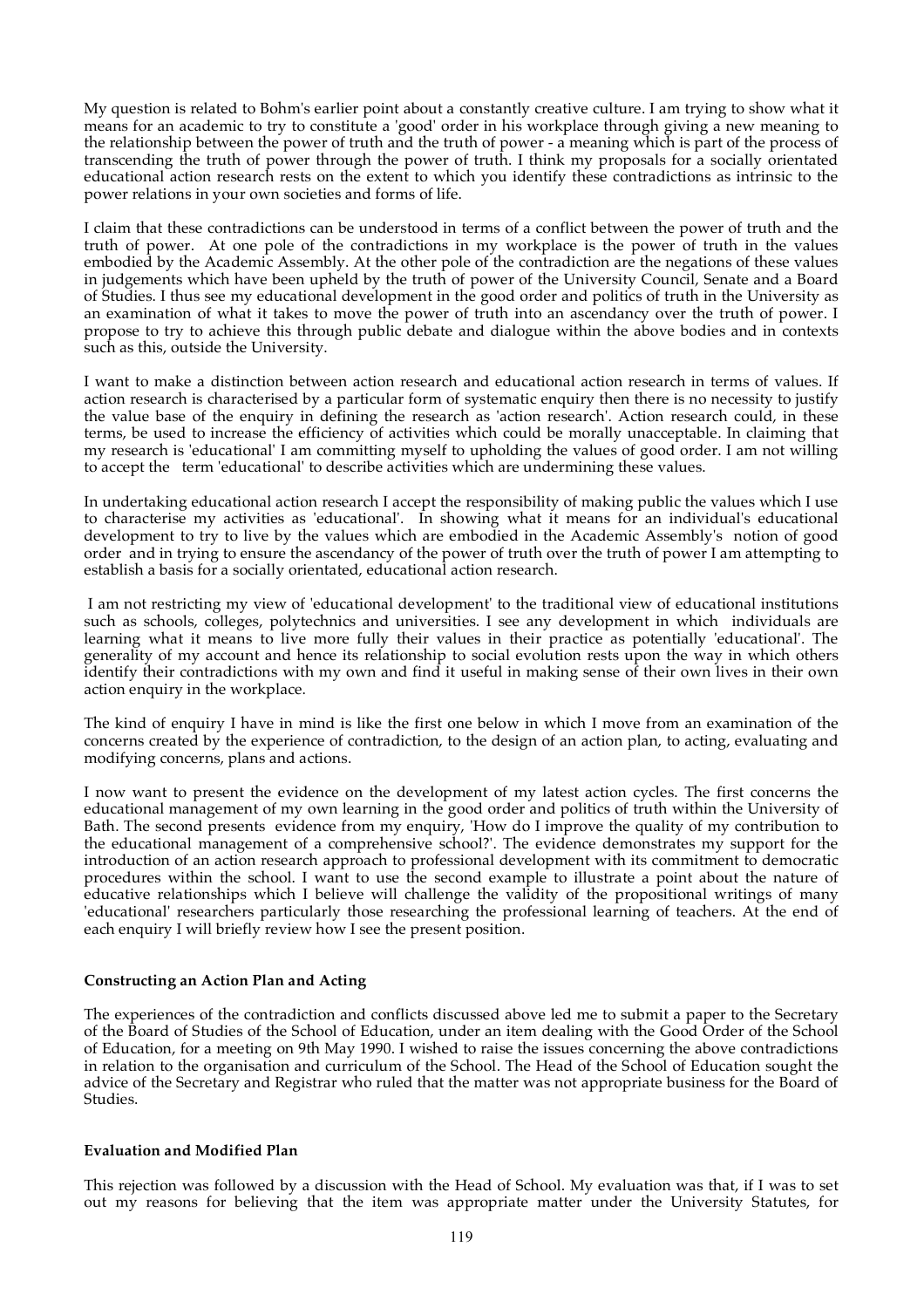My question is related to Bohm's earlier point about a constantly creative culture. I am trying to show what it means for an academic to try to constitute a 'good' order in his workplace through giving a new meaning to the relationship between the power of truth and the truth of power - a meaning which is part of the process of transcending the truth of power through the power of truth. I think my proposals for a socially orientated educational action research rests on the extent to which you identify these contradictions as intrinsic to the power relations in your own societies and forms of life.

I claim that these contradictions can be understood in terms of a conflict between the power of truth and the truth of power. At one pole of the contradictions in my workplace is the power of truth in the values embodied by the Academic Assembly. At the other pole of the contradiction are the negations of these values in judgements which have been upheld by the truth of power of the University Council, Senate and a Board of Studies. I thus see my educational development in the good order and politics of truth in the University as an examination of what it takes to move the power of truth into an ascendancy over the truth of power. I propose to try to achieve this through public debate and dialogue within the above bodies and in contexts such as this, outside the University.

I want to make a distinction between action research and educational action research in terms of values. If action research is characterised by a particular form of systematic enquiry then there is no necessity to justify the value base of the enquiry in defining the research as 'action research'. Action research could, in these terms, be used to increase the efficiency of activities which could be morally unacceptable. In claiming that my research is 'educational' I am committing myself to upholding the values of good order. I am not willing to accept the term 'educational' to describe activities which are undermining these values.

In undertaking educational action research I accept the responsibility of making public the values which I use to characterise my activities as 'educational'. In showing what it means for an individual's educational development to try to live by the values which are embodied in the Academic Assembly's notion of good order and in trying to ensure the ascendancy of the power of truth over the truth of power I am attempting to establish a basis for a socially orientated, educational action research.

I am not restricting my view of 'educational development' to the traditional view of educational institutions such as schools, colleges, polytechnics and universities. I see any development in which individuals are learning what it means to live more fully their values in their practice as potentially 'educational'. The generality of my account and hence its relationship to social evolution rests upon the way in which others identify their contradictions with my own and find it useful in making sense of their own lives in their own action enquiry in the workplace.

The kind of enquiry I have in mind is like the first one below in which I move from an examination of the concerns created by the experience of contradiction, to the design of an action plan, to acting, evaluating and modifying concerns, plans and actions.

I now want to present the evidence on the development of my latest action cycles. The first concerns the educational management of my own learning in the good order and politics of truth within the University of Bath. The second presents evidence from my enquiry, 'How do I improve the quality of my contribution to the educational management of a comprehensive school?'. The evidence demonstrates my support for the introduction of an action research approach to professional development with its commitment to democratic procedures within the school. I want to use the second example to illustrate a point about the nature of educative relationships which I believe will challenge the validity of the propositional writings of many 'educational' researchers particularly those researching the professional learning of teachers. At the end of each enquiry I will briefly review how I see the present position.

**Constructing an Action Plan and Acting**

The experiences of the contradiction and conflicts discussed above led me to submit a paper to the Secretary of the Board of Studies of the School of Education, under an item dealing with the Good Order of the School of Education, for a meeting on 9th May 1990. I wished to raise the issues concerning the above contradictions in relation to the organisation and curriculum of the School. The Head of the School of Education sought the advice of the Secretary and Registrar who ruled that the matter was not appropriate business for the Board of Studies.

**Evaluation and Modified Plan**

This rejection was followed by a discussion with the Head of School. My evaluation was that, if I was to set out my reasons for believing that the item was appropriate matter under the University Statutes, for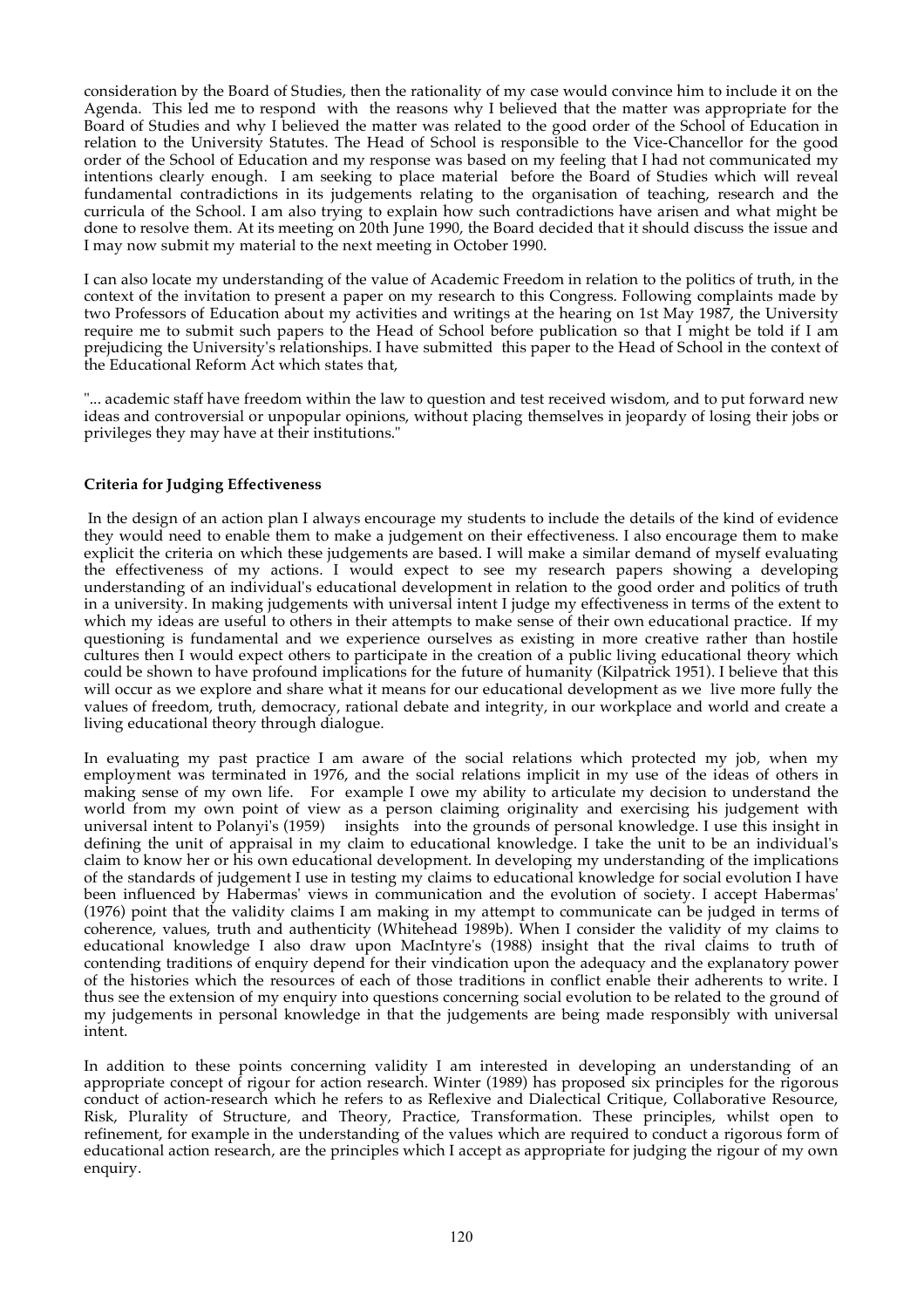consideration by the Board of Studies, then the rationality of my case would convince him to include it on the Agenda. This led me to respond with the reasons why I believed that the matter was appropriate for the Board of Studies and why I believed the matter was related to the good order of the School of Education in relation to the University Statutes. The Head of School is responsible to the Vice-Chancellor for the good order of the School of Education and my response was based on my feeling that I had not communicated my intentions clearly enough. I am seeking to place material before the Board of Studies which will reveal fundamental contradictions in its judgements relating to the organisation of teaching, research and the curricula of the School. I am also trying to explain how such contradictions have arisen and what might be done to resolve them. At its meeting on 20th June 1990, the Board decided that it should discuss the issue and I may now submit my material to the next meeting in October 1990.

I can also locate my understanding of the value of Academic Freedom in relation to the politics of truth, in the context of the invitation to present a paper on my research to this Congress. Following complaints made by two Professors of Education about my activities and writings at the hearing on 1st May 1987, the University require me to submit such papers to the Head of School before publication so that I might be told if I am prejudicing the University's relationships. I have submitted this paper to the Head of School in the context of the Educational Reform Act which states that,

"... academic staff have freedom within the law to question and test received wisdom, and to put forward new ideas and controversial or unpopular opinions, without placing themselves in jeopardy of losing their jobs or privileges they may have at their institutions."

**Criteria for Judging Effectiveness**

In the design of an action plan I always encourage my students to include the details of the kind of evidence they would need to enable them to make a judgement on their effectiveness. I also encourage them to make explicit the criteria on which these judgements are based. I will make a similar demand of myself evaluating the effectiveness of my actions. I would expect to see my research papers showing a developing understanding of an individual's educational development in relation to the good order and politics of truth in a university. In making judgements with universal intent I judge my effectiveness in terms of the extent to which my ideas are useful to others in their attempts to make sense of their own educational practice. If my questioning is fundamental and we experience ourselves as existing in more creative rather than hostile cultures then I would expect others to participate in the creation of a public living educational theory which could be shown to have profound implications for the future of humanity (Kilpatrick 1951). I believe that this will occur as we explore and share what it means for our educational development as we live more fully the values of freedom, truth, democracy, rational debate and integrity, in our workplace and world and create a living educational theory through dialogue.

In evaluating my past practice I am aware of the social relations which protected my job, when my employment was terminated in 1976, and the social relations implicit in my use of the ideas of others in making sense of my own life. For example I owe my ability to articulate my decision to understand the world from my own point of view as a person claiming originality and exercising his judgement with universal intent to Polanyi's (1959) insights into the grounds of personal knowledge. I use this insight in defining the unit of appraisal in my claim to educational knowledge. I take the unit to be an individual's claim to know her or his own educational development. In developing my understanding of the implications of the standards of judgement I use in testing my claims to educational knowledge for social evolution I have been influenced by Habermas' views in communication and the evolution of society. I accept Habermas' (1976) point that the validity claims I am making in my attempt to communicate can be judged in terms of coherence, values, truth and authenticity (Whitehead 1989b). When I consider the validity of my claims to educational knowledge I also draw upon MacIntyre's (1988) insight that the rival claims to truth of contending traditions of enquiry depend for their vindication upon the adequacy and the explanatory power of the histories which the resources of each of those traditions in conflict enable their adherents to write. I thus see the extension of my enquiry into questions concerning social evolution to be related to the ground of my judgements in personal knowledge in that the judgements are being made responsibly with universal intent.

In addition to these points concerning validity I am interested in developing an understanding of an appropriate concept of rigour for action research. Winter (1989) has proposed six principles for the rigorous conduct of action-research which he refers to as Reflexive and Dialectical Critique, Collaborative Resource, Risk, Plurality of Structure, and Theory, Practice, Transformation. These principles, whilst open to refinement, for example in the understanding of the values which are required to conduct a rigorous form of educational action research, are the principles which I accept as appropriate for judging the rigour of my own enquiry.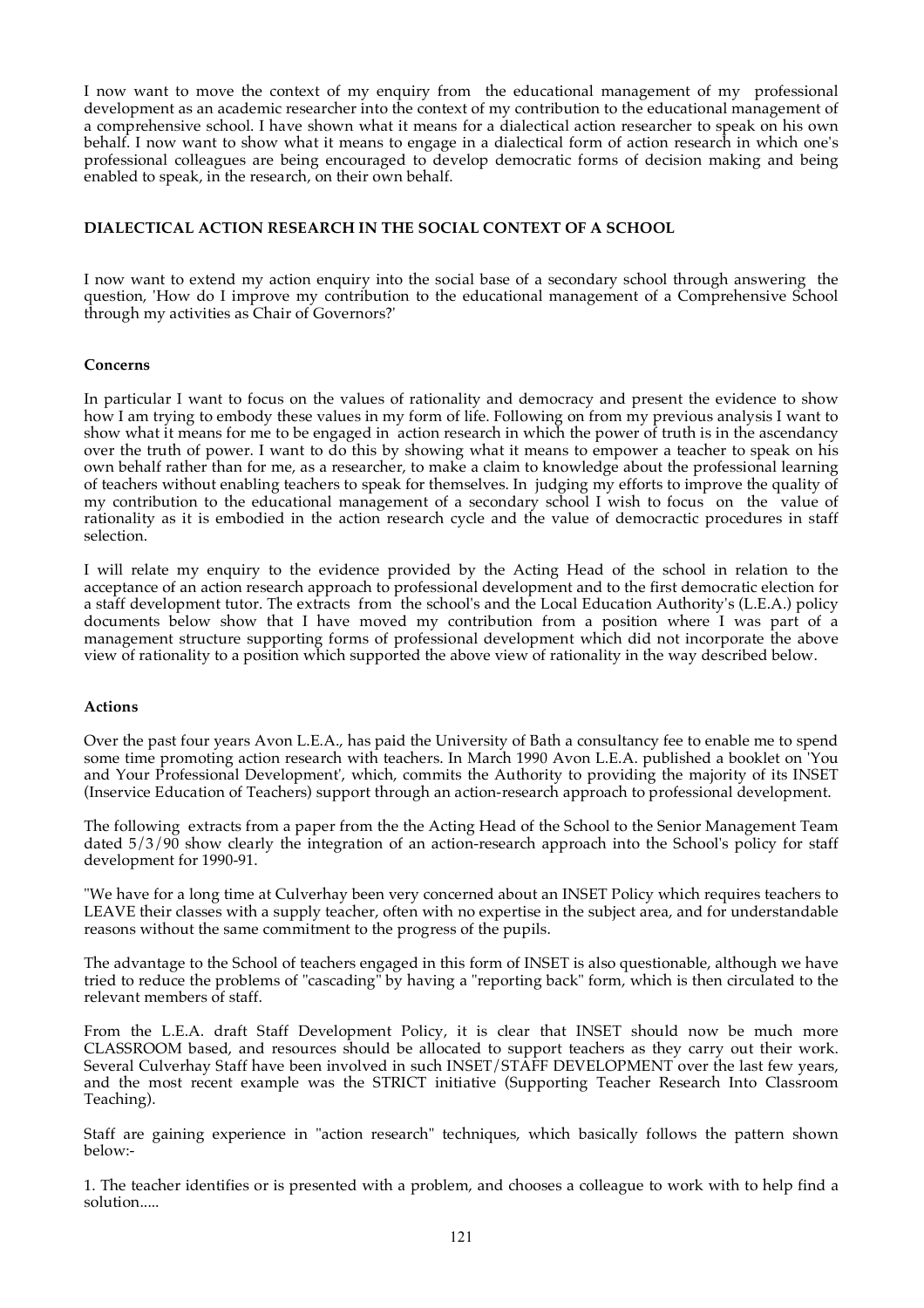I now want to move the context of my enquiry from the educational management of my professional development as an academic researcher into the context of my contribution to the educational management of a comprehensive school. I have shown what it means for a dialectical action researcher to speak on his own behalf. I now want to show what it means to engage in a dialectical form of action research in which one's professional colleagues are being encouraged to develop democratic forms of decision making and being enabled to speak, in the research, on their own behalf.

## DIALECTICAL ACTION RESEARCH IN THE SOCIAL CONTEXT OF A SCHOOL

I now want to extend my action enquiry into the social base of a secondary school through answering the question, 'How do I improve my contribution to the educational management of a Comprehensive School through my activities as Chair of Governors?'

### Concerns

In particular I want to focus on the values of rationality and democracy and present the evidence to show how I am trying to embody these values in my form of life. Following on from my previous analysis I want to show what it means for me to be engaged in action research in which the power of truth is in the ascendancy over the truth of power. I want to do this by showing what it means to empower a teacher to speak on his own behalf rather than for me, as a researcher, to make a claim to knowledge about the professional learning of teachers without enabling teachers to speak for themselves. In judging my efforts to improve the quality of my contribution to the educational management of a secondary school I wish to focus on the value of rationality as it is embodied in the action research cycle and the value of democractic procedures in staff selection.

I will relate my enquiry to the evidence provided by the Acting Head of the school in relation to the acceptance of an action research approach to professional development and to the first democratic election for a staff development tutor. The extracts from the school's and the Local Education Authority's (L.E.A.) policy documents below show that I have moved my contribution from a position where I was part of a management structure supporting forms of professional development which did not incorporate the above view of rationality to a position which supported the above view of rationality in the way described below.

### Actions

Over the past four years Avon L.E.A., has paid the University of Bath a consultancy fee to enable me to spend some time promoting action research with teachers. In March 1990 Avon L.E.A. published a booklet on 'You and Your Professional Development', which, commits the Authority to providing the majority of its INSET (Inservice Education of Teachers) support through an action-research approach to professional development.

The following extracts from a paper from the the Acting Head of the School to the Senior Management Team dated 5/3/90 show clearly the integration of an action-research approach into the School's policy for staff development for 1990-91.

"We have for a long time at Culverhay been very concerned about an INSET Policy which requires teachers to LEAVE their classes with a supply teacher, often with no expertise in the subject area, and for understandable reasons without the same commitment to the progress of the pupils.

The advantage to the School of teachers engaged in this form of INSET is also questionable, although we have tried to reduce the problems of "cascading" by having a "reporting back" form, which is then circulated to the relevant members of staff.

From the L.E.A. draft Staff Development Policy, it is clear that INSET should now be much more CLASSROOM based, and resources should be allocated to support teachers as they carry out their work. Several Culverhay Staff have been involved in such INSET/STAFF DEVELOPMENT over the last few years, and the most recent example was the STRICT initiative (Supporting Teacher Research Into Classroom Teaching).

Staff are gaining experience in "action research" techniques, which basically follows the pattern shown below:-

1. The teacher identifies or is presented with a problem, and chooses a colleague to work with to help find a solution.....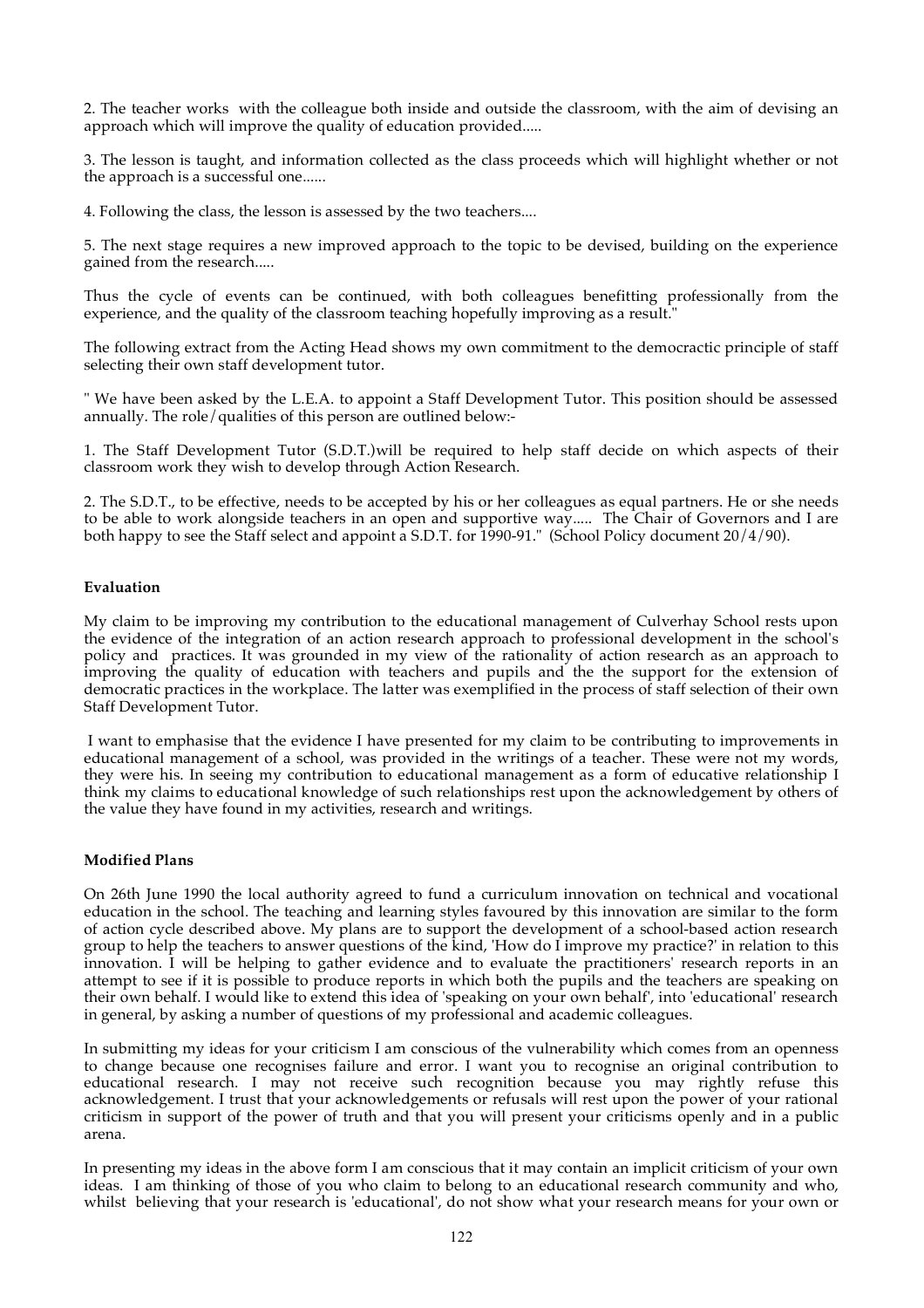2. The teacher works with the colleague both inside and outside the classroom, with the aim of devising an approach which will improve the quality of education provided.....

3. The lesson is taught, and information collected as the class proceeds which will highlight whether or not the approach is a successful one......

4. Following the class, the lesson is assessed by the two teachers....

5. The next stage requires a new improved approach to the topic to be devised, building on the experience gained from the research.....

Thus the cycle of events can be continued, with both colleagues benefitting professionally from the experience, and the quality of the classroom teaching hopefully improving as a result."

The following extract from the Acting Head shows my own commitment to the democractic principle of staff selecting their own staff development tutor.

" We have been asked by the L.E.A. to appoint a Staff Development Tutor. This position should be assessed annually. The role/qualities of this person are outlined below:-

1. The Staff Development Tutor (S.D.T.)will be required to help staff decide on which aspects of their classroom work they wish to develop through Action Research.

2. The S.D.T., to be effective, needs to be accepted by his or her colleagues as equal partners. He or she needs to be able to work alongside teachers in an open and supportive way..... The Chair of Governors and I are both happy to see the Staff select and appoint a S.D.T. for 1990-91." (School Policy document 20/4/90).

**Evaluation**

My claim to be improving my contribution to the educational management of Culverhay School rests upon the evidence of the integration of an action research approach to professional development in the school's policy and practices. It was grounded in my view of the rationality of action research as an approach to improving the quality of education with teachers and pupils and the the support for the extension of democratic practices in the workplace. The latter was exemplified in the process of staff selection of their own Staff Development Tutor.

I want to emphasise that the evidence I have presented for my claim to be contributing to improvements in educational management of a school, was provided in the writings of a teacher. These were not my words, they were his. In seeing my contribution to educational management as a form of educative relationship I think my claims to educational knowledge of such relationships rest upon the acknowledgement by others of the value they have found in my activities, research and writings.

**Modified Plans**

On 26th June 1990 the local authority agreed to fund a curriculum innovation on technical and vocational education in the school. The teaching and learning styles favoured by this innovation are similar to the form of action cycle described above. My plans are to support the development of a school-based action research group to help the teachers to answer questions of the kind, 'How do I improve my practice?' in relation to this innovation. I will be helping to gather evidence and to evaluate the practitioners' research reports in an attempt to see if it is possible to produce reports in which both the pupils and the teachers are speaking on their own behalf. I would like to extend this idea of 'speaking on your own behalf', into 'educational' research in general, by asking a number of questions of my professional and academic colleagues.

In submitting my ideas for your criticism I am conscious of the vulnerability which comes from an openness to change because one recognises failure and error. I want you to recognise an original contribution to educational research. I may not receive such recognition because you may rightly refuse this acknowledgement. I trust that your acknowledgements or refusals will rest upon the power of your rational criticism in support of the power of truth and that you will present your criticisms openly and in a public arena.

In presenting my ideas in the above form I am conscious that it may contain an implicit criticism of your own ideas. I am thinking of those of you who claim to belong to an educational research community and who, whilst believing that your research is 'educational', do not show what your research means for your own or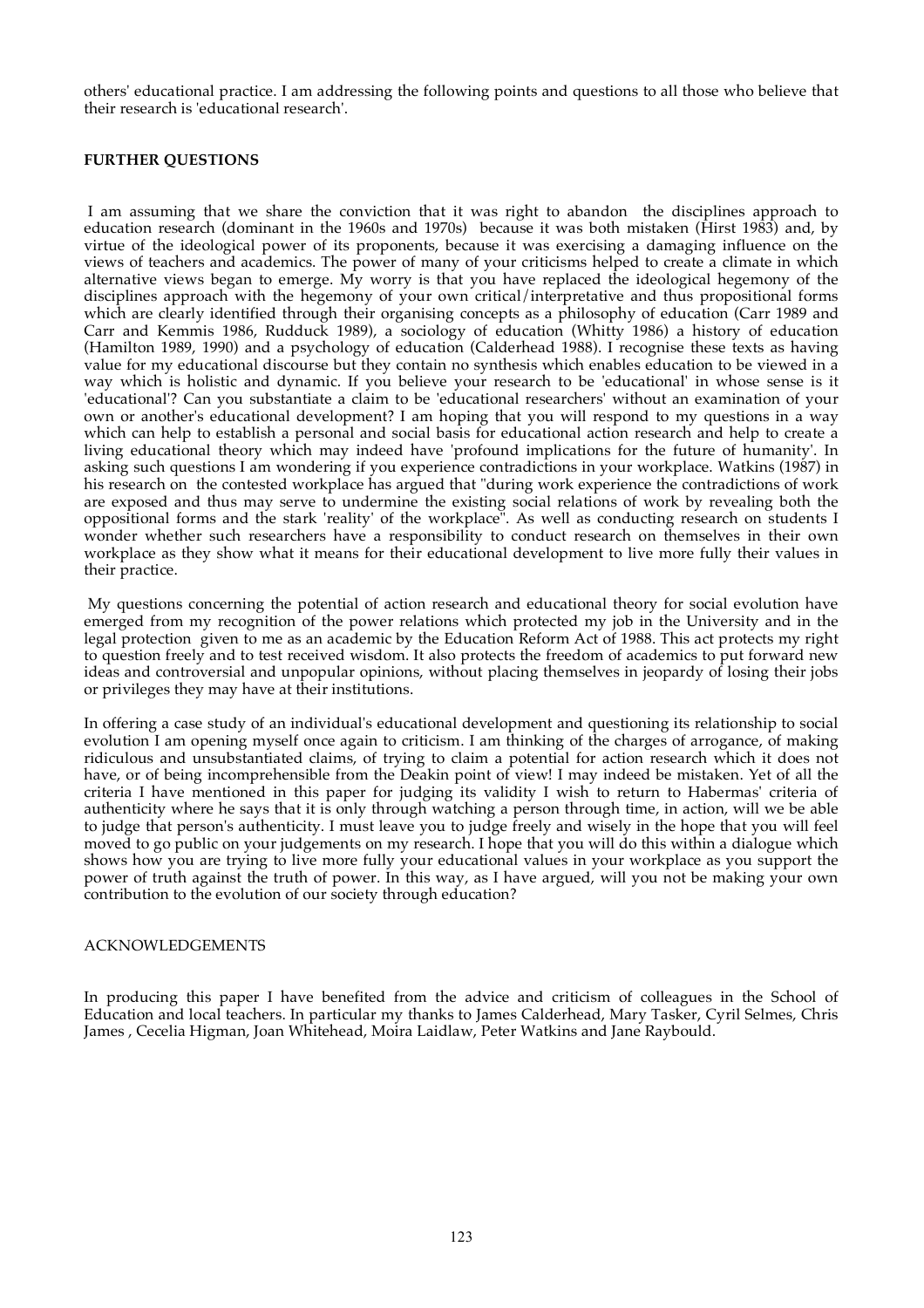others' educational practice. I am addressing the following points and questions to all those who believe that their research is 'educational research'.

**FURTHER QUESTIONS**

I am assuming that we share the conviction that it was right to abandon the disciplines approach to education research (dominant in the 1960s and 1970s) because it was both mistaken (Hirst 1983) and, by virtue of the ideological power of its proponents, because it was exercising a damaging influence on the views of teachers and academics. The power of many of your criticisms helped to create a climate in which alternative views began to emerge. My worry is that you have replaced the ideological hegemony of the disciplines approach with the hegemony of your own critical/interpretative and thus propositional forms which are clearly identified through their organising concepts as a philosophy of education (Carr 1989 and Carr and Kemmis 1986, Rudduck 1989), a sociology of education (Whitty 1986) a history of education (Hamilton 1989, 1990) and a psychology of education (Calderhead 1988). I recognise these texts as having value for my educational discourse but they contain no synthesis which enables education to be viewed in a way which is holistic and dynamic. If you believe your research to be 'educational' in whose sense is it 'educational'? Can you substantiate a claim to be 'educational researchers' without an examination of your own or another's educational development? I am hoping that you will respond to my questions in a way which can help to establish a personal and social basis for educational action research and help to create a living educational theory which may indeed have 'profound implications for the future of humanity'. In asking such questions I am wondering if you experience contradictions in your workplace. Watkins (1987) in his research on the contested workplace has argued that "during work experience the contradictions of work are exposed and thus may serve to undermine the existing social relations of work by revealing both the oppositional forms and the stark 'reality' of the workplace". As well as conducting research on students I wonder whether such researchers have a responsibility to conduct research on themselves in their own workplace as they show what it means for their educational development to live more fully their values in their practice.

My questions concerning the potential of action research and educational theory for social evolution have emerged from my recognition of the power relations which protected my job in the University and in the legal protection given to me as an academic by the Education Reform Act of 1988. This act protects my right to question freely and to test received wisdom. It also protects the freedom of academics to put forward new ideas and controversial and unpopular opinions, without placing themselves in jeopardy of losing their jobs or privileges they may have at their institutions.

In offering a case study of an individual's educational development and questioning its relationship to social evolution I am opening myself once again to criticism. I am thinking of the charges of arrogance, of making ridiculous and unsubstantiated claims, of trying to claim a potential for action research which it does not have, or of being incomprehensible from the Deakin point of view! I may indeed be mistaken. Yet of all the criteria I have mentioned in this paper for judging its validity I wish to return to Habermas' criteria of authenticity where he says that it is only through watching a person through time, in action, will we be able to judge that person's authenticity. I must leave you to judge freely and wisely in the hope that you will feel moved to go public on your judgements on my research. I hope that you will do this within a dialogue which shows how you are trying to live more fully your educational values in your workplace as you support the power of truth against the truth of power. In this way, as I have argued, will you not be making your own contribution to the evolution of our society through education?

ACKNOWLEDGEMENTS

In producing this paper I have benefited from the advice and criticism of colleagues in the School of Education and local teachers. In particular my thanks to James Calderhead, Mary Tasker, Cyril Selmes, Chris James , Cecelia Higman, Joan Whitehead, Moira Laidlaw, Peter Watkins and Jane Raybould.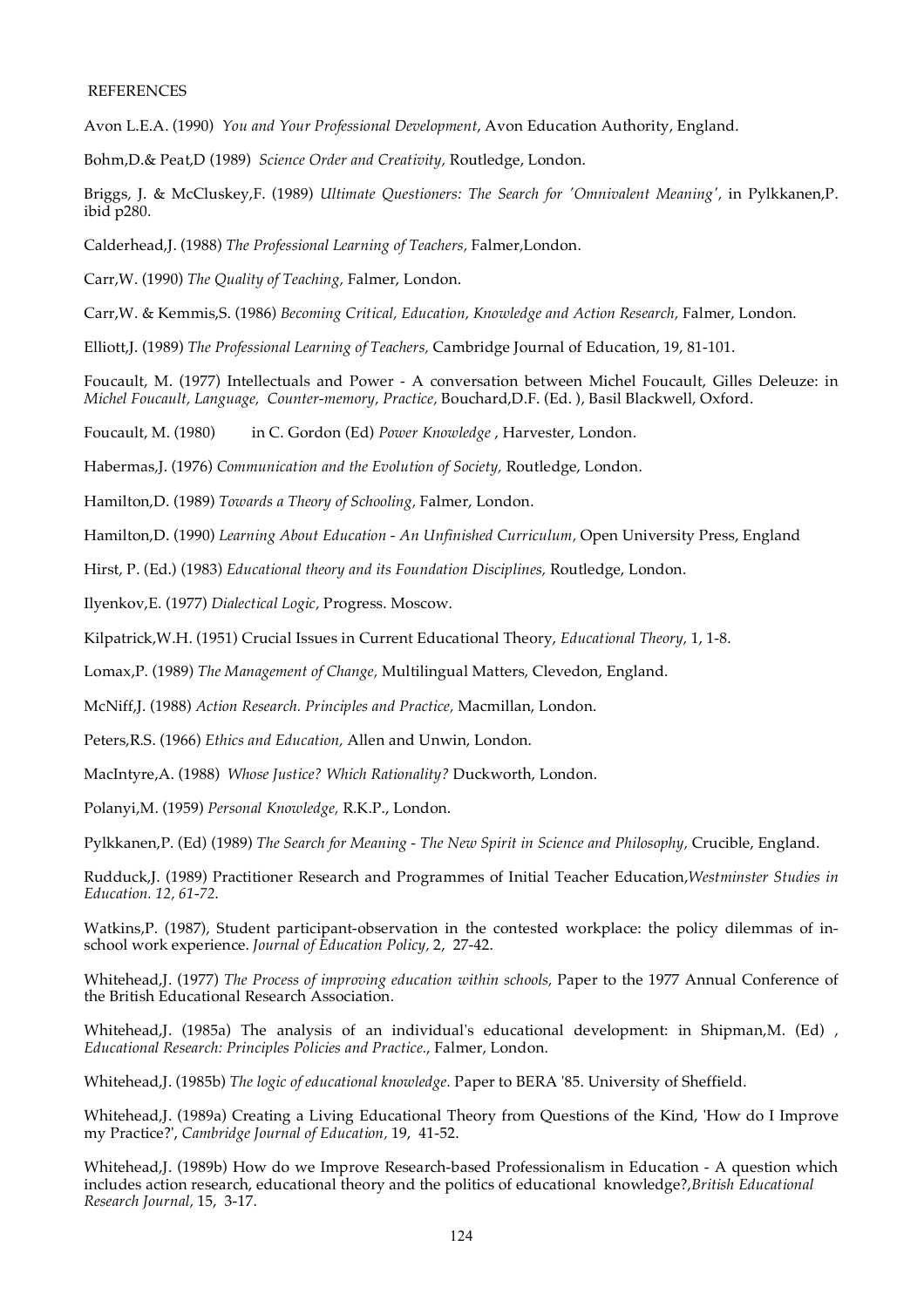REFERENCES

Avon L.E.A. (1990) *You and Your Professional Development*, Avon Education Authority, England.

Bohm,D.& Peat,D (1989) *Science Order and Creativity,* Routledge, London.

Briggs, J. & McCluskey,F. (1989) *Ultimate Questioners: The Search for 'Omnivalent Meaning',* in Pylkkanen,P. ibid p280.

Calderhead,J. (1988) *The Professional Learning of Teachers,* Falmer,London.

Carr,W. (1990) *The Quality of Teaching,* Falmer, London.

Carr,W. & Kemmis,S. (1986) *Becoming Critical, Education, Knowledge and Action Research,* Falmer, London.

Elliott,J. (1989) *The Professional Learning of Teachers,* Cambridge Journal of Education, 19, 81-101.

Foucault, M. (1977) Intellectuals and Power - A conversation between Michel Foucault, Gilles Deleuze: in *Michel Foucault, Language, Counter-memory, Practice,* Bouchard,D.F. (Ed. ), Basil Blackwell, Oxford.

Foucault, M. (1980) in C. Gordon (Ed) *Power Knowledge* , Harvester, London.

Habermas,J. (1976) *Communication and the Evolution of Society,* Routledge, London.

Hamilton,D. (1989) *Towards a Theory of Schooling*, Falmer, London.

Hamilton,D. (1990) *Learning About Education - An Unfinished Curriculum,* Open University Press, England

Hirst, P. (Ed.) (1983) *Educational theory and its Foundation Disciplines,* Routledge, London.

Ilyenkov,E. (1977) *Dialectical Logic,* Progress. Moscow.

Kilpatrick,W.H. (1951) Crucial Issues in Current Educational Theory, *Educational Theory,* 1, 1-8.

Lomax,P. (1989) *The Management of Change,* Multilingual Matters, Clevedon, England.

McNiff,J. (1988) *Action Research. Principles and Practice,* Macmillan, London.

Peters,R.S. (1966) *Ethics and Education,* Allen and Unwin, London.

MacIntyre,A. (1988) *Whose Justice? Which Rationality?* Duckworth, London.

Polanyi,M. (1959) *Personal Knowledge,* R.K.P., London.

Pylkkanen,P. (Ed) (1989) *The Search for Meaning - The New Spirit in Science and Philosophy,* Crucible, England.

Rudduck,J. (1989) Practitioner Research and Programmes of Initial Teacher Education,*Westminster Studies in Education. 12, 61-72.*

Watkins,P. (1987), Student participant-observation in the contested workplace: the policy dilemmas of in-school work experience. *Journal of Education Policy,* 2, 27-42.

Whitehead,J. (1977) *The Process of improving education within schools,* Paper to the 1977 Annual Conference of the British Educational Research Association.

Whitehead,J. (1985a) The analysis of an individual's educational development: in Shipman,M. (Ed) , *Educational Research: Principles Policies and Practice.*, Falmer, London.

Whitehead,J. (1985b) *The logic of educational knowledge.* Paper to BERA '85. University of Sheffield.

Whitehead,J. (1989a) Creating a Living Educational Theory from Questions of the Kind, 'How do I Improve my Practice?', *Cambridge Journal of Education,* 19, 41-52.

Whitehead,J. (1989b) How do we Improve Research-based Professionalism in Education - A question which includes action research, educational theory and the politics of educational knowledge?,*British Educational Research Journal,* 15, 3-17.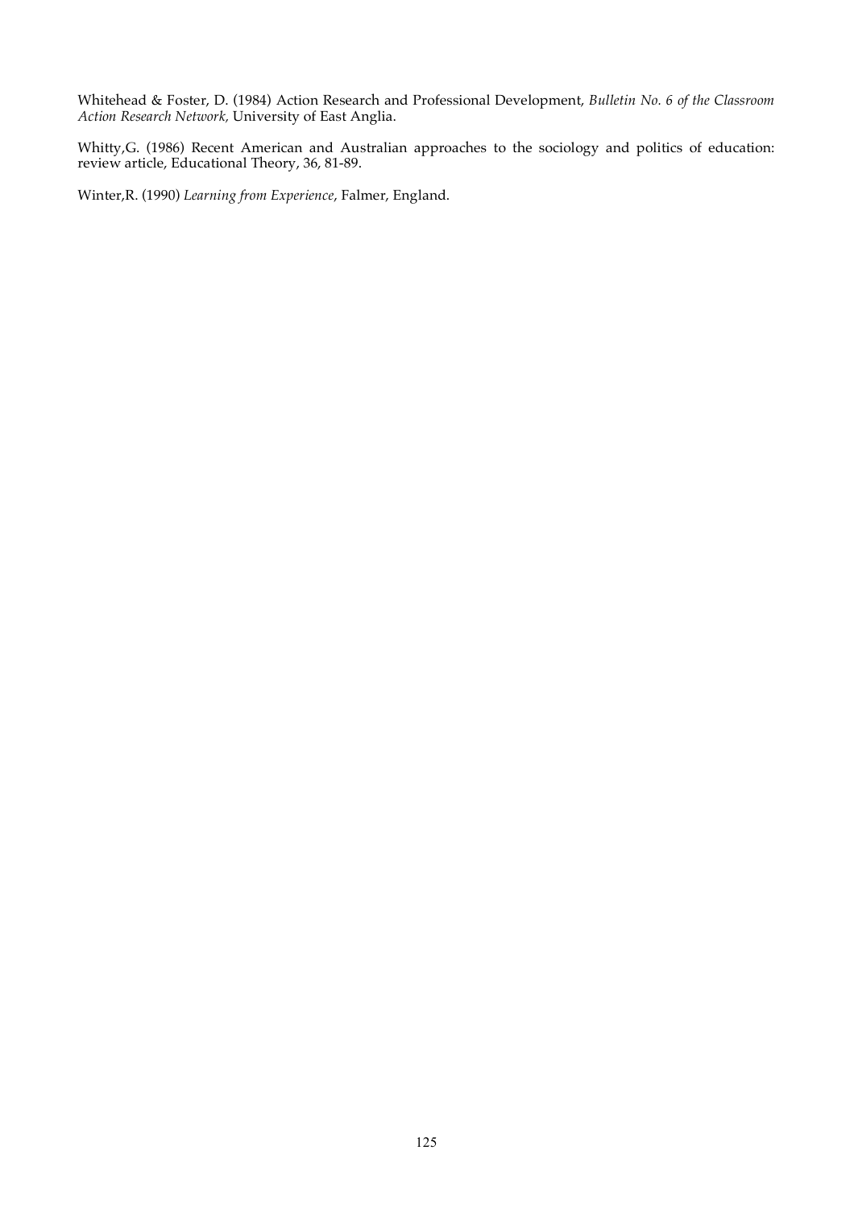Whitehead & Foster, D. (1984) Action Research and Professional Development, *Bulletin No. 6 of the Classroom Action Research Network,* University of East Anglia.

Whitty,G. (1986) Recent American and Australian approaches to the sociology and politics of education: review article, Educational Theory, 36, 81-89.

Winter,R. (1990) *Learning from Experience*, Falmer, England.